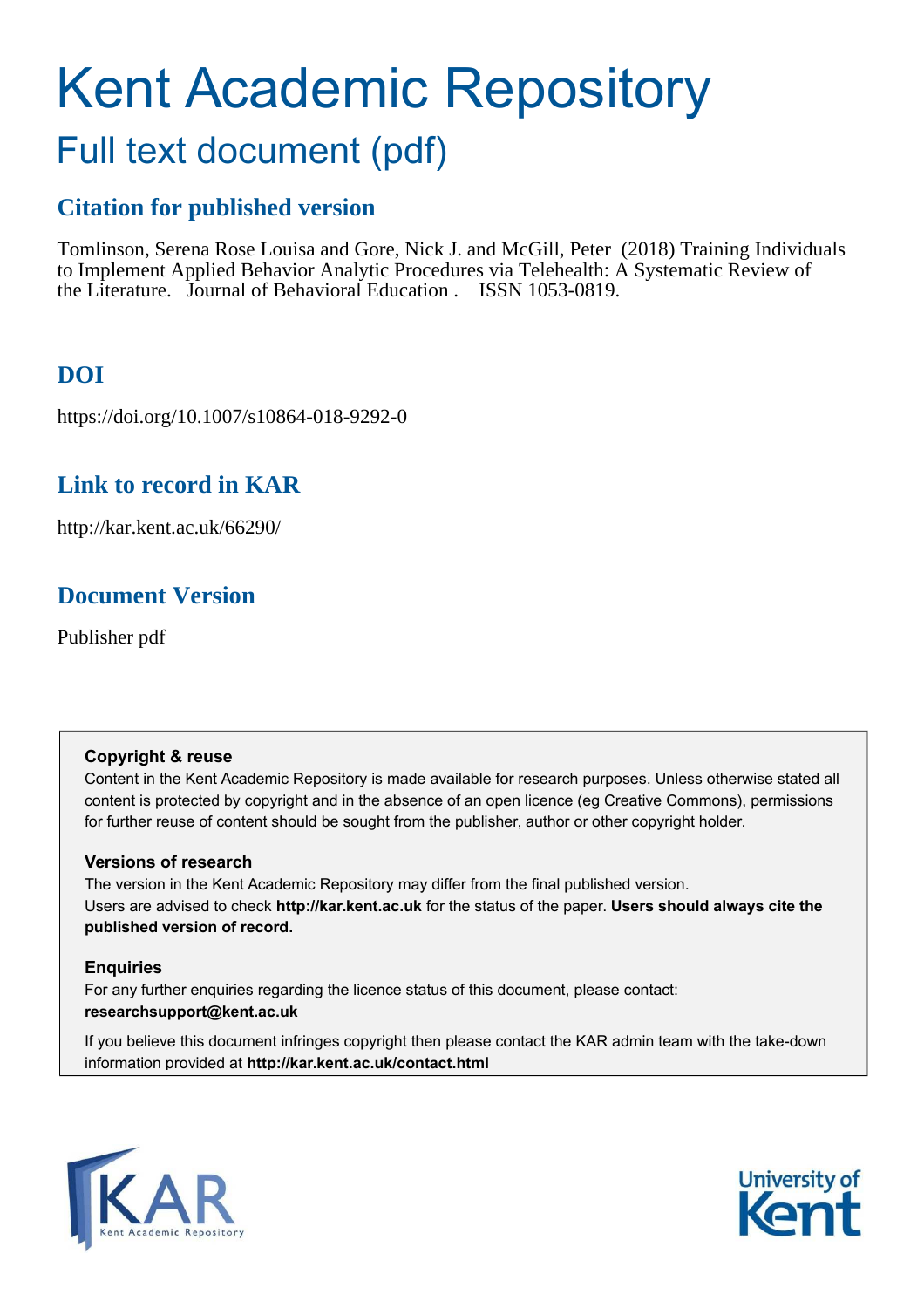# Kent Academic Repository

## Full text document (pdf)

### Citation for published version

Tomlinson, Serena Rose Louisa and Gore, Nick J. and McGill, Peter (2018) Training Individuals to Implement Applied Behavior Analytic Procedures via Telehealth: A Systematic Review of the Literature. Journal of Behavioral Education . ISSN 1053-0819.

### DOI

https://doi.org/10.1007/s10864-018-9292-0

### Link to record in KAR

http://kar.kent.ac.uk/66290/

### Document Version

Publisher pdf

**Copyright & reuse**

Content in the Kent Academic Repository is made available for research purposes. Unless otherwise stated all content is protected by copyright and in the absence of an open licence (eg Creative Commons), permissions for further reuse of content should be sought from the publisher, author or other copyright holder.

**Versions of research**

The version in the Kent Academic Repository may differ from the final published version. Users are advised to check **http://kar.kent.ac.uk** for the status of the paper. **Users should always cite the published version of record.**

**Enquiries**

For any further enquiries regarding the licence status of this document, please contact: **researchsupport@kent.ac.uk**

If you believe this document infringes copyright then please contact the KAR admin team with the take-down information provided at **http://kar.kent.ac.uk/contact.html**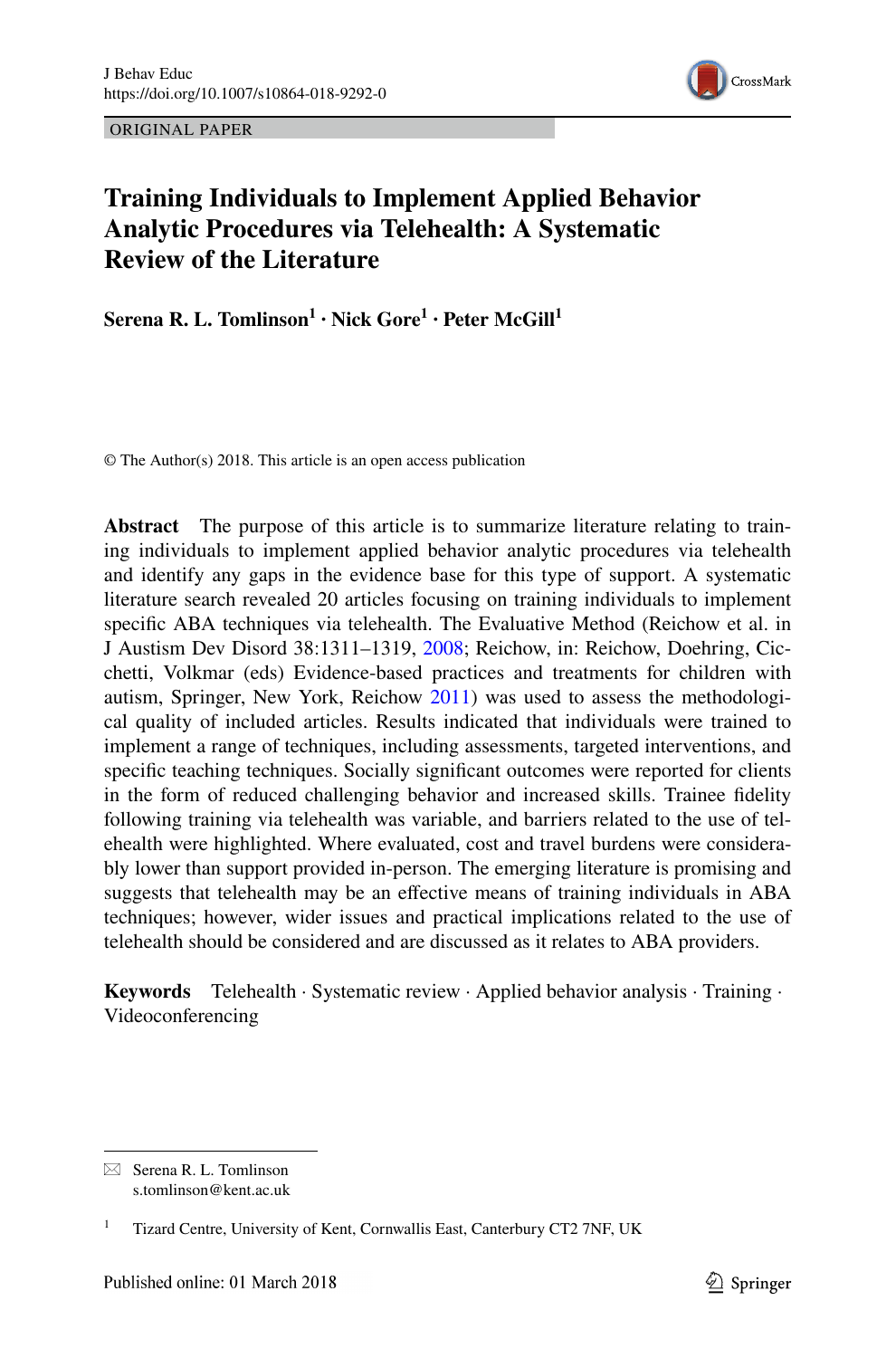ORIGINAL PAPER

# Training Individuals to Implement Applied Behavior Analytic Procedures via Telehealth: A Systematic Review of the Literature

**Serena R. L. Tomlinson[1] · Nick Gore[1] · Peter McGill[1]**

© The Author(s) 2018. This article is an open access publication

**Abstract** The purpose of this article is to summarize literature relating to training individuals to implement applied behavior analytic procedures via telehealth and identify any gaps in the evidence base for this type of support. A systematic literature search revealed 20 articles focusing on training individuals to implement specific ABA techniques via telehealth. The Evaluative Method (Reichow et al. in J Austism Dev Disord 38:1311–1319, 2008; Reichow, in: Reichow, Doehring, Cicchetti, Volkmar (eds) Evidence-based practices and treatments for children with autism, Springer, New York, Reichow 2011) was used to assess the methodological quality of included articles. Results indicated that individuals were trained to implement a range of techniques, including assessments, targeted interventions, and specific teaching techniques. Socially significant outcomes were reported for clients in the form of reduced challenging behavior and increased skills. Trainee fidelity following training via telehealth was variable, and barriers related to the use of telehealth were highlighted. Where evaluated, cost and travel burdens were considerably lower than support provided in-person. The emerging literature is promising and suggests that telehealth may be an effective means of training individuals in ABA techniques; however, wider issues and practical implications related to the use of telehealth should be considered and are discussed as it relates to ABA providers.

**Keywords** Telehealth · Systematic review · Applied behavior analysis · Training · Videoconferencing

✉ Serena R. L. Tomlinson
s.tomlinson@kent.ac.uk

[1] Tizard Centre, University of Kent, Cornwallis East, Canterbury CT2 7NF, UK

Published online: 01 March 2018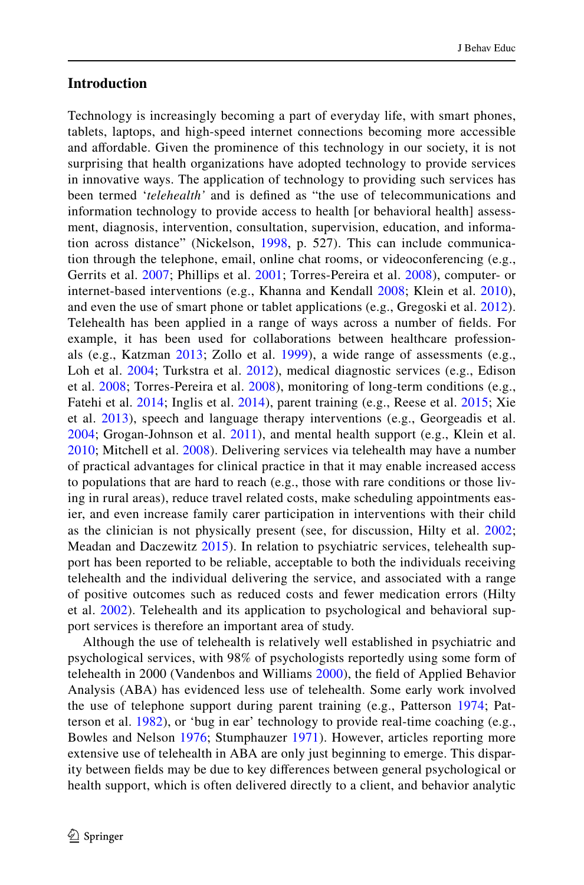## Introduction

Technology is increasingly becoming a part of everyday life, with smart phones, tablets, laptops, and high-speed internet connections becoming more accessible and affordable. Given the prominence of this technology in our society, it is not surprising that health organizations have adopted technology to provide services in innovative ways. The application of technology to providing such services has been termed '*telehealth'* and is defined as "the use of telecommunications and information technology to provide access to health [or behavioral health] assessment, diagnosis, intervention, consultation, supervision, education, and information across distance" (Nickelson, 1998, p. 527). This can include communication through the telephone, email, online chat rooms, or videoconferencing (e.g., Gerrits et al. 2007; Phillips et al. 2001; Torres-Pereira et al. 2008), computer- or internet-based interventions (e.g., Khanna and Kendall 2008; Klein et al. 2010), and even the use of smart phone or tablet applications (e.g., Gregoski et al. 2012). Telehealth has been applied in a range of ways across a number of fields. For example, it has been used for collaborations between healthcare professionals (e.g., Katzman 2013; Zollo et al. 1999), a wide range of assessments (e.g., Loh et al. 2004; Turkstra et al. 2012), medical diagnostic services (e.g., Edison et al. 2008; Torres-Pereira et al. 2008), monitoring of long-term conditions (e.g., Fatehi et al. 2014; Inglis et al. 2014), parent training (e.g., Reese et al. 2015; Xie et al. 2013), speech and language therapy interventions (e.g., Georgeadis et al. 2004; Grogan-Johnson et al. 2011), and mental health support (e.g., Klein et al. 2010; Mitchell et al. 2008). Delivering services via telehealth may have a number of practical advantages for clinical practice in that it may enable increased access to populations that are hard to reach (e.g., those with rare conditions or those living in rural areas), reduce travel related costs, make scheduling appointments easier, and even increase family carer participation in interventions with their child as the clinician is not physically present (see, for discussion, Hilty et al. 2002; Meadan and Daczewitz 2015). In relation to psychiatric services, telehealth support has been reported to be reliable, acceptable to both the individuals receiving telehealth and the individual delivering the service, and associated with a range of positive outcomes such as reduced costs and fewer medication errors (Hilty et al. 2002). Telehealth and its application to psychological and behavioral support services is therefore an important area of study.

Although the use of telehealth is relatively well established in psychiatric and psychological services, with 98% of psychologists reportedly using some form of telehealth in 2000 (Vandenbos and Williams 2000), the field of Applied Behavior Analysis (ABA) has evidenced less use of telehealth. Some early work involved the use of telephone support during parent training (e.g., Patterson 1974; Patterson et al. 1982), or 'bug in ear' technology to provide real-time coaching (e.g., Bowles and Nelson 1976; Stumphauzer 1971). However, articles reporting more extensive use of telehealth in ABA are only just beginning to emerge. This disparity between fields may be due to key differences between general psychological or health support, which is often delivered directly to a client, and behavior analytic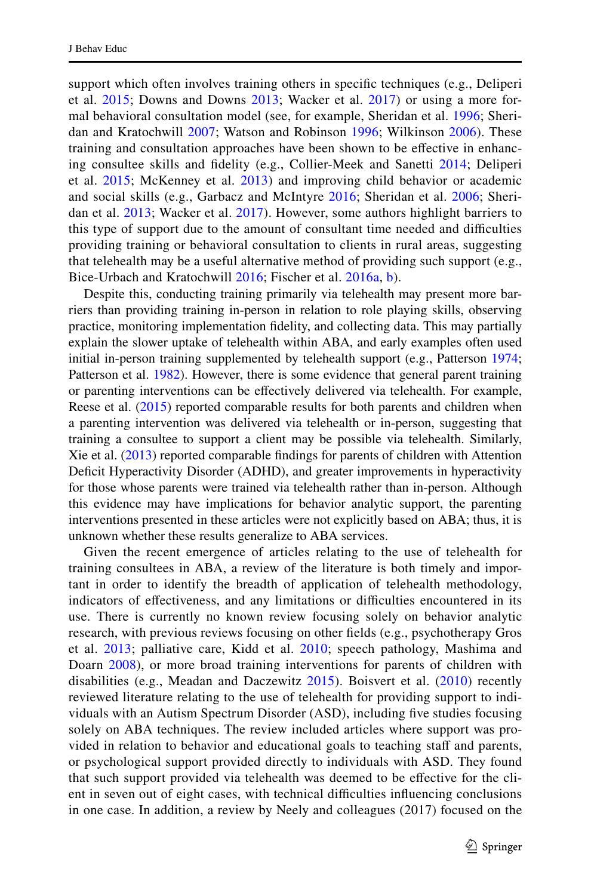support which often involves training others in specific techniques (e.g., Deliperi et al. 2015; Downs and Downs 2013; Wacker et al. 2017) or using a more formal behavioral consultation model (see, for example, Sheridan et al. 1996; Sheridan and Kratochwill 2007; Watson and Robinson 1996; Wilkinson 2006). These training and consultation approaches have been shown to be effective in enhancing consultee skills and fidelity (e.g., Collier-Meek and Sanetti 2014; Deliperi et al. 2015; McKenney et al. 2013) and improving child behavior or academic and social skills (e.g., Garbacz and McIntyre 2016; Sheridan et al. 2006; Sheridan et al. 2013; Wacker et al. 2017). However, some authors highlight barriers to this type of support due to the amount of consultant time needed and difficulties providing training or behavioral consultation to clients in rural areas, suggesting that telehealth may be a useful alternative method of providing such support (e.g., Bice-Urbach and Kratochwill 2016; Fischer et al. 2016a, b).

Despite this, conducting training primarily via telehealth may present more barriers than providing training in-person in relation to role playing skills, observing practice, monitoring implementation fidelity, and collecting data. This may partially explain the slower uptake of telehealth within ABA, and early examples often used initial in-person training supplemented by telehealth support (e.g., Patterson 1974; Patterson et al. 1982). However, there is some evidence that general parent training or parenting interventions can be effectively delivered via telehealth. For example, Reese et al. (2015) reported comparable results for both parents and children when a parenting intervention was delivered via telehealth or in-person, suggesting that training a consultee to support a client may be possible via telehealth. Similarly, Xie et al. (2013) reported comparable findings for parents of children with Attention Deficit Hyperactivity Disorder (ADHD), and greater improvements in hyperactivity for those whose parents were trained via telehealth rather than in-person. Although this evidence may have implications for behavior analytic support, the parenting interventions presented in these articles were not explicitly based on ABA; thus, it is unknown whether these results generalize to ABA services.

Given the recent emergence of articles relating to the use of telehealth for training consultees in ABA, a review of the literature is both timely and important in order to identify the breadth of application of telehealth methodology, indicators of effectiveness, and any limitations or difficulties encountered in its use. There is currently no known review focusing solely on behavior analytic research, with previous reviews focusing on other fields (e.g., psychotherapy Gros et al. 2013; palliative care, Kidd et al. 2010; speech pathology, Mashima and Doarn 2008), or more broad training interventions for parents of children with disabilities (e.g., Meadan and Daczewitz 2015). Boisvert et al. (2010) recently reviewed literature relating to the use of telehealth for providing support to individuals with an Autism Spectrum Disorder (ASD), including five studies focusing solely on ABA techniques. The review included articles where support was provided in relation to behavior and educational goals to teaching staff and parents, or psychological support provided directly to individuals with ASD. They found that such support provided via telehealth was deemed to be effective for the client in seven out of eight cases, with technical difficulties influencing conclusions in one case. In addition, a review by Neely and colleagues (2017) focused on the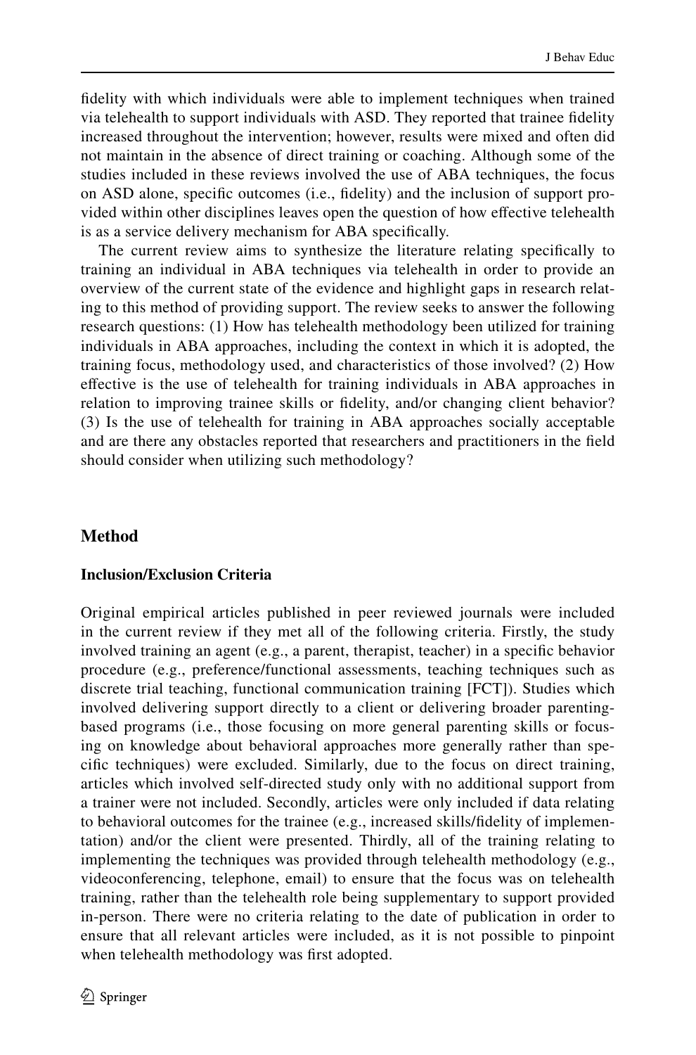fidelity with which individuals were able to implement techniques when trained via telehealth to support individuals with ASD. They reported that trainee fidelity increased throughout the intervention; however, results were mixed and often did not maintain in the absence of direct training or coaching. Although some of the studies included in these reviews involved the use of ABA techniques, the focus on ASD alone, specific outcomes (i.e., fidelity) and the inclusion of support provided within other disciplines leaves open the question of how effective telehealth is as a service delivery mechanism for ABA specifically.

The current review aims to synthesize the literature relating specifically to training an individual in ABA techniques via telehealth in order to provide an overview of the current state of the evidence and highlight gaps in research relating to this method of providing support. The review seeks to answer the following research questions: (1) How has telehealth methodology been utilized for training individuals in ABA approaches, including the context in which it is adopted, the training focus, methodology used, and characteristics of those involved? (2) How effective is the use of telehealth for training individuals in ABA approaches in relation to improving trainee skills or fidelity, and/or changing client behavior? (3) Is the use of telehealth for training in ABA approaches socially acceptable and are there any obstacles reported that researchers and practitioners in the field should consider when utilizing such methodology?

## Method

### Inclusion/Exclusion Criteria

Original empirical articles published in peer reviewed journals were included in the current review if they met all of the following criteria. Firstly, the study involved training an agent (e.g., a parent, therapist, teacher) in a specific behavior procedure (e.g., preference/functional assessments, teaching techniques such as discrete trial teaching, functional communication training [FCT]). Studies which involved delivering support directly to a client or delivering broader parenting-based programs (i.e., those focusing on more general parenting skills or focusing on knowledge about behavioral approaches more generally rather than specific techniques) were excluded. Similarly, due to the focus on direct training, articles which involved self-directed study only with no additional support from a trainer were not included. Secondly, articles were only included if data relating to behavioral outcomes for the trainee (e.g., increased skills/fidelity of implementation) and/or the client were presented. Thirdly, all of the training relating to implementing the techniques was provided through telehealth methodology (e.g., videoconferencing, telephone, email) to ensure that the focus was on telehealth training, rather than the telehealth role being supplementary to support provided in-person. There were no criteria relating to the date of publication in order to ensure that all relevant articles were included, as it is not possible to pinpoint when telehealth methodology was first adopted.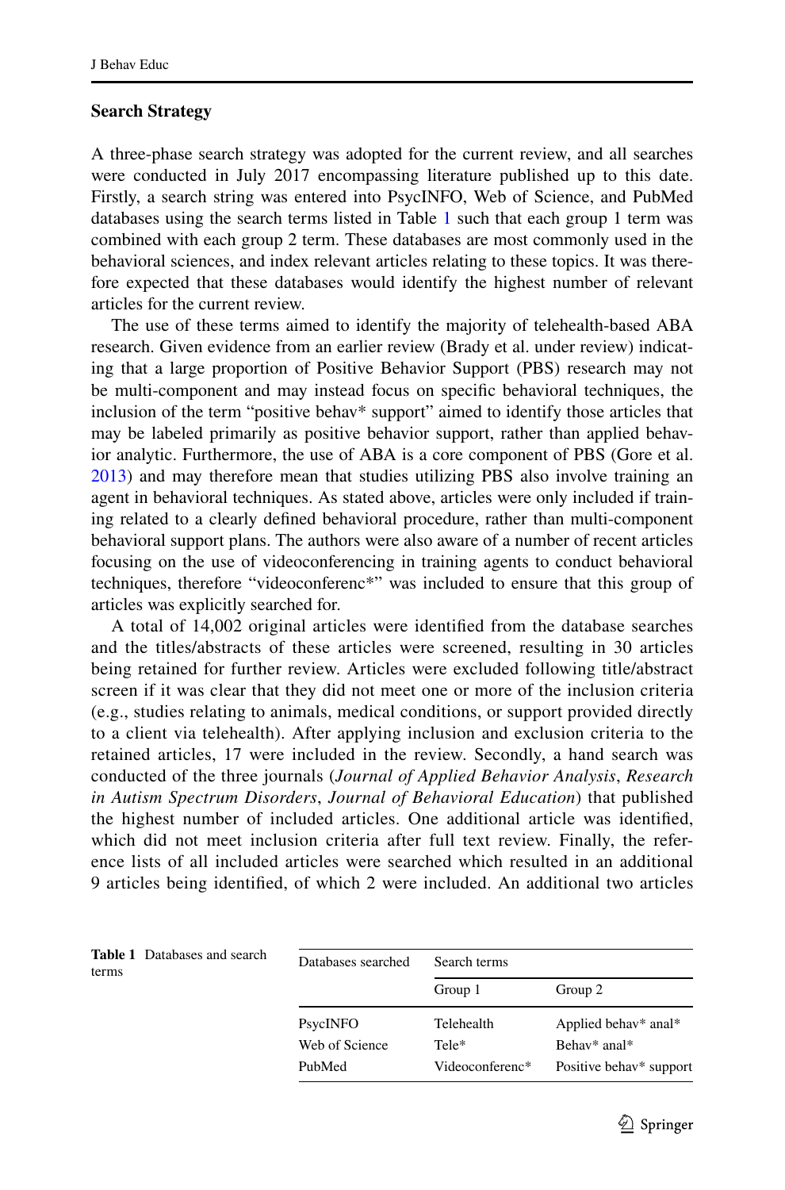### Search Strategy

A three-phase search strategy was adopted for the current review, and all searches were conducted in July 2017 encompassing literature published up to this date. Firstly, a search string was entered into PsycINFO, Web of Science, and PubMed databases using the search terms listed in Table 1 such that each group 1 term was combined with each group 2 term. These databases are most commonly used in the behavioral sciences, and index relevant articles relating to these topics. It was therefore expected that these databases would identify the highest number of relevant articles for the current review.

The use of these terms aimed to identify the majority of telehealth-based ABA research. Given evidence from an earlier review (Brady et al. under review) indicating that a large proportion of Positive Behavior Support (PBS) research may not be multi-component and may instead focus on specific behavioral techniques, the inclusion of the term "positive behav* support" aimed to identify those articles that may be labeled primarily as positive behavior support, rather than applied behavior analytic. Furthermore, the use of ABA is a core component of PBS (Gore et al. 2013) and may therefore mean that studies utilizing PBS also involve training an agent in behavioral techniques. As stated above, articles were only included if training related to a clearly defined behavioral procedure, rather than multi-component behavioral support plans. The authors were also aware of a number of recent articles focusing on the use of videoconferencing in training agents to conduct behavioral techniques, therefore "videoconferenc*" was included to ensure that this group of articles was explicitly searched for.

A total of 14,002 original articles were identified from the database searches and the titles/abstracts of these articles were screened, resulting in 30 articles being retained for further review. Articles were excluded following title/abstract screen if it was clear that they did not meet one or more of the inclusion criteria (e.g., studies relating to animals, medical conditions, or support provided directly to a client via telehealth). After applying inclusion and exclusion criteria to the retained articles, 17 were included in the review. Secondly, a hand search was conducted of the three journals (*Journal of Applied Behavior Analysis*, *Research in Autism Spectrum Disorders*, *Journal of Behavioral Education*) that published the highest number of included articles. One additional article was identified, which did not meet inclusion criteria after full text review. Finally, the reference lists of all included articles were searched which resulted in an additional 9 articles being identified, of which 2 were included. An additional two articles

**Table 1** Databases and search terms

| Databases searched | Search terms | |
|---|---|---|
| | Group 1 | Group 2 |
| PsycINFO | Telehealth | Applied behav* anal* |
| Web of Science | Tele* | Behav* anal* |
| PubMed | Videoconferenc* | Positive behav* support |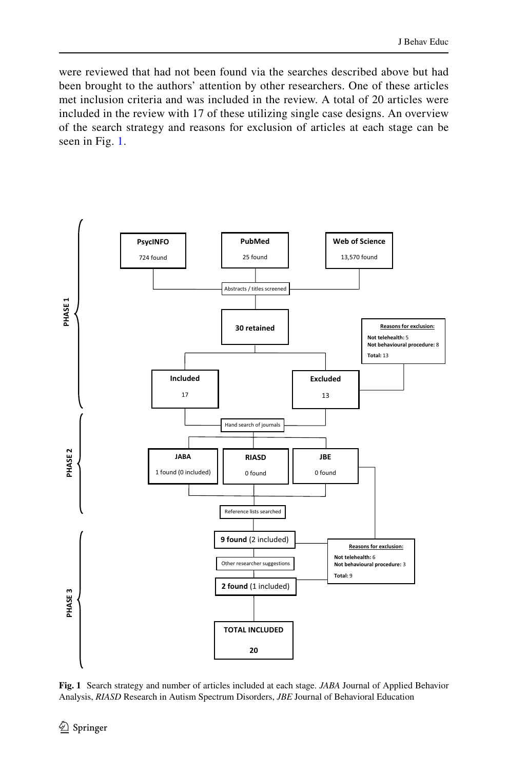were reviewed that had not been found via the searches described above but had been brought to the authors' attention by other researchers. One of these articles met inclusion criteria and was included in the review. A total of 20 articles were included in the review with 17 of these utilizing single case designs. An overview of the search strategy and reasons for exclusion of articles at each stage can be seen in Fig. 1.

**PHASE 1**

- **PsycINFO** 724 found
- **PubMed** 25 found
- **Web of Science** 13,570 found

Abstracts / titles screened

**30 retained**

- **Included** 17
- **Excluded** 13

**Reasons for exclusion:**
**Not telehealth:** 5
**Not behavioural procedure:** 8
**Total:** 13

**PHASE 2**

Hand search of journals

- **JABA** 1 found (0 included)
- **RIASD** 0 found
- **JBE** 0 found

**PHASE 3**

Reference lists searched

**9 found** (2 included)

Other researcher suggestions

**2 found** (1 included)

**Reasons for exclusion:**
**Not telehealth:** 6
**Not behavioural procedure:** 3
**Total:** 9

**TOTAL INCLUDED**
**20**

**Fig. 1** Search strategy and number of articles included at each stage. *JABA* Journal of Applied Behavior Analysis, *RIASD* Research in Autism Spectrum Disorders, *JBE* Journal of Behavioral Education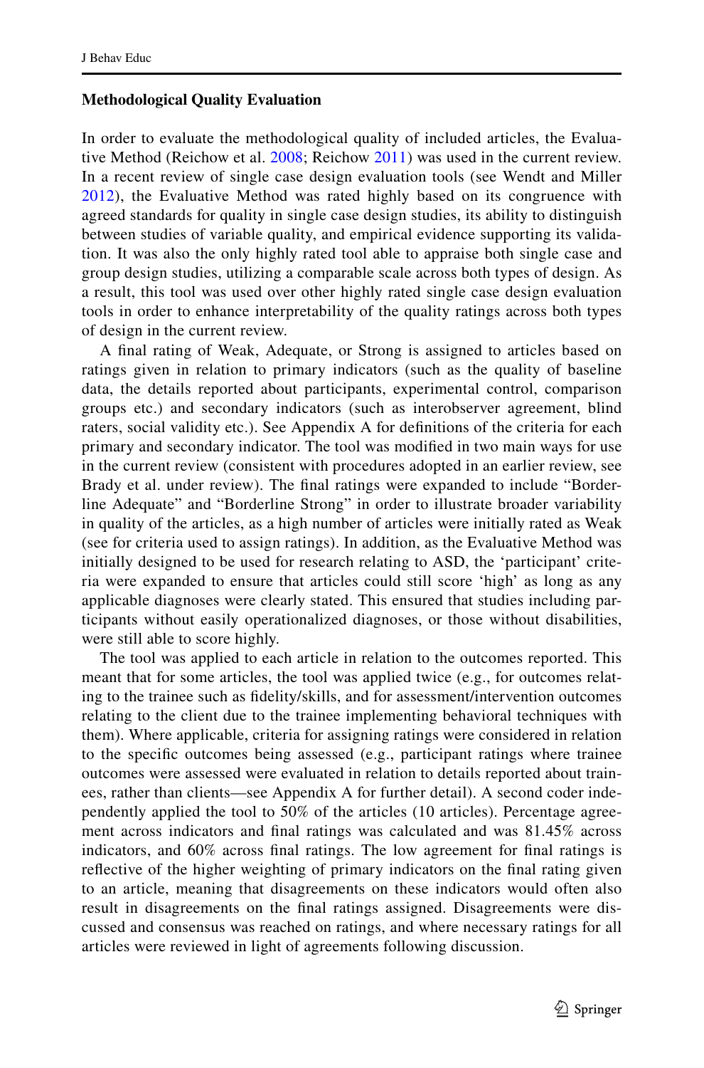### Methodological Quality Evaluation

In order to evaluate the methodological quality of included articles, the Evaluative Method (Reichow et al. 2008; Reichow 2011) was used in the current review. In a recent review of single case design evaluation tools (see Wendt and Miller 2012), the Evaluative Method was rated highly based on its congruence with agreed standards for quality in single case design studies, its ability to distinguish between studies of variable quality, and empirical evidence supporting its validation. It was also the only highly rated tool able to appraise both single case and group design studies, utilizing a comparable scale across both types of design. As a result, this tool was used over other highly rated single case design evaluation tools in order to enhance interpretability of the quality ratings across both types of design in the current review.

A final rating of Weak, Adequate, or Strong is assigned to articles based on ratings given in relation to primary indicators (such as the quality of baseline data, the details reported about participants, experimental control, comparison groups etc.) and secondary indicators (such as interobserver agreement, blind raters, social validity etc.). See Appendix A for definitions of the criteria for each primary and secondary indicator. The tool was modified in two main ways for use in the current review (consistent with procedures adopted in an earlier review, see Brady et al. under review). The final ratings were expanded to include "Borderline Adequate" and "Borderline Strong" in order to illustrate broader variability in quality of the articles, as a high number of articles were initially rated as Weak (see for criteria used to assign ratings). In addition, as the Evaluative Method was initially designed to be used for research relating to ASD, the 'participant' criteria were expanded to ensure that articles could still score 'high' as long as any applicable diagnoses were clearly stated. This ensured that studies including participants without easily operationalized diagnoses, or those without disabilities, were still able to score highly.

The tool was applied to each article in relation to the outcomes reported. This meant that for some articles, the tool was applied twice (e.g., for outcomes relating to the trainee such as fidelity/skills, and for assessment/intervention outcomes relating to the client due to the trainee implementing behavioral techniques with them). Where applicable, criteria for assigning ratings were considered in relation to the specific outcomes being assessed (e.g., participant ratings where trainee outcomes were assessed were evaluated in relation to details reported about trainees, rather than clients—see Appendix A for further detail). A second coder independently applied the tool to 50% of the articles (10 articles). Percentage agreement across indicators and final ratings was calculated and was 81.45% across indicators, and 60% across final ratings. The low agreement for final ratings is reflective of the higher weighting of primary indicators on the final rating given to an article, meaning that disagreements on these indicators would often also result in disagreements on the final ratings assigned. Disagreements were discussed and consensus was reached on ratings, and where necessary ratings for all articles were reviewed in light of agreements following discussion.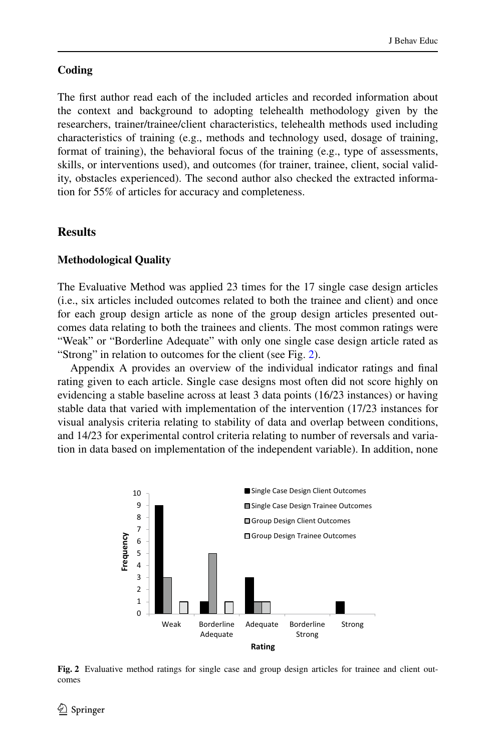### Coding

The first author read each of the included articles and recorded information about the context and background to adopting telehealth methodology given by the researchers, trainer/trainee/client characteristics, telehealth methods used including characteristics of training (e.g., methods and technology used, dosage of training, format of training), the behavioral focus of the training (e.g., type of assessments, skills, or interventions used), and outcomes (for trainer, trainee, client, social validity, obstacles experienced). The second author also checked the extracted information for 55% of articles for accuracy and completeness.

## Results

### Methodological Quality

The Evaluative Method was applied 23 times for the 17 single case design articles (i.e., six articles included outcomes related to both the trainee and client) and once for each group design article as none of the group design articles presented outcomes data relating to both the trainees and clients. The most common ratings were "Weak" or "Borderline Adequate" with only one single case design article rated as "Strong" in relation to outcomes for the client (see Fig. 2).

Appendix A provides an overview of the individual indicator ratings and final rating given to each article. Single case designs most often did not score highly on evidencing a stable baseline across at least 3 data points (16/23 instances) or having stable data that varied with implementation of the intervention (17/23 instances for visual analysis criteria relating to stability of data and overlap between conditions, and 14/23 for experimental control criteria relating to number of reversals and variation in data based on implementation of the independent variable). In addition, none

**Fig. 2** Evaluative method ratings for single case and group design articles for trainee and client outcomes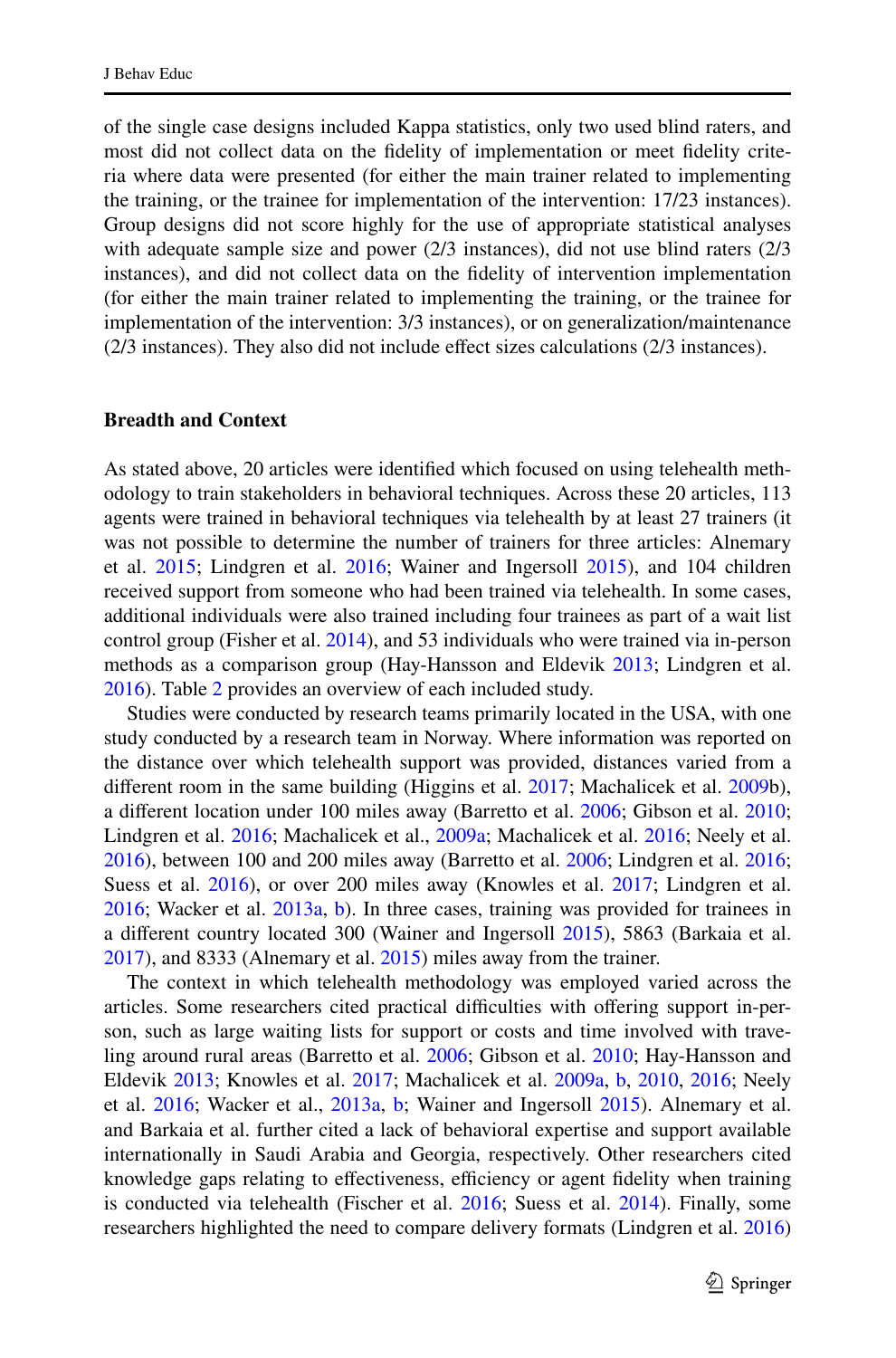of the single case designs included Kappa statistics, only two used blind raters, and most did not collect data on the fidelity of implementation or meet fidelity criteria where data were presented (for either the main trainer related to implementing the training, or the trainee for implementation of the intervention: 17/23 instances). Group designs did not score highly for the use of appropriate statistical analyses with adequate sample size and power (2/3 instances), did not use blind raters (2/3 instances), and did not collect data on the fidelity of intervention implementation (for either the main trainer related to implementing the training, or the trainee for implementation of the intervention: 3/3 instances), or on generalization/maintenance (2/3 instances). They also did not include effect sizes calculations (2/3 instances).

### Breadth and Context

As stated above, 20 articles were identified which focused on using telehealth methodology to train stakeholders in behavioral techniques. Across these 20 articles, 113 agents were trained in behavioral techniques via telehealth by at least 27 trainers (it was not possible to determine the number of trainers for three articles: Alnemary et al. 2015; Lindgren et al. 2016; Wainer and Ingersoll 2015), and 104 children received support from someone who had been trained via telehealth. In some cases, additional individuals were also trained including four trainees as part of a wait list control group (Fisher et al. 2014), and 53 individuals who were trained via in-person methods as a comparison group (Hay-Hansson and Eldevik 2013; Lindgren et al. 2016). Table 2 provides an overview of each included study.

Studies were conducted by research teams primarily located in the USA, with one study conducted by a research team in Norway. Where information was reported on the distance over which telehealth support was provided, distances varied from a different room in the same building (Higgins et al. 2017; Machalicek et al. 2009b), a different location under 100 miles away (Barretto et al. 2006; Gibson et al. 2010; Lindgren et al. 2016; Machalicek et al., 2009a; Machalicek et al. 2016; Neely et al. 2016), between 100 and 200 miles away (Barretto et al. 2006; Lindgren et al. 2016; Suess et al. 2016), or over 200 miles away (Knowles et al. 2017; Lindgren et al. 2016; Wacker et al. 2013a, b). In three cases, training was provided for trainees in a different country located 300 (Wainer and Ingersoll 2015), 5863 (Barkaia et al. 2017), and 8333 (Alnemary et al. 2015) miles away from the trainer.

The context in which telehealth methodology was employed varied across the articles. Some researchers cited practical difficulties with offering support in-person, such as large waiting lists for support or costs and time involved with travelling around rural areas (Barretto et al. 2006; Gibson et al. 2010; Hay-Hansson and Eldevik 2013; Knowles et al. 2017; Machalicek et al. 2009a, b, 2010, 2016; Neely et al. 2016; Wacker et al., 2013a, b; Wainer and Ingersoll 2015). Alnemary et al. and Barkaia et al. further cited a lack of behavioral expertise and support available internationally in Saudi Arabia and Georgia, respectively. Other researchers cited knowledge gaps relating to effectiveness, efficiency or agent fidelity when training is conducted via telehealth (Fischer et al. 2016; Suess et al. 2014). Finally, some researchers highlighted the need to compare delivery formats (Lindgren et al. 2016)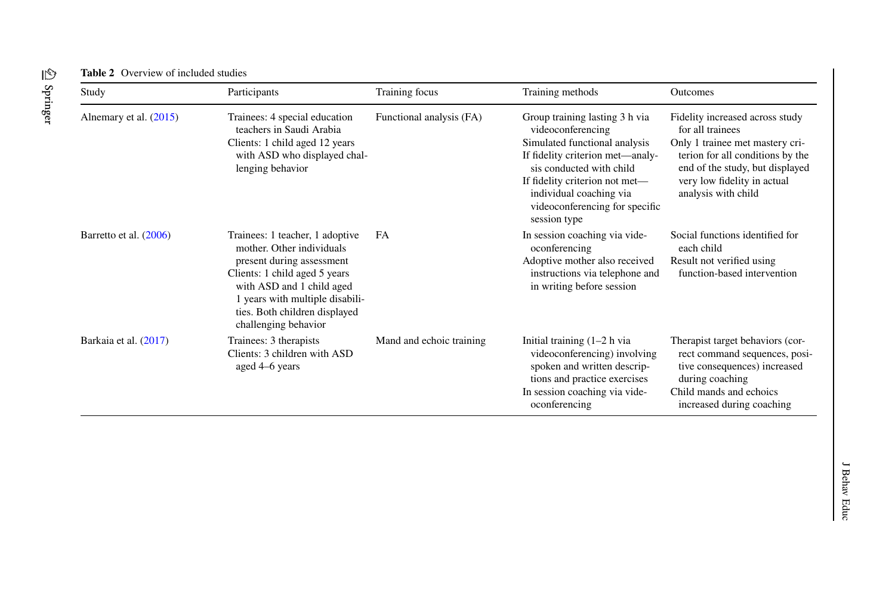**Table 2** Overview of included studies

| Study | Participants | Training focus | Training methods | Outcomes |
|---|---|---|---|---|
| Alnemary et al. (2015) | Trainees: 4 special education teachers in Saudi Arabia<br>Clients: 1 child aged 12 years with ASD who displayed challenging behavior | Functional analysis (FA) | Group training lasting 3 h via videoconferencing<br>Simulated functional analysis<br>If fidelity criterion met—analysis conducted with child<br>If fidelity criterion not met—individual coaching via videoconferencing for specific session type | Fidelity increased across study for all trainees<br>Only 1 trainee met mastery criterion for all conditions by the end of the study, but displayed very low fidelity in actual analysis with child |
| Barretto et al. (2006) | Trainees: 1 teacher, 1 adoptive mother. Other individuals present during assessment<br>Clients: 1 child aged 5 years with ASD and 1 child aged 1 years with multiple disabilities. Both children displayed challenging behavior | FA | In session coaching via videoconferencing<br>Adoptive mother also received instructions via telephone and in writing before session | Social functions identified for each child<br>Result not verified using function-based intervention |
| Barkaia et al. (2017) | Trainees: 3 therapists<br>Clients: 3 children with ASD aged 4–6 years | Mand and echoic training | Initial training (1–2 h via videoconferencing) involving spoken and written descriptions and practice exercises<br>In session coaching via videoconferencing | Therapist target behaviors (correct command sequences, positive consequences) increased during coaching<br>Child mands and echoics increased during coaching |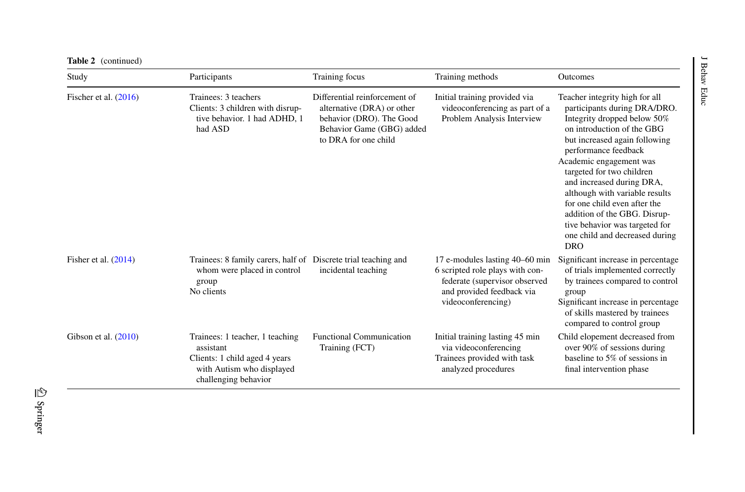**Table 2** (continued)

| Study | Participants | Training focus | Training methods | Outcomes |
|---|---|---|---|---|
| Fischer et al. (2016) | Trainees: 3 teachers<br>Clients: 3 children with disruptive behavior. 1 had ADHD, 1 had ASD | Differential reinforcement of alternative (DRA) or other behavior (DRO). The Good Behavior Game (GBG) added to DRA for one child | Initial training provided via videoconferencing as part of a Problem Analysis Interview | Teacher integrity high for all participants during DRA/DRO. Integrity dropped below 50% on introduction of the GBG but increased again following performance feedback<br>Academic engagement was targeted for two children and increased during DRA, although with variable results for one child even after the addition of the GBG. Disruptive behavior was targeted for one child and decreased during DRO |
| Fisher et al. (2014) | Trainees: 8 family carers, half of whom were placed in control group<br>No clients | Discrete trial teaching and incidental teaching | 17 e-modules lasting 40–60 min<br>6 scripted role plays with confederate (supervisor observed and provided feedback via videoconferencing) | Significant increase in percentage of trials implemented correctly by trainees compared to control group<br>Significant increase in percentage of skills mastered by trainees compared to control group |
| Gibson et al. (2010) | Trainees: 1 teacher, 1 teaching assistant<br>Clients: 1 child aged 4 years with Autism who displayed challenging behavior | Functional Communication Training (FCT) | Initial training lasting 45 min via videoconferencing<br>Trainees provided with task analyzed procedures | Child elopement decreased from over 90% of sessions during baseline to 5% of sessions in final intervention phase |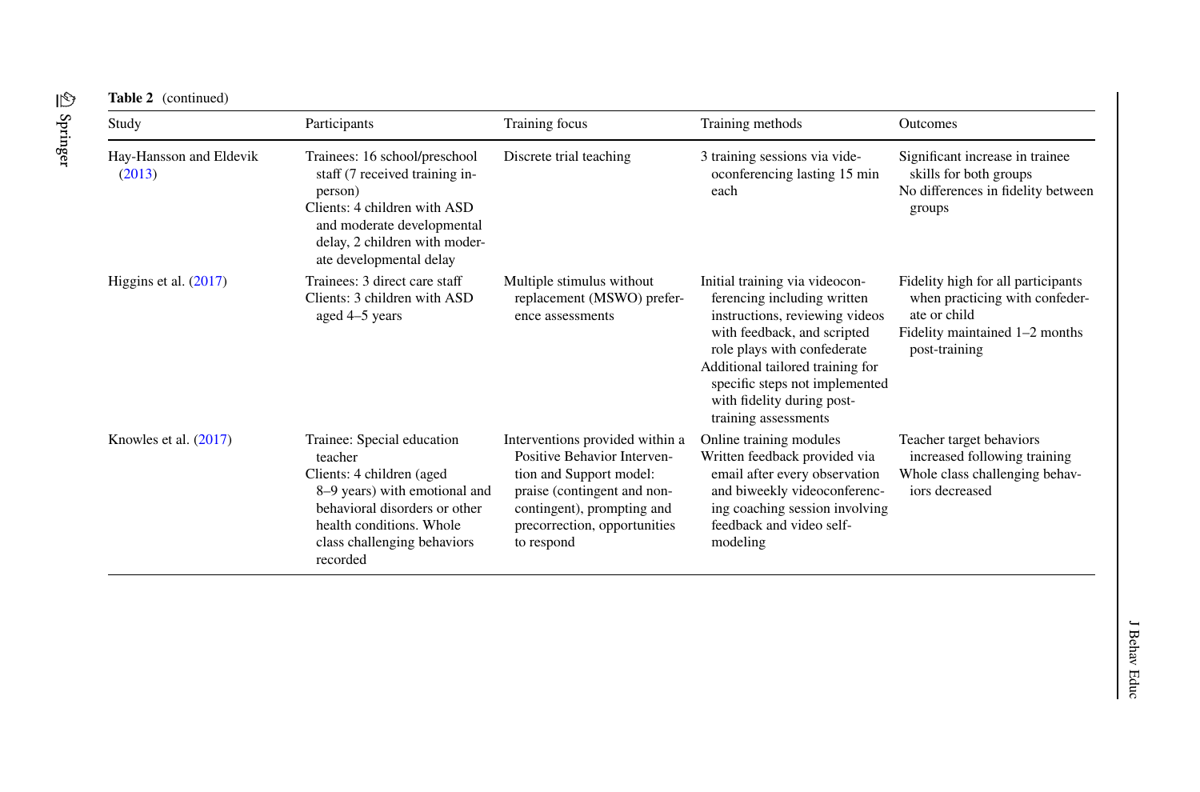**Table 2** (continued)

| Study | Participants | Training focus | Training methods | Outcomes |
|---|---|---|---|---|
| Hay-Hansson and Eldevik (2013) | Trainees: 16 school/preschool staff (7 received training in-person)<br>Clients: 4 children with ASD and moderate developmental delay, 2 children with moderate developmental delay | Discrete trial teaching | 3 training sessions via videoconferencing lasting 15 min each | Significant increase in trainee skills for both groups<br>No differences in fidelity between groups |
| Higgins et al. (2017) | Trainees: 3 direct care staff<br>Clients: 3 children with ASD aged 4–5 years | Multiple stimulus without replacement (MSWO) preference assessments | Initial training via videoconferencing including written instructions, reviewing videos with feedback, and scripted role plays with confederate<br>Additional tailored training for specific steps not implemented with fidelity during post-training assessments | Fidelity high for all participants when practicing with confederate or child<br>Fidelity maintained 1–2 months post-training |
| Knowles et al. (2017) | Trainee: Special education teacher<br>Clients: 4 children (aged 8–9 years) with emotional and behavioral disorders or other health conditions. Whole class challenging behaviors recorded | Interventions provided within a Positive Behavior Intervention and Support model: praise (contingent and non-contingent), prompting and precorrection, opportunities to respond | Online training modules<br>Written feedback provided via email after every observation and biweekly videoconferencing coaching session involving feedback and video self-modeling | Teacher target behaviors increased following training<br>Whole class challenging behaviors decreased |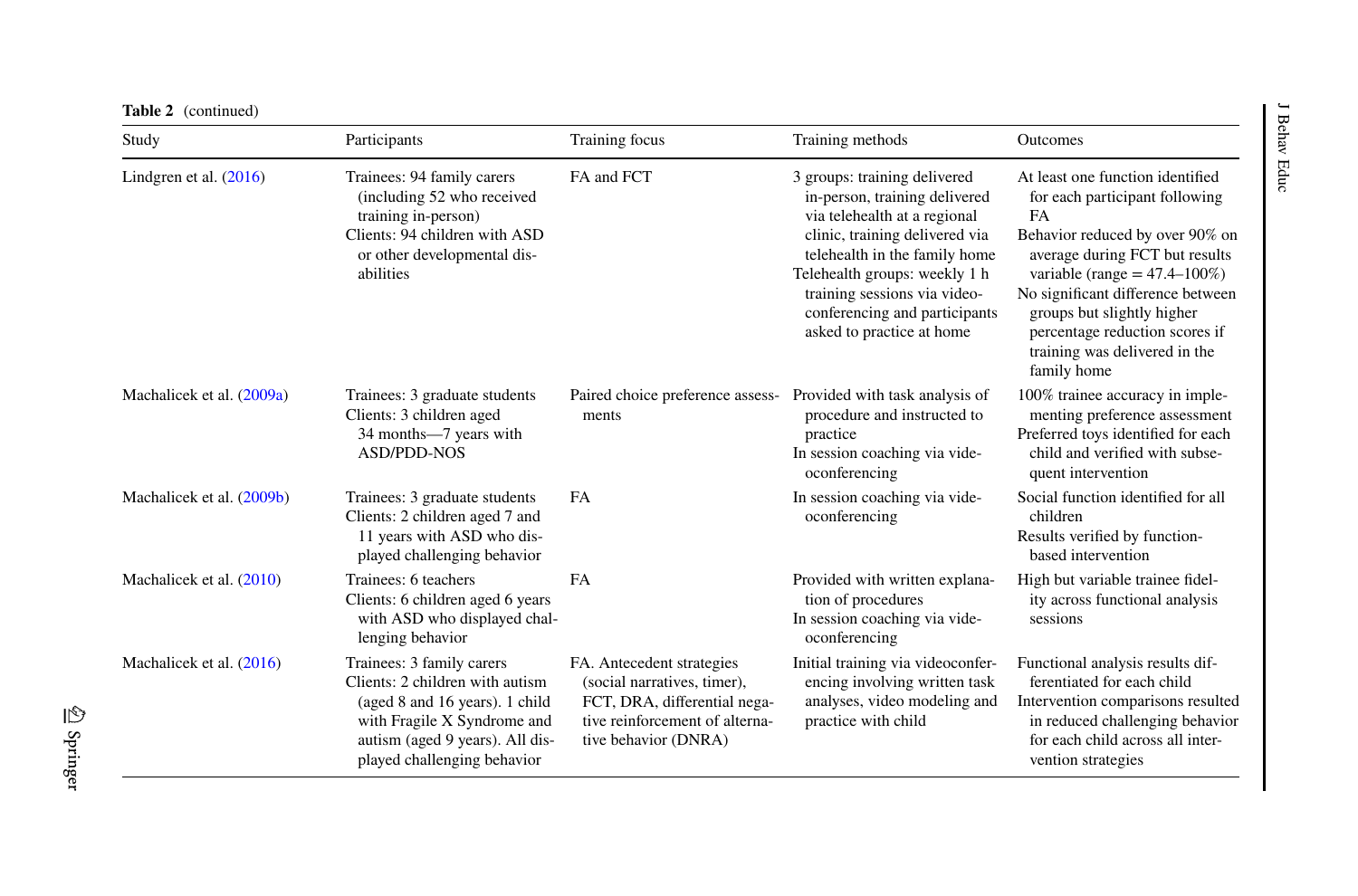**Table 2** (continued)

| Study | Participants | Training focus | Training methods | Outcomes |
|---|---|---|---|---|
| Lindgren et al. (2016) | Trainees: 94 family carers (including 52 who received training in-person)<br>Clients: 94 children with ASD or other developmental disabilities | FA and FCT | 3 groups: training delivered in-person, training delivered via telehealth at a regional clinic, training delivered via telehealth in the family home<br>Telehealth groups: weekly 1 h training sessions via videoconferencing and participants asked to practice at home | At least one function identified for each participant following FA<br>Behavior reduced by over 90% on average during FCT but results variable (range = 47.4–100%)<br>No significant difference between groups but slightly higher percentage reduction scores if training was delivered in the family home |
| Machalicek et al. (2009a) | Trainees: 3 graduate students<br>Clients: 3 children aged 34 months—7 years with ASD/PDD-NOS | Paired choice preference assessments | Provided with task analysis of procedure and instructed to practice<br>In session coaching via videoconferencing | 100% trainee accuracy in implementing preference assessment<br>Preferred toys identified for each child and verified with subsequent intervention |
| Machalicek et al. (2009b) | Trainees: 3 graduate students<br>Clients: 2 children aged 7 and 11 years with ASD who displayed challenging behavior | FA | In session coaching via videoconferencing | Social function identified for all children<br>Results verified by function-based intervention |
| Machalicek et al. (2010) | Trainees: 6 teachers<br>Clients: 6 children aged 6 years with ASD who displayed challenging behavior | FA | Provided with written explanation of procedures<br>In session coaching via videoconferencing | High but variable trainee fidelity across functional analysis sessions |
| Machalicek et al. (2016) | Trainees: 3 family carers<br>Clients: 2 children with autism (aged 8 and 16 years). 1 child with Fragile X Syndrome and autism (aged 9 years). All displayed challenging behavior | FA. Antecedent strategies (social narratives, timer), FCT, DRA, differential negative reinforcement of alternative behavior (DNRA) | Initial training via videoconferencing involving written task analyses, video modeling and practice with child | Functional analysis results differentiated for each child<br>Intervention comparisons resulted in reduced challenging behavior for each child across all intervention strategies |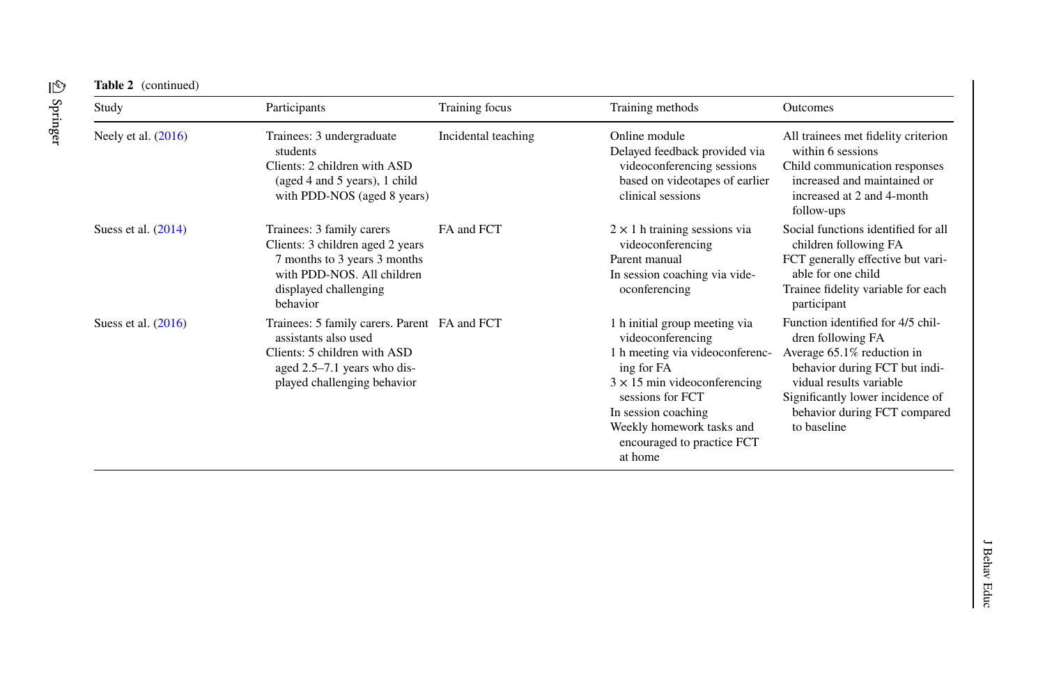**Table 2** (continued)

| Study | Participants | Training focus | Training methods | Outcomes |
|---|---|---|---|---|
| Neely et al. (2016) | Trainees: 3 undergraduate students<br>Clients: 2 children with ASD (aged 4 and 5 years), 1 child with PDD-NOS (aged 8 years) | Incidental teaching | Online module<br>Delayed feedback provided via videoconferencing sessions based on videotapes of earlier clinical sessions | All trainees met fidelity criterion within 6 sessions<br>Child communication responses increased and maintained or increased at 2 and 4-month follow-ups |
| Suess et al. (2014) | Trainees: 3 family carers<br>Clients: 3 children aged 2 years 7 months to 3 years 3 months with PDD-NOS. All children displayed challenging behavior | FA and FCT | $2 \times 1$ h training sessions via videoconferencing<br>Parent manual<br>In session coaching via videoconferencing | Social functions identified for all children following FA<br>FCT generally effective but variable for one child<br>Trainee fidelity variable for each participant |
| Suess et al. (2016) | Trainees: 5 family carers. Parent assistants also used<br>Clients: 5 children with ASD aged 2.5–7.1 years who displayed challenging behavior | FA and FCT | 1 h initial group meeting via videoconferencing<br>1 h meeting via videoconferencing for FA<br>$3 \times 15$ min videoconferencing sessions for FCT<br>In session coaching<br>Weekly homework tasks and encouraged to practice FCT at home | Function identified for 4/5 children following FA<br>Average 65.1% reduction in behavior during FCT but individual results variable<br>Significantly lower incidence of behavior during FCT compared to baseline |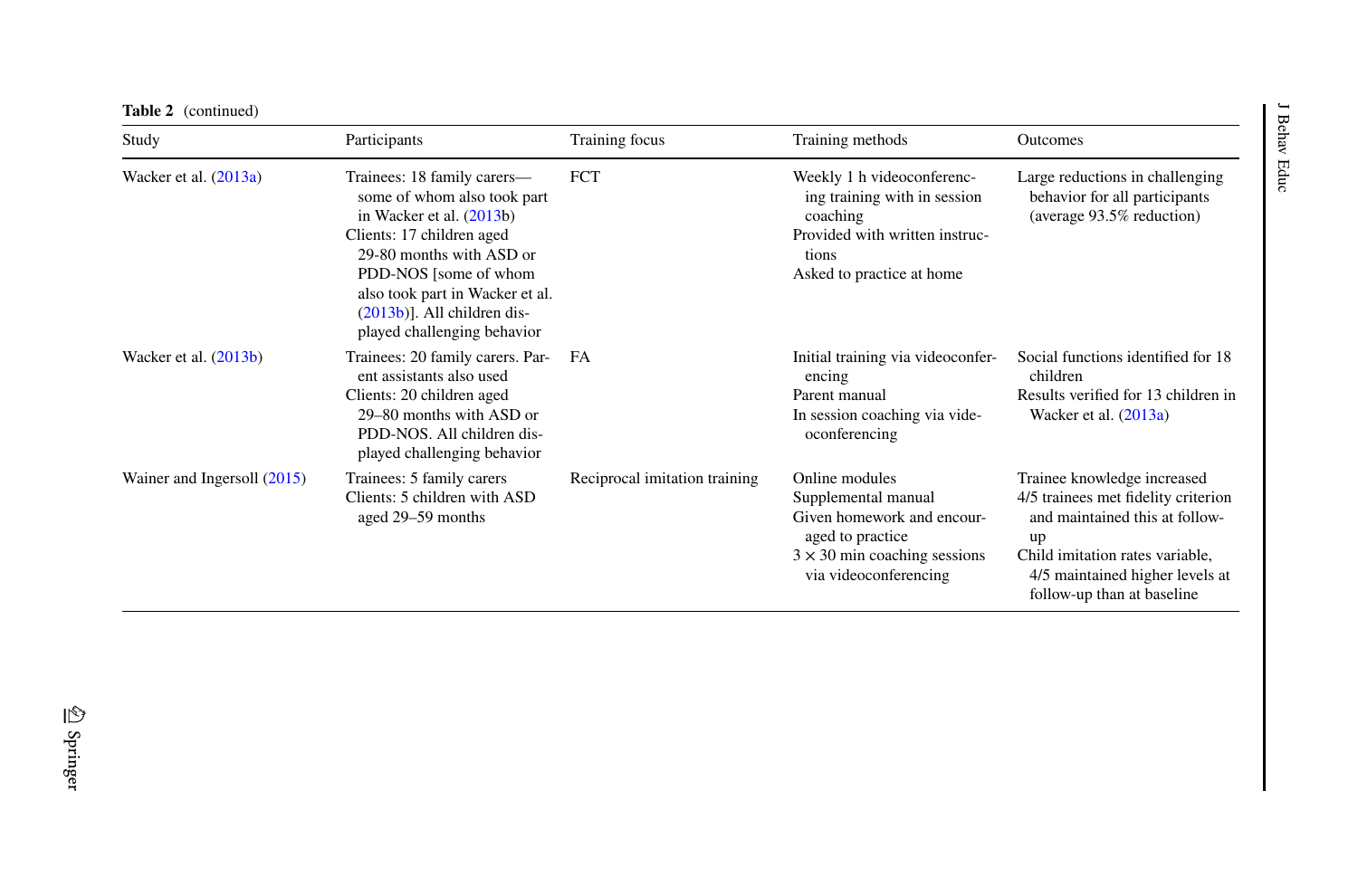**Table 2** (continued)

| Study | Participants | Training focus | Training methods | Outcomes |
|---|---|---|---|---|
| Wacker et al. (2013a) | Trainees: 18 family carers—some of whom also took part in Wacker et al. (2013b)<br>Clients: 17 children aged 29-80 months with ASD or PDD-NOS [some of whom also took part in Wacker et al. (2013b)]. All children displayed challenging behavior | FCT | Weekly 1 h videoconferencing training with in session coaching<br>Provided with written instructions<br>Asked to practice at home | Large reductions in challenging behavior for all participants (average 93.5% reduction) |
| Wacker et al. (2013b) | Trainees: 20 family carers. Parent assistants also used<br>Clients: 20 children aged 29–80 months with ASD or PDD-NOS. All children displayed challenging behavior | FA | Initial training via videoconferencing<br>Parent manual<br>In session coaching via videoconferencing | Social functions identified for 18 children<br>Results verified for 13 children in Wacker et al. (2013a) |
| Wainer and Ingersoll (2015) | Trainees: 5 family carers<br>Clients: 5 children with ASD aged 29–59 months | Reciprocal imitation training | Online modules<br>Supplemental manual<br>Given homework and encouraged to practice<br>$3 \times 30$ min coaching sessions via videoconferencing | Trainee knowledge increased<br>4/5 trainees met fidelity criterion and maintained this at follow-up<br>Child imitation rates variable, 4/5 maintained higher levels at follow-up than at baseline |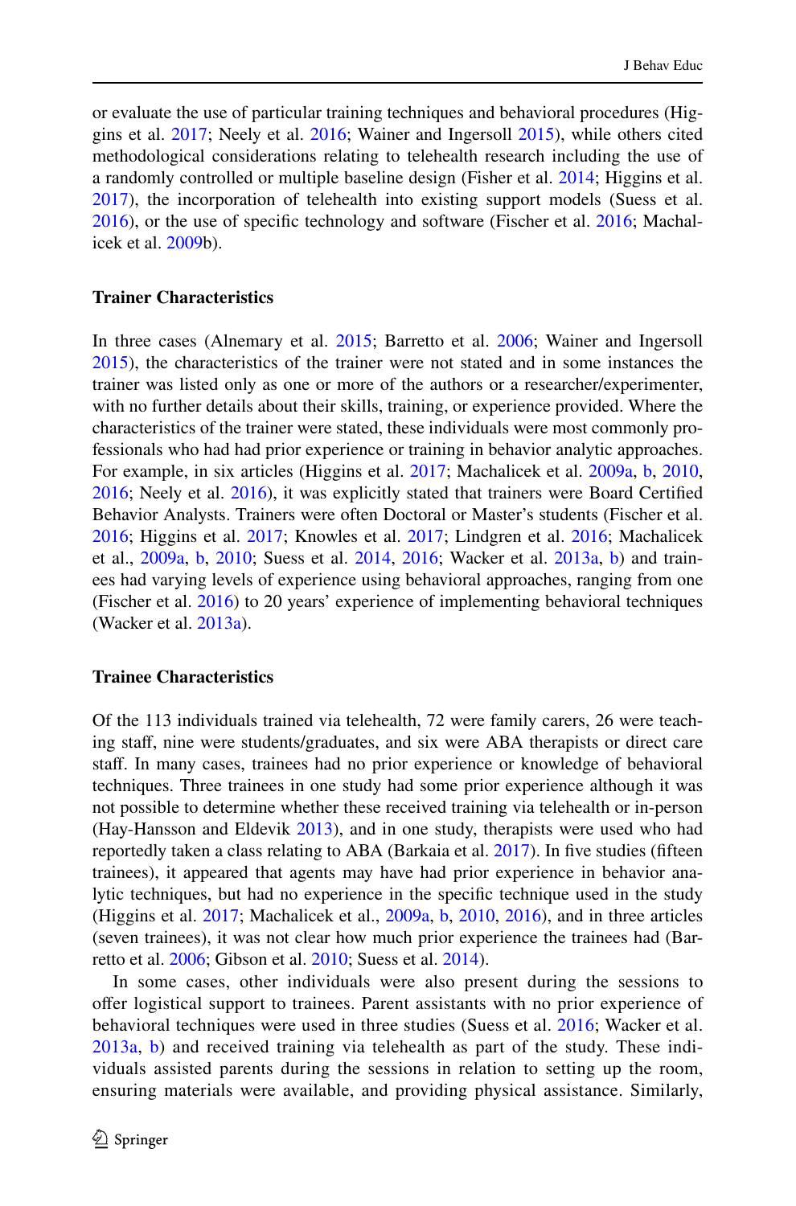or evaluate the use of particular training techniques and behavioral procedures (Higgins et al. 2017; Neely et al. 2016; Wainer and Ingersoll 2015), while others cited methodological considerations relating to telehealth research including the use of a randomly controlled or multiple baseline design (Fisher et al. 2014; Higgins et al. 2017), the incorporation of telehealth into existing support models (Suess et al. 2016), or the use of specific technology and software (Fischer et al. 2016; Machalicek et al. 2009b).

### Trainer Characteristics

In three cases (Alnemary et al. 2015; Barretto et al. 2006; Wainer and Ingersoll 2015), the characteristics of the trainer were not stated and in some instances the trainer was listed only as one or more of the authors or a researcher/experimenter, with no further details about their skills, training, or experience provided. Where the characteristics of the trainer were stated, these individuals were most commonly professionals who had had prior experience or training in behavior analytic approaches. For example, in six articles (Higgins et al. 2017; Machalicek et al. 2009a, b, 2010, 2016; Neely et al. 2016), it was explicitly stated that trainers were Board Certified Behavior Analysts. Trainers were often Doctoral or Master's students (Fischer et al. 2016; Higgins et al. 2017; Knowles et al. 2017; Lindgren et al. 2016; Machalicek et al., 2009a, b, 2010; Suess et al. 2014, 2016; Wacker et al. 2013a, b) and trainees had varying levels of experience using behavioral approaches, ranging from one (Fischer et al. 2016) to 20 years' experience of implementing behavioral techniques (Wacker et al. 2013a).

### Trainee Characteristics

Of the 113 individuals trained via telehealth, 72 were family carers, 26 were teaching staff, nine were students/graduates, and six were ABA therapists or direct care staff. In many cases, trainees had no prior experience or knowledge of behavioral techniques. Three trainees in one study had some prior experience although it was not possible to determine whether these received training via telehealth or in-person (Hay-Hansson and Eldevik 2013), and in one study, therapists were used who had reportedly taken a class relating to ABA (Barkaia et al. 2017). In five studies (fifteen trainees), it appeared that agents may have had prior experience in behavior analytic techniques, but had no experience in the specific technique used in the study (Higgins et al. 2017; Machalicek et al., 2009a, b, 2010, 2016), and in three articles (seven trainees), it was not clear how much prior experience the trainees had (Barretto et al. 2006; Gibson et al. 2010; Suess et al. 2014).

In some cases, other individuals were also present during the sessions to offer logistical support to trainees. Parent assistants with no prior experience of behavioral techniques were used in three studies (Suess et al. 2016; Wacker et al. 2013a, b) and received training via telehealth as part of the study. These individuals assisted parents during the sessions in relation to setting up the room, ensuring materials were available, and providing physical assistance. Similarly,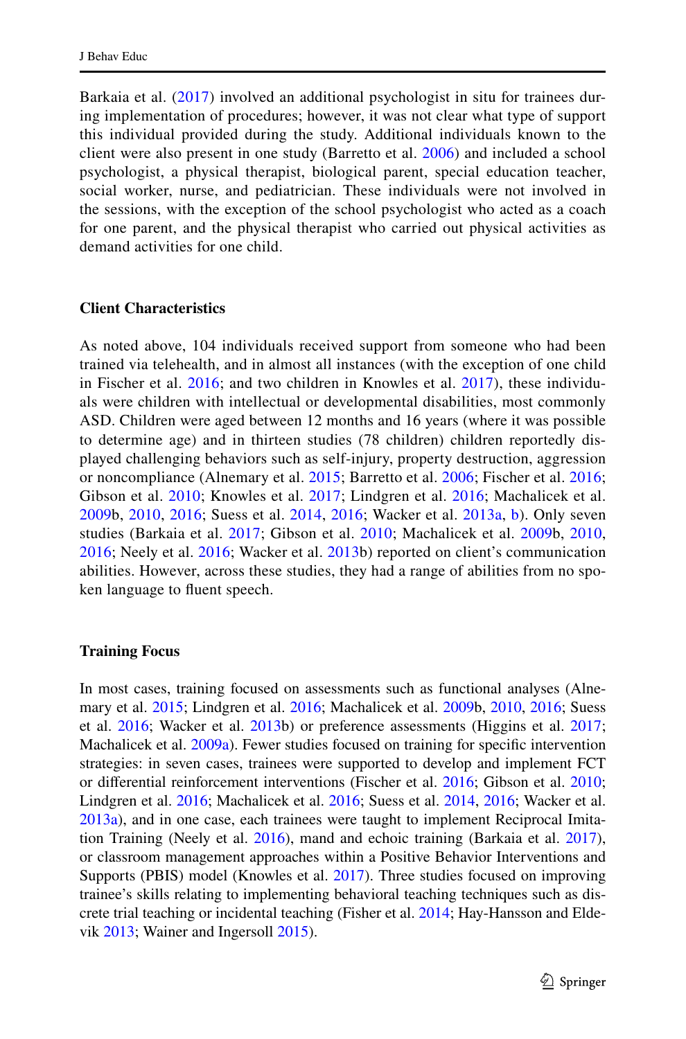Barkaia et al. (2017) involved an additional psychologist in situ for trainees during implementation of procedures; however, it was not clear what type of support this individual provided during the study. Additional individuals known to the client were also present in one study (Barretto et al. 2006) and included a school psychologist, a physical therapist, biological parent, special education teacher, social worker, nurse, and pediatrician. These individuals were not involved in the sessions, with the exception of the school psychologist who acted as a coach for one parent, and the physical therapist who carried out physical activities as demand activities for one child.

### Client Characteristics

As noted above, 104 individuals received support from someone who had been trained via telehealth, and in almost all instances (with the exception of one child in Fischer et al. 2016; and two children in Knowles et al. 2017), these individuals were children with intellectual or developmental disabilities, most commonly ASD. Children were aged between 12 months and 16 years (where it was possible to determine age) and in thirteen studies (78 children) children reportedly displayed challenging behaviors such as self-injury, property destruction, aggression or noncompliance (Alnemary et al. 2015; Barretto et al. 2006; Fischer et al. 2016; Gibson et al. 2010; Knowles et al. 2017; Lindgren et al. 2016; Machalicek et al. 2009b, 2010, 2016; Suess et al. 2014, 2016; Wacker et al. 2013a, b). Only seven studies (Barkaia et al. 2017; Gibson et al. 2010; Machalicek et al. 2009b, 2010, 2016; Neely et al. 2016; Wacker et al. 2013b) reported on client's communication abilities. However, across these studies, they had a range of abilities from no spoken language to fluent speech.

### Training Focus

In most cases, training focused on assessments such as functional analyses (Alnemary et al. 2015; Lindgren et al. 2016; Machalicek et al. 2009b, 2010, 2016; Suess et al. 2016; Wacker et al. 2013b) or preference assessments (Higgins et al. 2017; Machalicek et al. 2009a). Fewer studies focused on training for specific intervention strategies: in seven cases, trainees were supported to develop and implement FCT or differential reinforcement interventions (Fischer et al. 2016; Gibson et al. 2010; Lindgren et al. 2016; Machalicek et al. 2016; Suess et al. 2014, 2016; Wacker et al. 2013a), and in one case, each trainees were taught to implement Reciprocal Imitation Training (Neely et al. 2016), mand and echoic training (Barkaia et al. 2017), or classroom management approaches within a Positive Behavior Interventions and Supports (PBIS) model (Knowles et al. 2017). Three studies focused on improving trainee's skills relating to implementing behavioral teaching techniques such as discrete trial teaching or incidental teaching (Fisher et al. 2014; Hay-Hansson and Eldevik 2013; Wainer and Ingersoll 2015).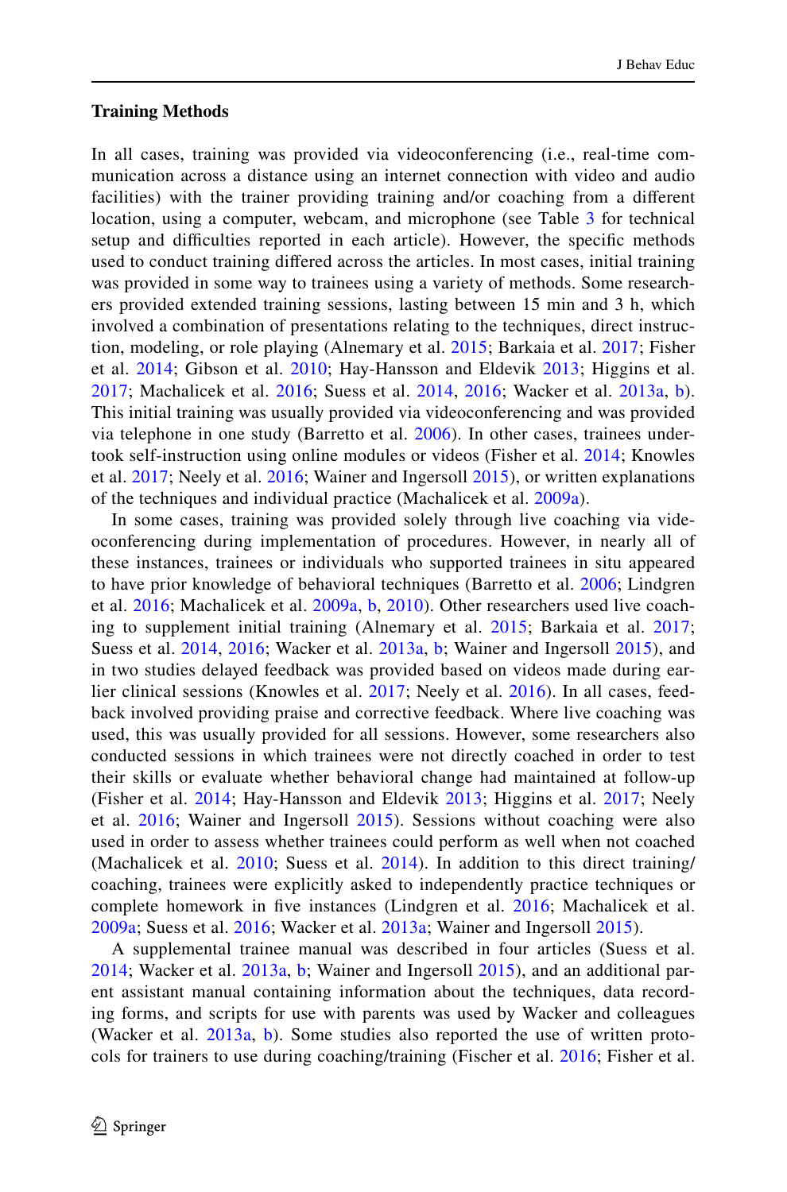### Training Methods

In all cases, training was provided via videoconferencing (i.e., real-time communication across a distance using an internet connection with video and audio facilities) with the trainer providing training and/or coaching from a different location, using a computer, webcam, and microphone (see Table 3 for technical setup and difficulties reported in each article). However, the specific methods used to conduct training differed across the articles. In most cases, initial training was provided in some way to trainees using a variety of methods. Some researchers provided extended training sessions, lasting between 15 min and 3 h, which involved a combination of presentations relating to the techniques, direct instruction, modeling, or role playing (Alnemary et al. 2015; Barkaia et al. 2017; Fisher et al. 2014; Gibson et al. 2010; Hay-Hansson and Eldevik 2013; Higgins et al. 2017; Machalicek et al. 2016; Suess et al. 2014, 2016; Wacker et al. 2013a, b). This initial training was usually provided via videoconferencing and was provided via telephone in one study (Barretto et al. 2006). In other cases, trainees undertook self-instruction using online modules or videos (Fisher et al. 2014; Knowles et al. 2017; Neely et al. 2016; Wainer and Ingersoll 2015), or written explanations of the techniques and individual practice (Machalicek et al. 2009a).

In some cases, training was provided solely through live coaching via videoconferencing during implementation of procedures. However, in nearly all of these instances, trainees or individuals who supported trainees in situ appeared to have prior knowledge of behavioral techniques (Barretto et al. 2006; Lindgren et al. 2016; Machalicek et al. 2009a, b, 2010). Other researchers used live coaching to supplement initial training (Alnemary et al. 2015; Barkaia et al. 2017; Suess et al. 2014, 2016; Wacker et al. 2013a, b; Wainer and Ingersoll 2015), and in two studies delayed feedback was provided based on videos made during earlier clinical sessions (Knowles et al. 2017; Neely et al. 2016). In all cases, feedback involved providing praise and corrective feedback. Where live coaching was used, this was usually provided for all sessions. However, some researchers also conducted sessions in which trainees were not directly coached in order to test their skills or evaluate whether behavioral change had maintained at follow-up (Fisher et al. 2014; Hay-Hansson and Eldevik 2013; Higgins et al. 2017; Neely et al. 2016; Wainer and Ingersoll 2015). Sessions without coaching were also used in order to assess whether trainees could perform as well when not coached (Machalicek et al. 2010; Suess et al. 2014). In addition to this direct training/coaching, trainees were explicitly asked to independently practice techniques or complete homework in five instances (Lindgren et al. 2016; Machalicek et al. 2009a; Suess et al. 2016; Wacker et al. 2013a; Wainer and Ingersoll 2015).

A supplemental trainee manual was described in four articles (Suess et al. 2014; Wacker et al. 2013a, b; Wainer and Ingersoll 2015), and an additional parent assistant manual containing information about the techniques, data recording forms, and scripts for use with parents was used by Wacker and colleagues (Wacker et al. 2013a, b). Some studies also reported the use of written protocols for trainers to use during coaching/training (Fischer et al. 2016; Fisher et al.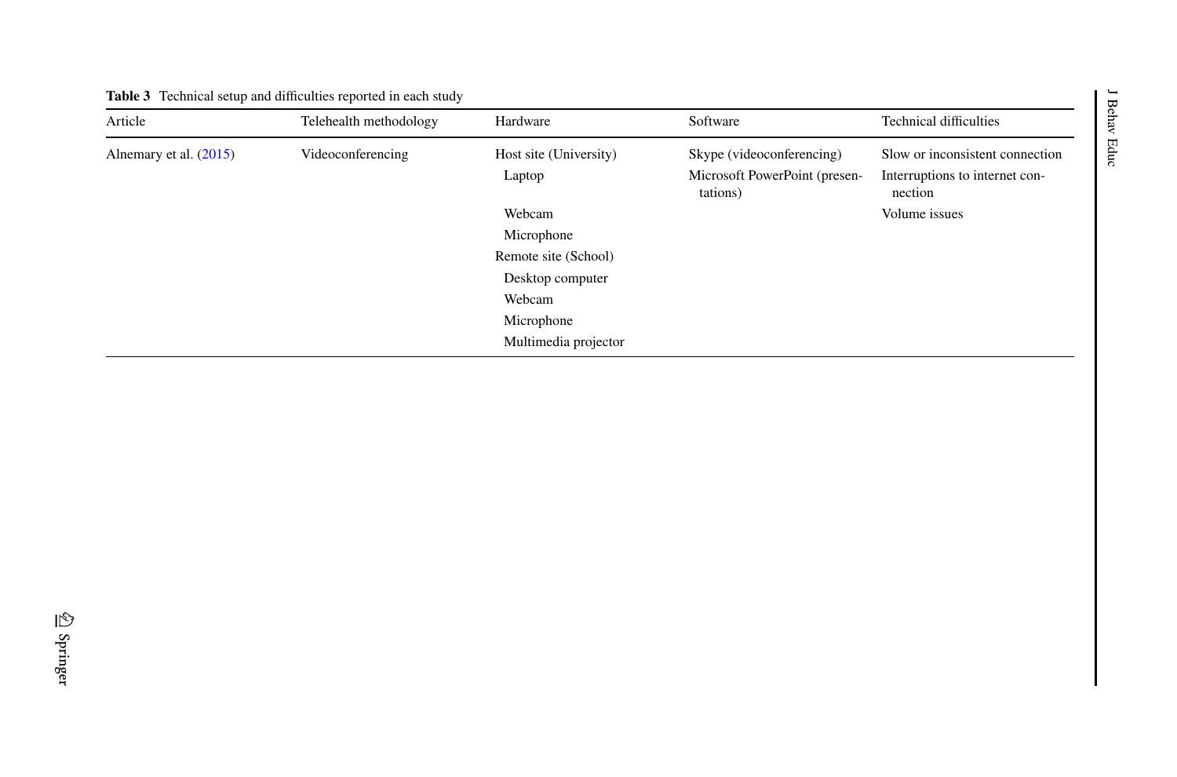**Table 3** Technical setup and difficulties reported in each study

| Article | Telehealth methodology | Hardware | Software | Technical difficulties |
|---|---|---|---|---|
| Alnemary et al. (2015) | Videoconferencing | Host site (University) | Skype (videoconferencing) | Slow or inconsistent connection |
| | | Laptop | Microsoft PowerPoint (presentations) | Interruptions to internet connection |
| | | Webcam | | Volume issues |
| | | Microphone | | |
| | | Remote site (School) | | |
| | | Desktop computer | | |
| | | Webcam | | |
| | | Microphone | | |
| | | Multimedia projector | | |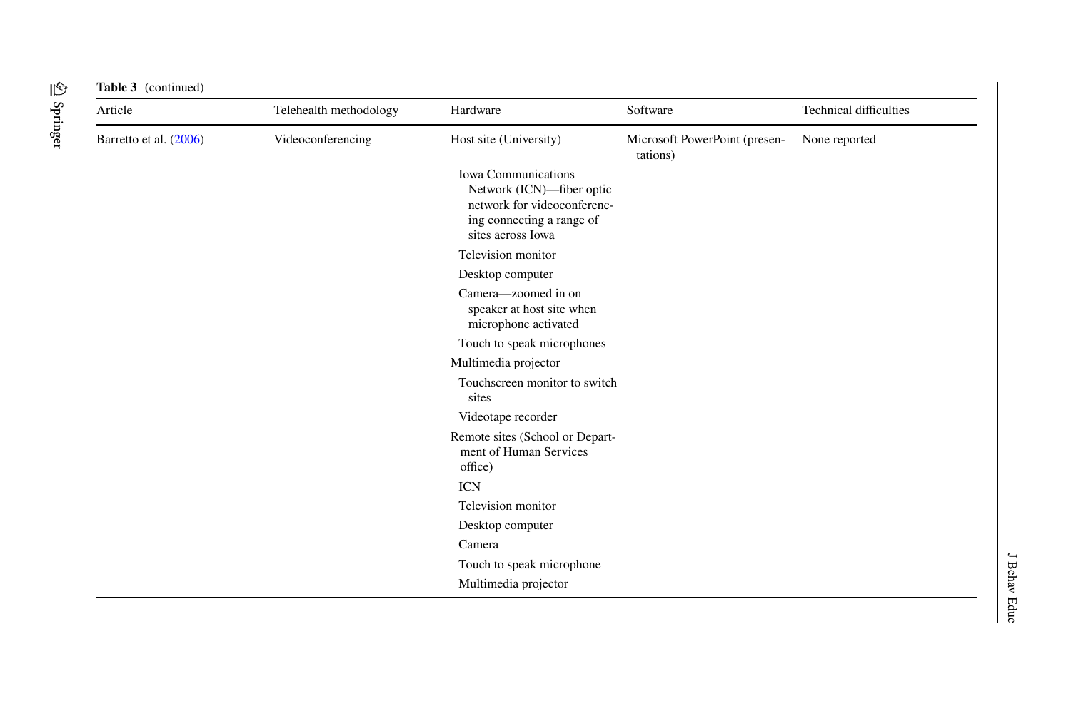**Table 3** (continued)

| Article | Telehealth methodology | Hardware | Software | Technical difficulties |
|---|---|---|---|---|
| Barretto et al. (2006) | Videoconferencing | Host site (University) | Microsoft PowerPoint (presentations) | None reported |
| | | Iowa Communications Network (ICN)—fiber optic network for videoconferencing connecting a range of sites across Iowa | | |
| | | Television monitor | | |
| | | Desktop computer | | |
| | | Camera—zoomed in on speaker at host site when microphone activated | | |
| | | Touch to speak microphones | | |
| | | Multimedia projector | | |
| | | Touchscreen monitor to switch sites | | |
| | | Videotape recorder | | |
| | | Remote sites (School or Department of Human Services office) | | |
| | | ICN | | |
| | | Television monitor | | |
| | | Desktop computer | | |
| | | Camera | | |
| | | Touch to speak microphone | | |
| | | Multimedia projector | | |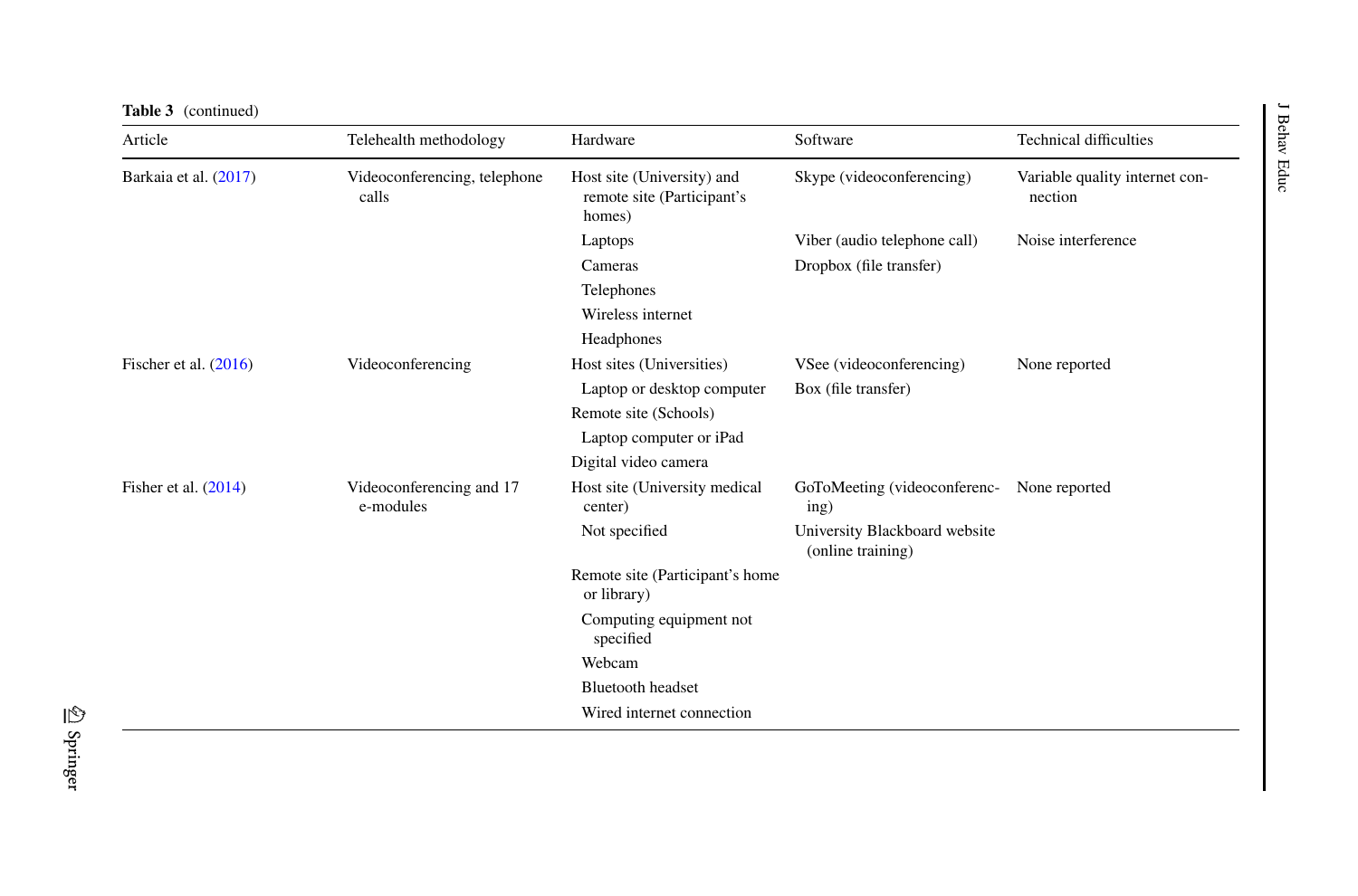**Table 3** (continued)

| Article | Telehealth methodology | Hardware | Software | Technical difficulties |
|---|---|---|---|---|
| Barkaia et al. (2017) | Videoconferencing, telephone calls | Host site (University) and remote site (Participant's homes) | Skype (videoconferencing) | Variable quality internet connection |
| | | Laptops | Viber (audio telephone call) | Noise interference |
| | | Cameras | Dropbox (file transfer) | |
| | | Telephones | | |
| | | Wireless internet | | |
| | | Headphones | | |
| Fischer et al. (2016) | Videoconferencing | Host sites (Universities) | VSee (videoconferencing) | None reported |
| | | Laptop or desktop computer | Box (file transfer) | |
| | | Remote site (Schools) | | |
| | | Laptop computer or iPad | | |
| | | Digital video camera | | |
| Fisher et al. (2014) | Videoconferencing and 17 e-modules | Host site (University medical center) | GoToMeeting (videoconferencing) | None reported |
| | | Not specified | University Blackboard website (online training) | |
| | | Remote site (Participant's home or library) | | |
| | | Computing equipment not specified | | |
| | | Webcam | | |
| | | Bluetooth headset | | |
| | | Wired internet connection | | |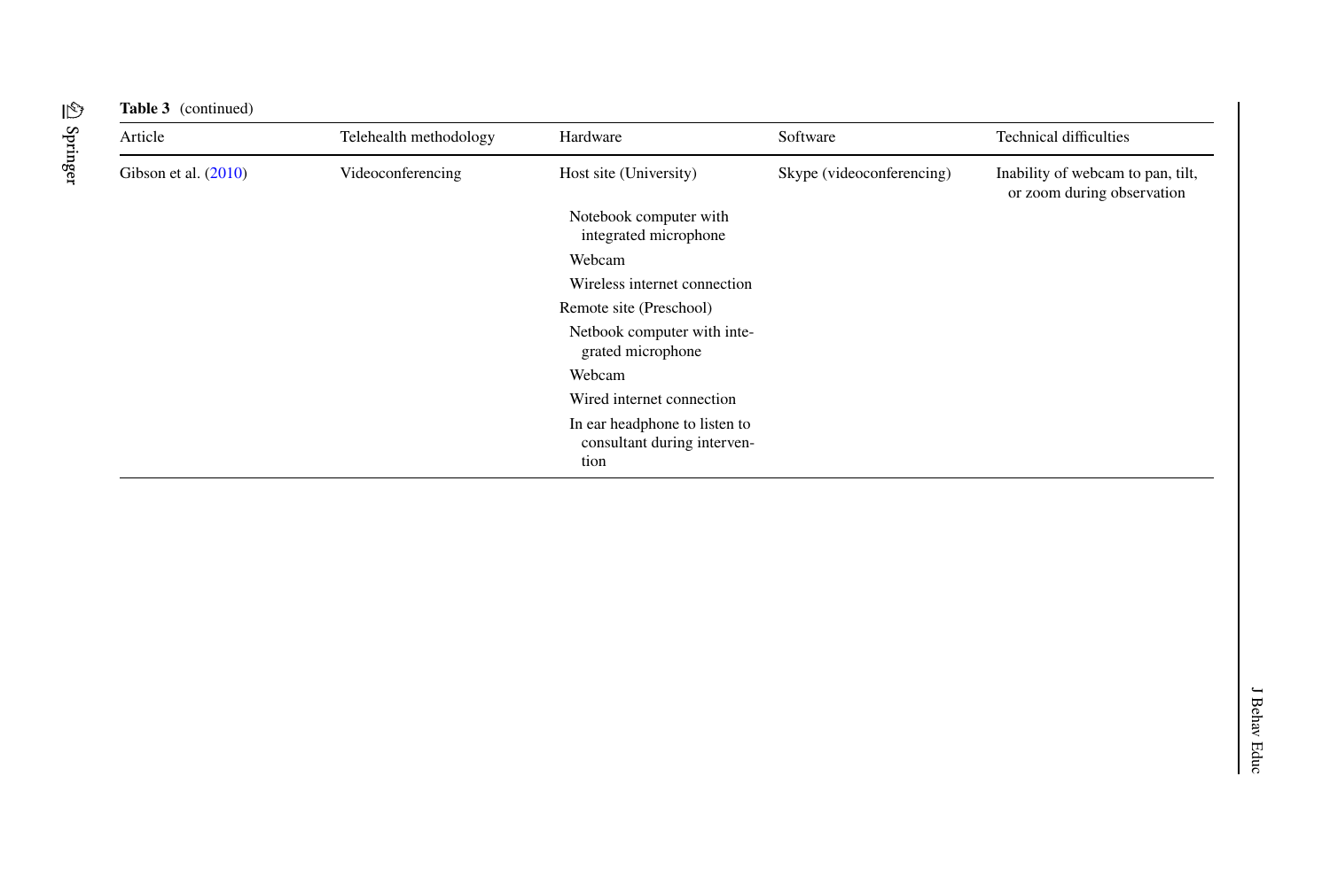**Table 3** (continued)

| Article | Telehealth methodology | Hardware | Software | Technical difficulties |
|---|---|---|---|---|
| Gibson et al. (2010) | Videoconferencing | Host site (University) | Skype (videoconferencing) | Inability of webcam to pan, tilt, or zoom during observation |
| | | Notebook computer with integrated microphone | | |
| | | Webcam | | |
| | | Wireless internet connection | | |
| | | Remote site (Preschool) | | |
| | | Netbook computer with integrated microphone | | |
| | | Webcam | | |
| | | Wired internet connection | | |
| | | In ear headphone to listen to consultant during intervention | | |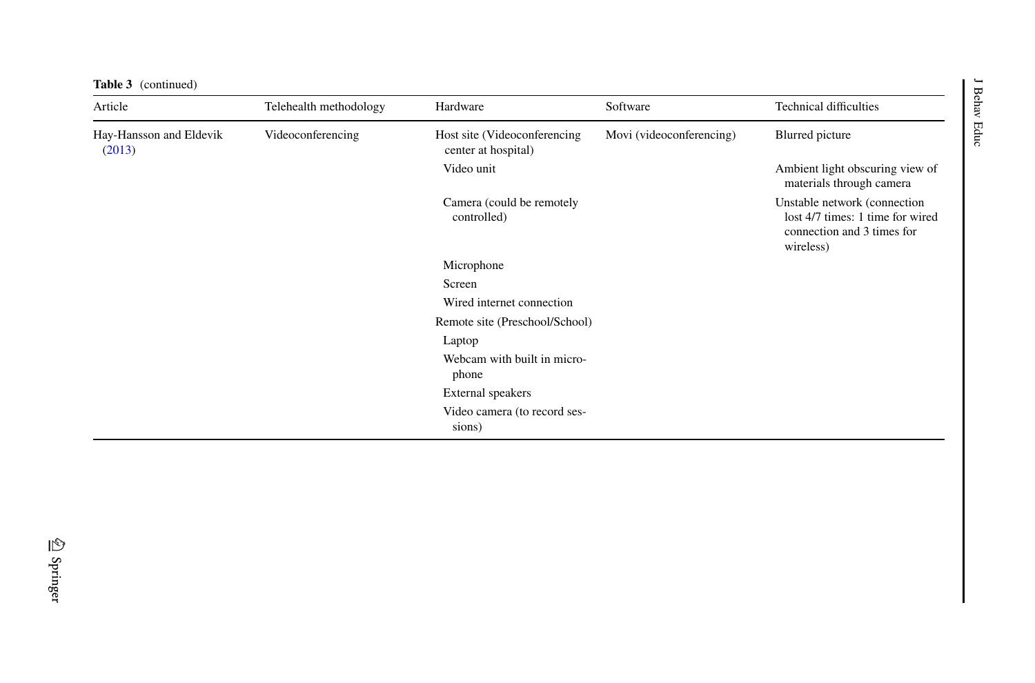**Table 3** (continued)

| Article | Telehealth methodology | Hardware | Software | Technical difficulties |
|---|---|---|---|---|
| Hay-Hansson and Eldevik (2013) | Videoconferencing | Host site (Videoconferencing center at hospital) | Movi (videoconferencing) | Blurred picture |
| | | Video unit | | Ambient light obscuring view of materials through camera |
| | | Camera (could be remotely controlled) | | Unstable network (connection lost 4/7 times: 1 time for wired connection and 3 times for wireless) |
| | | Microphone | | |
| | | Screen | | |
| | | Wired internet connection | | |
| | | Remote site (Preschool/School) | | |
| | | Laptop | | |
| | | Webcam with built in microphone | | |
| | | External speakers | | |
| | | Video camera (to record sessions) | | |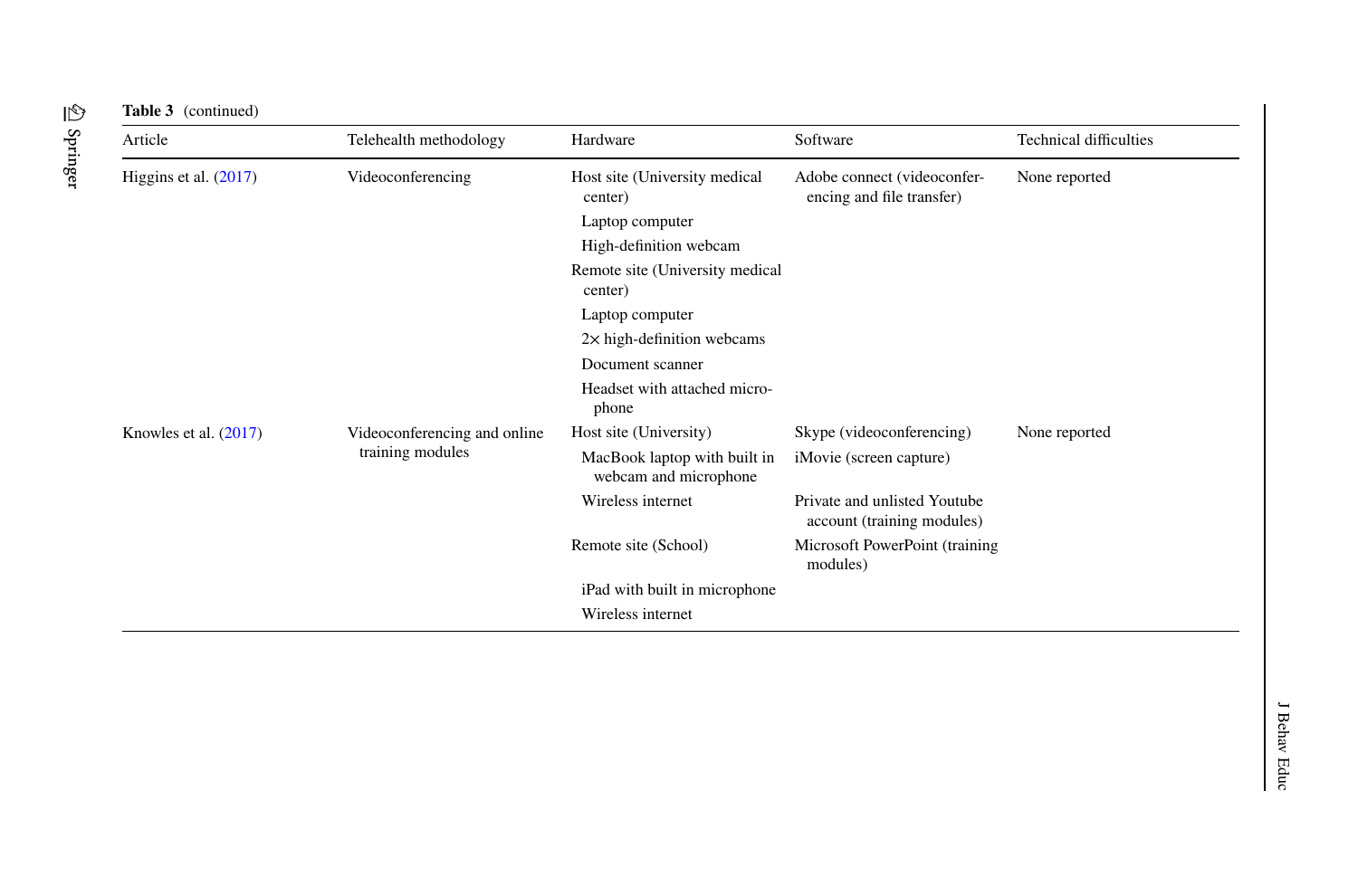**Table 3** (continued)

| Article | Telehealth methodology | Hardware | Software | Technical difficulties |
|---|---|---|---|---|
| Higgins et al. (2017) | Videoconferencing | Host site (University medical center) | Adobe connect (videoconferencing and file transfer) | None reported |
| | | Laptop computer | | |
| | | High-definition webcam | | |
| | | Remote site (University medical center) | | |
| | | Laptop computer | | |
| | | 2× high-definition webcams | | |
| | | Document scanner | | |
| | | Headset with attached microphone | | |
| Knowles et al. (2017) | Videoconferencing and online training modules | Host site (University) | Skype (videoconferencing) | None reported |
| | | MacBook laptop with built in webcam and microphone | iMovie (screen capture) | |
| | | Wireless internet | Private and unlisted Youtube account (training modules) | |
| | | Remote site (School) | Microsoft PowerPoint (training modules) | |
| | | iPad with built in microphone | | |
| | | Wireless internet | | |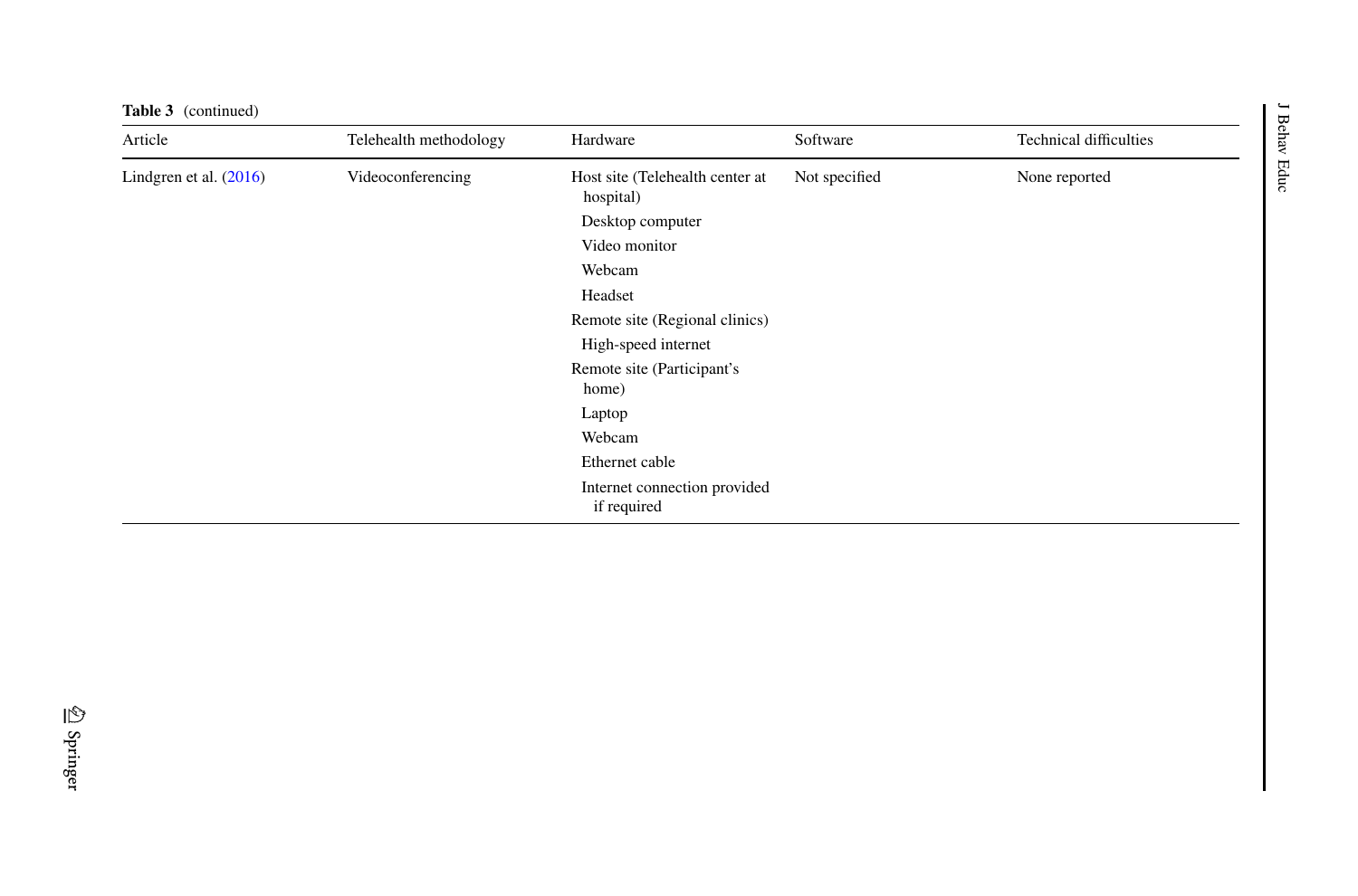**Table 3** (continued)

| Article | Telehealth methodology | Hardware | Software | Technical difficulties |
|---|---|---|---|---|
| Lindgren et al. (2016) | Videoconferencing | Host site (Telehealth center at hospital)<br>Desktop computer<br>Video monitor<br>Webcam<br>Headset<br>Remote site (Regional clinics)<br>High-speed internet<br>Remote site (Participant's home)<br>Laptop<br>Webcam<br>Ethernet cable<br>Internet connection provided if required | Not specified | None reported |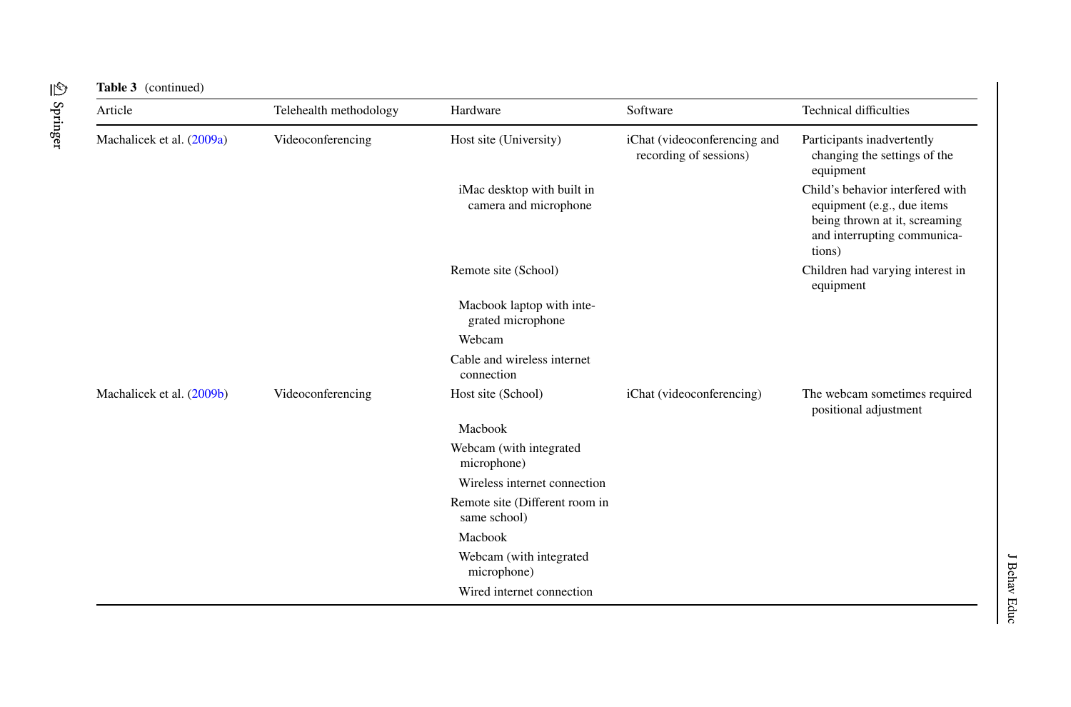**Table 3** (continued)

| Article | Telehealth methodology | Hardware | Software | Technical difficulties |
|---|---|---|---|---|
| Machalicek et al. (2009a) | Videoconferencing | Host site (University) | iChat (videoconferencing and recording of sessions) | Participants inadvertently changing the settings of the equipment |
| | | iMac desktop with built in camera and microphone | | Child's behavior interfered with equipment (e.g., due items being thrown at it, screaming and interrupting communications) |
| | | Remote site (School) | | Children had varying interest in equipment |
| | | Macbook laptop with integrated microphone | | |
| | | Webcam | | |
| | | Cable and wireless internet connection | | |
| Machalicek et al. (2009b) | Videoconferencing | Host site (School) | iChat (videoconferencing) | The webcam sometimes required positional adjustment |
| | | Macbook | | |
| | | Webcam (with integrated microphone) | | |
| | | Wireless internet connection | | |
| | | Remote site (Different room in same school) | | |
| | | Macbook | | |
| | | Webcam (with integrated microphone) | | |
| | | Wired internet connection | | |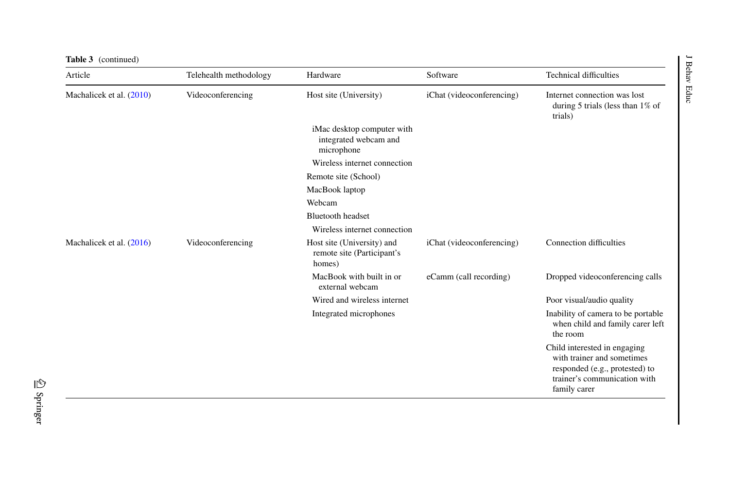**Table 3** (continued)

| Article | Telehealth methodology | Hardware | Software | Technical difficulties |
|---|---|---|---|---|
| Machalicek et al. (2010) | Videoconferencing | Host site (University) | iChat (videoconferencing) | Internet connection was lost during 5 trials (less than 1% of trials) |
| | | iMac desktop computer with integrated webcam and microphone | | |
| | | Wireless internet connection | | |
| | | Remote site (School) | | |
| | | MacBook laptop | | |
| | | Webcam | | |
| | | Bluetooth headset | | |
| | | Wireless internet connection | | |
| Machalicek et al. (2016) | Videoconferencing | Host site (University) and remote site (Participant's homes) | iChat (videoconferencing) | Connection difficulties |
| | | MacBook with built in or external webcam | eCamm (call recording) | Dropped videoconferencing calls |
| | | Wired and wireless internet | | Poor visual/audio quality |
| | | Integrated microphones | | Inability of camera to be portable when child and family carer left the room |
| | | | | Child interested in engaging with trainer and sometimes responded (e.g., protested) to trainer's communication with family carer |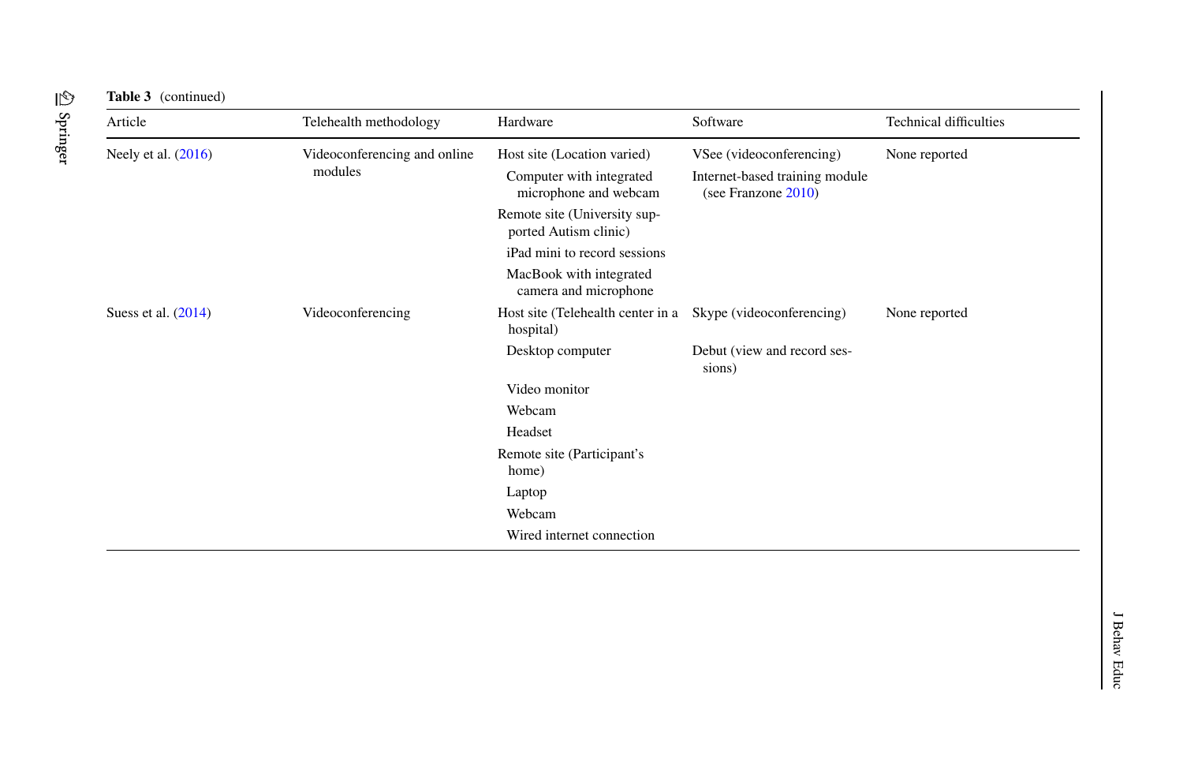**Table 3** (continued)

| Article | Telehealth methodology | Hardware | Software | Technical difficulties |
|---|---|---|---|---|
| Neely et al. (2016) | Videoconferencing and online modules | Host site (Location varied) | VSee (videoconferencing) | None reported |
| | | Computer with integrated microphone and webcam | Internet-based training module (see Franzone 2010) | |
| | | Remote site (University supported Autism clinic) | | |
| | | iPad mini to record sessions | | |
| | | MacBook with integrated camera and microphone | | |
| Suess et al. (2014) | Videoconferencing | Host site (Telehealth center in a hospital) | Skype (videoconferencing) | None reported |
| | | Desktop computer | Debut (view and record sessions) | |
| | | Video monitor | | |
| | | Webcam | | |
| | | Headset | | |
| | | Remote site (Participant's home) | | |
| | | Laptop | | |
| | | Webcam | | |
| | | Wired internet connection | | |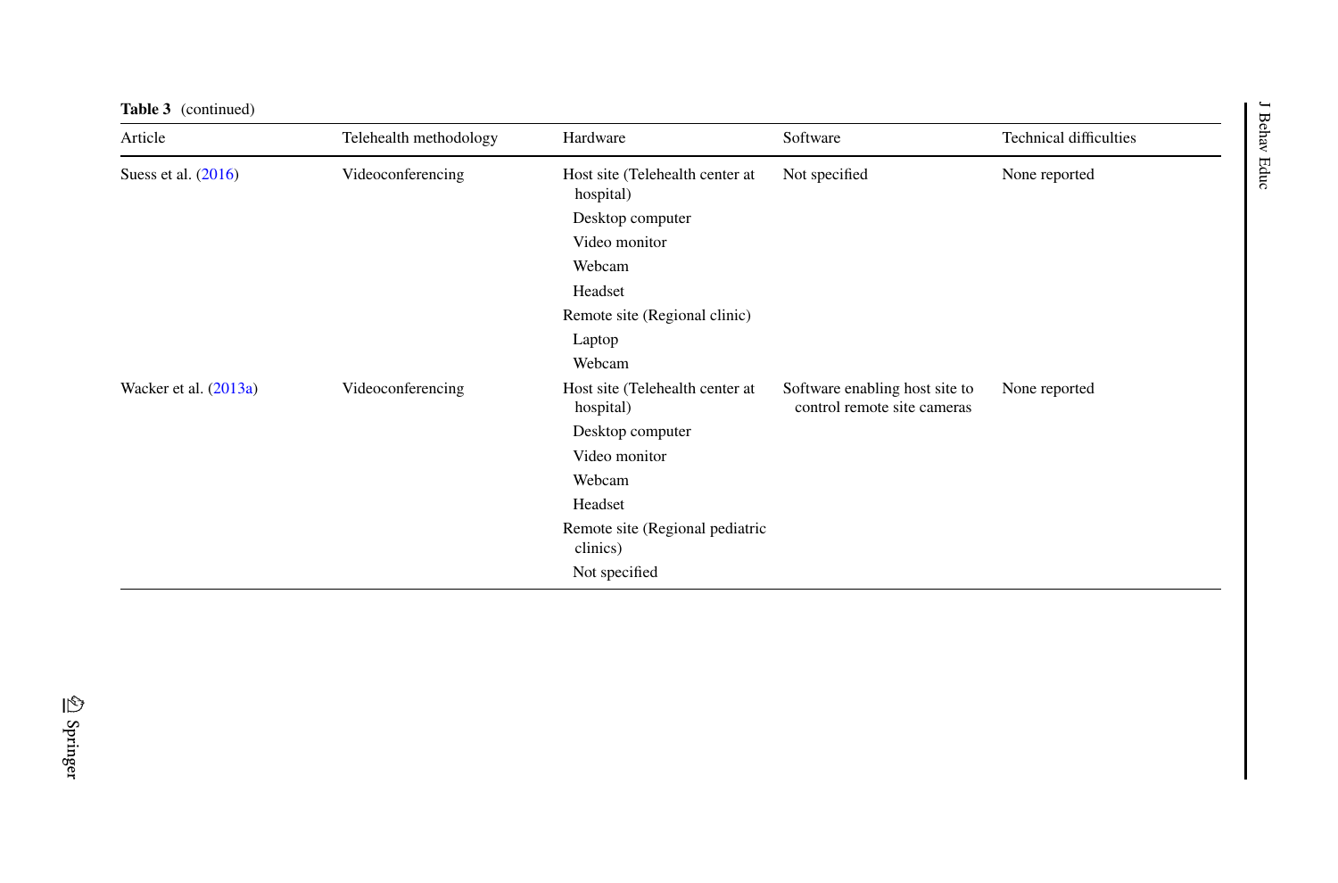**Table 3** (continued)

| Article | Telehealth methodology | Hardware | Software | Technical difficulties |
|---|---|---|---|---|
| Suess et al. (2016) | Videoconferencing | Host site (Telehealth center at hospital)<br>Desktop computer<br>Video monitor<br>Webcam<br>Headset<br>Remote site (Regional clinic)<br>Laptop<br>Webcam | Not specified | None reported |
| Wacker et al. (2013a) | Videoconferencing | Host site (Telehealth center at hospital)<br>Desktop computer<br>Video monitor<br>Webcam<br>Headset<br>Remote site (Regional pediatric clinics)<br>Not specified | Software enabling host site to control remote site cameras | None reported |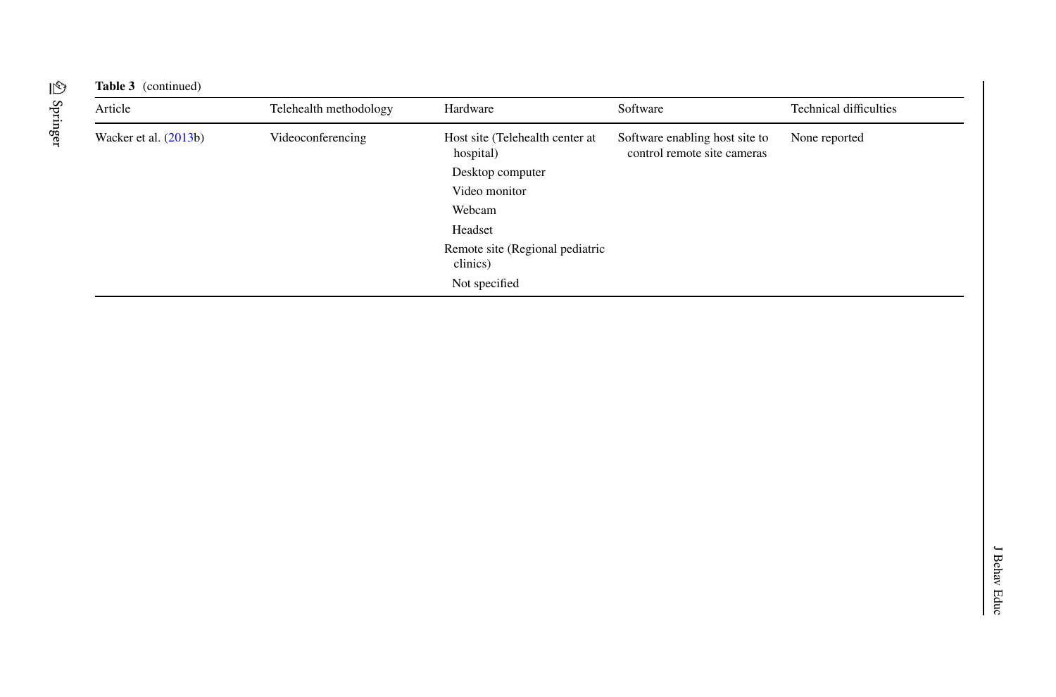**Table 3** (continued)

| Article | Telehealth methodology | Hardware | Software | Technical difficulties |
|---|---|---|---|---|
| Wacker et al. (2013b) | Videoconferencing | Host site (Telehealth center at hospital)<br>Desktop computer<br>Video monitor<br>Webcam<br>Headset<br>Remote site (Regional pediatric clinics)<br>Not specified | Software enabling host site to control remote site cameras | None reported |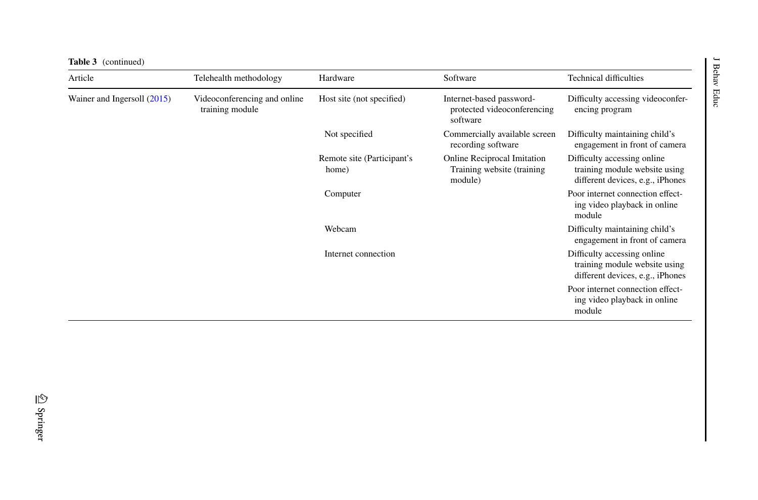**Table 3** (continued)

| Article | Telehealth methodology | Hardware | Software | Technical difficulties |
|---|---|---|---|---|
| Wainer and Ingersoll (2015) | Videoconferencing and online training module | Host site (not specified) | Internet-based password-protected videoconferencing software | Difficulty accessing videoconferencing program |
| | | Not specified | Commercially available screen recording software | Difficulty maintaining child's engagement in front of camera |
| | | Remote site (Participant's home) | Online Reciprocal Imitation Training website (training module) | Difficulty accessing online training module website using different devices, e.g., iPhones |
| | | Computer | | Poor internet connection effecting video playback in online module |
| | | Webcam | | Difficulty maintaining child's engagement in front of camera |
| | | Internet connection | | Difficulty accessing online training module website using different devices, e.g., iPhones |
| | | | | Poor internet connection effecting video playback in online module |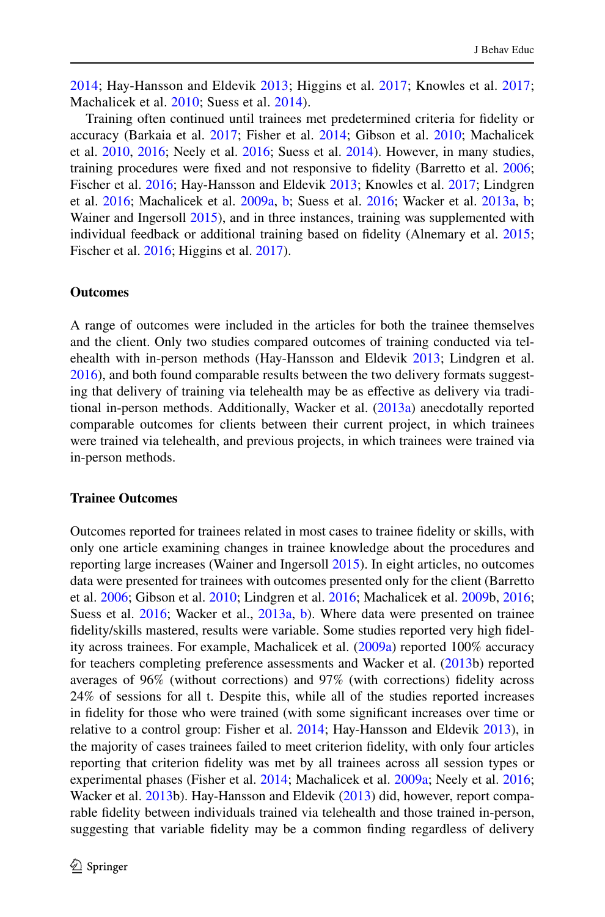2014; Hay-Hansson and Eldevik 2013; Higgins et al. 2017; Knowles et al. 2017; Machalicek et al. 2010; Suess et al. 2014).

Training often continued until trainees met predetermined criteria for fidelity or accuracy (Barkaia et al. 2017; Fisher et al. 2014; Gibson et al. 2010; Machalicek et al. 2010, 2016; Neely et al. 2016; Suess et al. 2014). However, in many studies, training procedures were fixed and not responsive to fidelity (Barretto et al. 2006; Fischer et al. 2016; Hay-Hansson and Eldevik 2013; Knowles et al. 2017; Lindgren et al. 2016; Machalicek et al. 2009a, b; Suess et al. 2016; Wacker et al. 2013a, b; Wainer and Ingersoll 2015), and in three instances, training was supplemented with individual feedback or additional training based on fidelity (Alnemary et al. 2015; Fischer et al. 2016; Higgins et al. 2017).

### Outcomes

A range of outcomes were included in the articles for both the trainee themselves and the client. Only two studies compared outcomes of training conducted via telehealth with in-person methods (Hay-Hansson and Eldevik 2013; Lindgren et al. 2016), and both found comparable results between the two delivery formats suggesting that delivery of training via telehealth may be as effective as delivery via traditional in-person methods. Additionally, Wacker et al. (2013a) anecdotally reported comparable outcomes for clients between their current project, in which trainees were trained via telehealth, and previous projects, in which trainees were trained via in-person methods.

### Trainee Outcomes

Outcomes reported for trainees related in most cases to trainee fidelity or skills, with only one article examining changes in trainee knowledge about the procedures and reporting large increases (Wainer and Ingersoll 2015). In eight articles, no outcomes data were presented for trainees with outcomes presented only for the client (Barretto et al. 2006; Gibson et al. 2010; Lindgren et al. 2016; Machalicek et al. 2009b, 2016; Suess et al. 2016; Wacker et al., 2013a, b). Where data were presented on trainee fidelity/skills mastered, results were variable. Some studies reported very high fidelity across trainees. For example, Machalicek et al. (2009a) reported 100% accuracy for teachers completing preference assessments and Wacker et al. (2013b) reported averages of 96% (without corrections) and 97% (with corrections) fidelity across 24% of sessions for all t. Despite this, while all of the studies reported increases in fidelity for those who were trained (with some significant increases over time or relative to a control group: Fisher et al. 2014; Hay-Hansson and Eldevik 2013), in the majority of cases trainees failed to meet criterion fidelity, with only four articles reporting that criterion fidelity was met by all trainees across all session types or experimental phases (Fisher et al. 2014; Machalicek et al. 2009a; Neely et al. 2016; Wacker et al. 2013b). Hay-Hansson and Eldevik (2013) did, however, report comparable fidelity between individuals trained via telehealth and those trained in-person, suggesting that variable fidelity may be a common finding regardless of delivery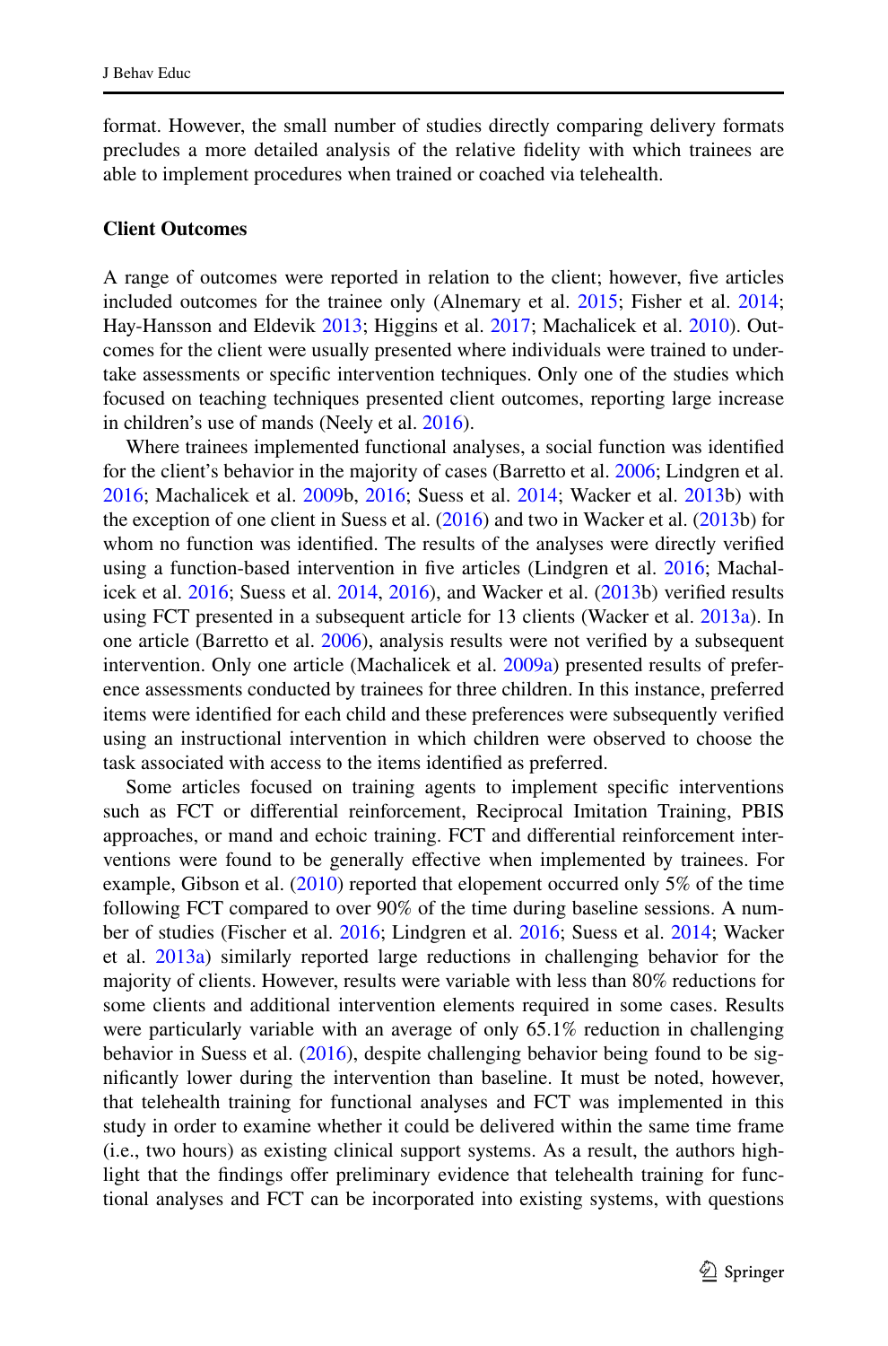format. However, the small number of studies directly comparing delivery formats precludes a more detailed analysis of the relative fidelity with which trainees are able to implement procedures when trained or coached via telehealth.

**Client Outcomes**

A range of outcomes were reported in relation to the client; however, five articles included outcomes for the trainee only (Alnemary et al. 2015; Fisher et al. 2014; Hay-Hansson and Eldevik 2013; Higgins et al. 2017; Machalicek et al. 2010). Outcomes for the client were usually presented where individuals were trained to undertake assessments or specific intervention techniques. Only one of the studies which focused on teaching techniques presented client outcomes, reporting large increase in children's use of mands (Neely et al. 2016).

Where trainees implemented functional analyses, a social function was identified for the client's behavior in the majority of cases (Barretto et al. 2006; Lindgren et al. 2016; Machalicek et al. 2009b, 2016; Suess et al. 2014; Wacker et al. 2013b) with the exception of one client in Suess et al. (2016) and two in Wacker et al. (2013b) for whom no function was identified. The results of the analyses were directly verified using a function-based intervention in five articles (Lindgren et al. 2016; Machalicek et al. 2016; Suess et al. 2014, 2016), and Wacker et al. (2013b) verified results using FCT presented in a subsequent article for 13 clients (Wacker et al. 2013a). In one article (Barretto et al. 2006), analysis results were not verified by a subsequent intervention. Only one article (Machalicek et al. 2009a) presented results of preference assessments conducted by trainees for three children. In this instance, preferred items were identified for each child and these preferences were subsequently verified using an instructional intervention in which children were observed to choose the task associated with access to the items identified as preferred.

Some articles focused on training agents to implement specific interventions such as FCT or differential reinforcement, Reciprocal Imitation Training, PBIS approaches, or mand and echoic training. FCT and differential reinforcement interventions were found to be generally effective when implemented by trainees. For example, Gibson et al. (2010) reported that elopement occurred only 5% of the time following FCT compared to over 90% of the time during baseline sessions. A number of studies (Fischer et al. 2016; Lindgren et al. 2016; Suess et al. 2014; Wacker et al. 2013a) similarly reported large reductions in challenging behavior for the majority of clients. However, results were variable with less than 80% reductions for some clients and additional intervention elements required in some cases. Results were particularly variable with an average of only 65.1% reduction in challenging behavior in Suess et al. (2016), despite challenging behavior being found to be significantly lower during the intervention than baseline. It must be noted, however, that telehealth training for functional analyses and FCT was implemented in this study in order to examine whether it could be delivered within the same time frame (i.e., two hours) as existing clinical support systems. As a result, the authors highlight that the findings offer preliminary evidence that telehealth training for functional analyses and FCT can be incorporated into existing systems, with questions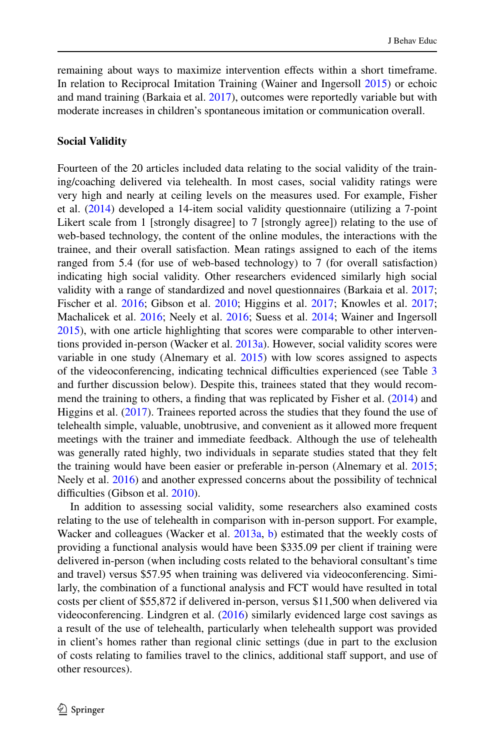remaining about ways to maximize intervention effects within a short timeframe. In relation to Reciprocal Imitation Training (Wainer and Ingersoll 2015) or echoic and mand training (Barkaia et al. 2017), outcomes were reportedly variable but with moderate increases in children's spontaneous imitation or communication overall.

### Social Validity

Fourteen of the 20 articles included data relating to the social validity of the training/coaching delivered via telehealth. In most cases, social validity ratings were very high and nearly at ceiling levels on the measures used. For example, Fisher et al. (2014) developed a 14-item social validity questionnaire (utilizing a 7-point Likert scale from 1 [strongly disagree] to 7 [strongly agree]) relating to the use of web-based technology, the content of the online modules, the interactions with the trainee, and their overall satisfaction. Mean ratings assigned to each of the items ranged from 5.4 (for use of web-based technology) to 7 (for overall satisfaction) indicating high social validity. Other researchers evidenced similarly high social validity with a range of standardized and novel questionnaires (Barkaia et al. 2017; Fischer et al. 2016; Gibson et al. 2010; Higgins et al. 2017; Knowles et al. 2017; Machalicek et al. 2016; Neely et al. 2016; Suess et al. 2014; Wainer and Ingersoll 2015), with one article highlighting that scores were comparable to other interventions provided in-person (Wacker et al. 2013a). However, social validity scores were variable in one study (Alnemary et al. 2015) with low scores assigned to aspects of the videoconferencing, indicating technical difficulties experienced (see Table 3 and further discussion below). Despite this, trainees stated that they would recommend the training to others, a finding that was replicated by Fisher et al. (2014) and Higgins et al. (2017). Trainees reported across the studies that they found the use of telehealth simple, valuable, unobtrusive, and convenient as it allowed more frequent meetings with the trainer and immediate feedback. Although the use of telehealth was generally rated highly, two individuals in separate studies stated that they felt the training would have been easier or preferable in-person (Alnemary et al. 2015; Neely et al. 2016) and another expressed concerns about the possibility of technical difficulties (Gibson et al. 2010).

In addition to assessing social validity, some researchers also examined costs relating to the use of telehealth in comparison with in-person support. For example, Wacker and colleagues (Wacker et al. 2013a, b) estimated that the weekly costs of providing a functional analysis would have been $335.09 per client if training were delivered in-person (when including costs related to the behavioral consultant's time and travel) versus $57.95 when training was delivered via videoconferencing. Similarly, the combination of a functional analysis and FCT would have resulted in total costs per client of $55,872 if delivered in-person, versus $11,500 when delivered via videoconferencing. Lindgren et al. (2016) similarly evidenced large cost savings as a result of the use of telehealth, particularly when telehealth support was provided in client's homes rather than regional clinic settings (due in part to the exclusion of costs relating to families travel to the clinics, additional staff support, and use of other resources).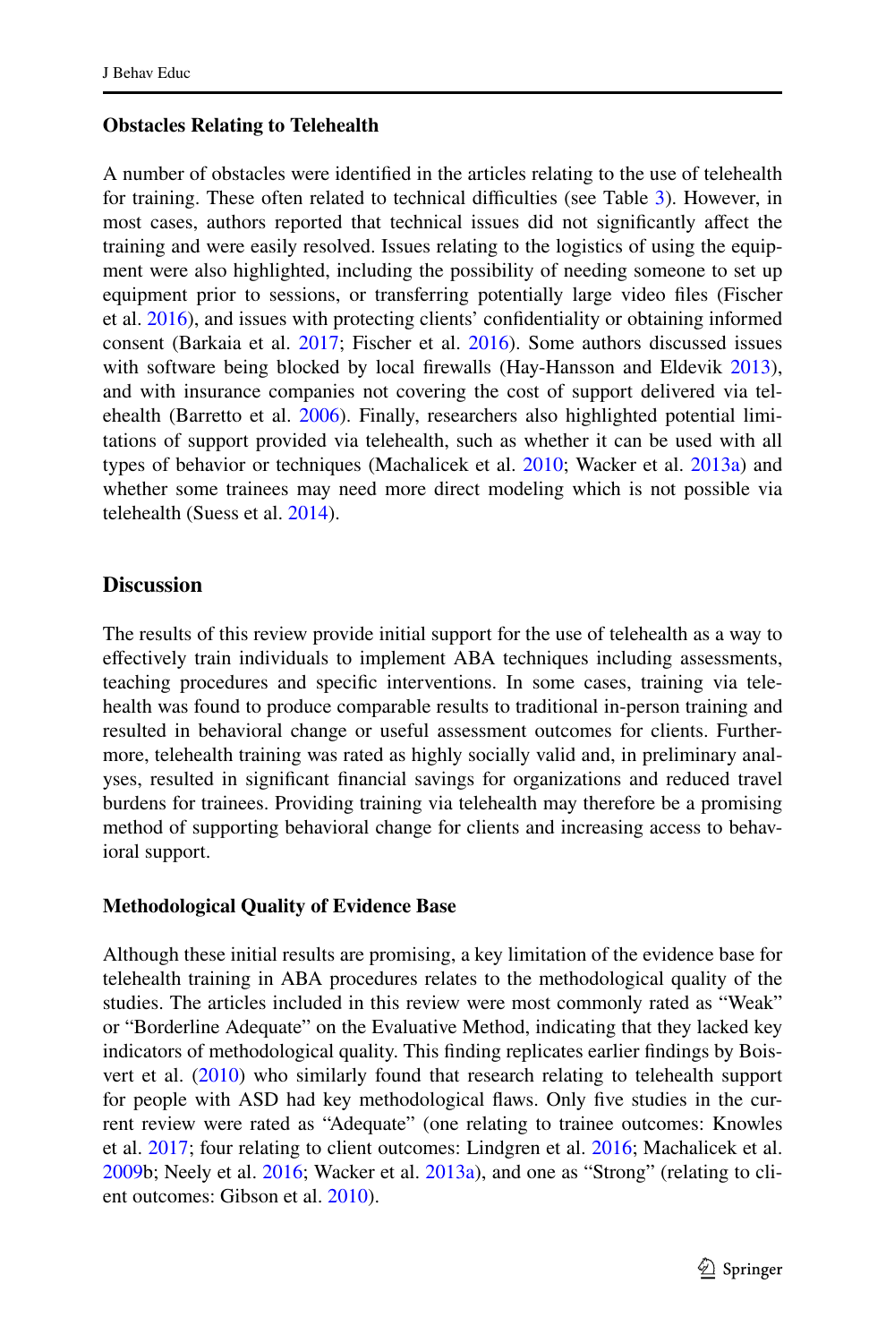**Obstacles Relating to Telehealth**

A number of obstacles were identified in the articles relating to the use of telehealth for training. These often related to technical difficulties (see Table 3). However, in most cases, authors reported that technical issues did not significantly affect the training and were easily resolved. Issues relating to the logistics of using the equipment were also highlighted, including the possibility of needing someone to set up equipment prior to sessions, or transferring potentially large video files (Fischer et al. 2016), and issues with protecting clients' confidentiality or obtaining informed consent (Barkaia et al. 2017; Fischer et al. 2016). Some authors discussed issues with software being blocked by local firewalls (Hay-Hansson and Eldevik 2013), and with insurance companies not covering the cost of support delivered via telehealth (Barretto et al. 2006). Finally, researchers also highlighted potential limitations of support provided via telehealth, such as whether it can be used with all types of behavior or techniques (Machalicek et al. 2010; Wacker et al. 2013a) and whether some trainees may need more direct modeling which is not possible via telehealth (Suess et al. 2014).

## Discussion

The results of this review provide initial support for the use of telehealth as a way to effectively train individuals to implement ABA techniques including assessments, teaching procedures and specific interventions. In some cases, training via telehealth was found to produce comparable results to traditional in-person training and resulted in behavioral change or useful assessment outcomes for clients. Furthermore, telehealth training was rated as highly socially valid and, in preliminary analyses, resulted in significant financial savings for organizations and reduced travel burdens for trainees. Providing training via telehealth may therefore be a promising method of supporting behavioral change for clients and increasing access to behavioral support.

**Methodological Quality of Evidence Base**

Although these initial results are promising, a key limitation of the evidence base for telehealth training in ABA procedures relates to the methodological quality of the studies. The articles included in this review were most commonly rated as "Weak" or "Borderline Adequate" on the Evaluative Method, indicating that they lacked key indicators of methodological quality. This finding replicates earlier findings by Boisvert et al. (2010) who similarly found that research relating to telehealth support for people with ASD had key methodological flaws. Only five studies in the current review were rated as "Adequate" (one relating to trainee outcomes: Knowles et al. 2017; four relating to client outcomes: Lindgren et al. 2016; Machalicek et al. 2009b; Neely et al. 2016; Wacker et al. 2013a), and one as "Strong" (relating to client outcomes: Gibson et al. 2010).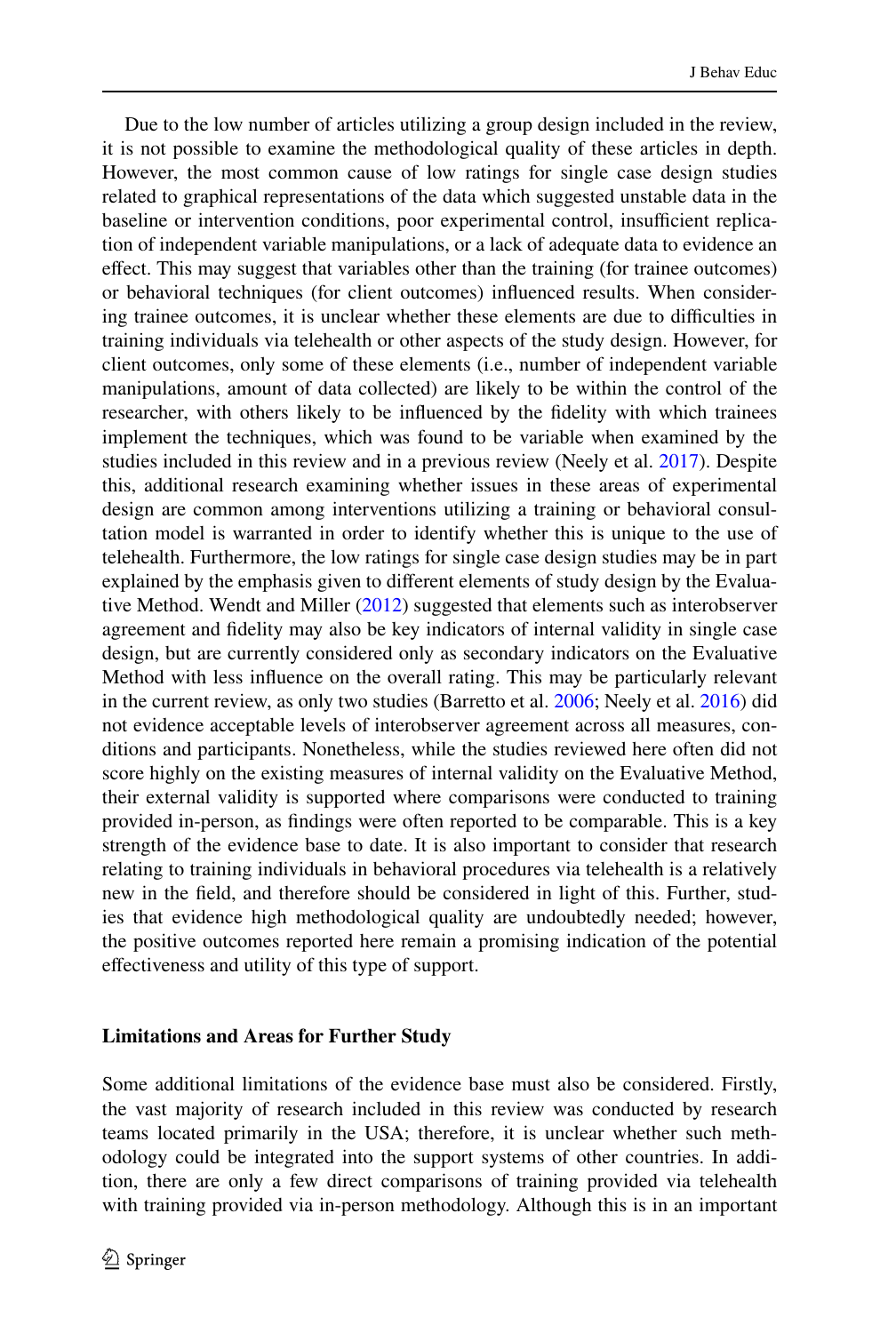Due to the low number of articles utilizing a group design included in the review, it is not possible to examine the methodological quality of these articles in depth. However, the most common cause of low ratings for single case design studies related to graphical representations of the data which suggested unstable data in the baseline or intervention conditions, poor experimental control, insufficient replication of independent variable manipulations, or a lack of adequate data to evidence an effect. This may suggest that variables other than the training (for trainee outcomes) or behavioral techniques (for client outcomes) influenced results. When considering trainee outcomes, it is unclear whether these elements are due to difficulties in training individuals via telehealth or other aspects of the study design. However, for client outcomes, only some of these elements (i.e., number of independent variable manipulations, amount of data collected) are likely to be within the control of the researcher, with others likely to be influenced by the fidelity with which trainees implement the techniques, which was found to be variable when examined by the studies included in this review and in a previous review (Neely et al. 2017). Despite this, additional research examining whether issues in these areas of experimental design are common among interventions utilizing a training or behavioral consultation model is warranted in order to identify whether this is unique to the use of telehealth. Furthermore, the low ratings for single case design studies may be in part explained by the emphasis given to different elements of study design by the Evaluative Method. Wendt and Miller (2012) suggested that elements such as interobserver agreement and fidelity may also be key indicators of internal validity in single case design, but are currently considered only as secondary indicators on the Evaluative Method with less influence on the overall rating. This may be particularly relevant in the current review, as only two studies (Barretto et al. 2006; Neely et al. 2016) did not evidence acceptable levels of interobserver agreement across all measures, conditions and participants. Nonetheless, while the studies reviewed here often did not score highly on the existing measures of internal validity on the Evaluative Method, their external validity is supported where comparisons were conducted to training provided in-person, as findings were often reported to be comparable. This is a key strength of the evidence base to date. It is also important to consider that research relating to training individuals in behavioral procedures via telehealth is a relatively new in the field, and therefore should be considered in light of this. Further, studies that evidence high methodological quality are undoubtedly needed; however, the positive outcomes reported here remain a promising indication of the potential effectiveness and utility of this type of support.

### Limitations and Areas for Further Study

Some additional limitations of the evidence base must also be considered. Firstly, the vast majority of research included in this review was conducted by research teams located primarily in the USA; therefore, it is unclear whether such methodology could be integrated into the support systems of other countries. In addition, there are only a few direct comparisons of training provided via telehealth with training provided via in-person methodology. Although this is in an important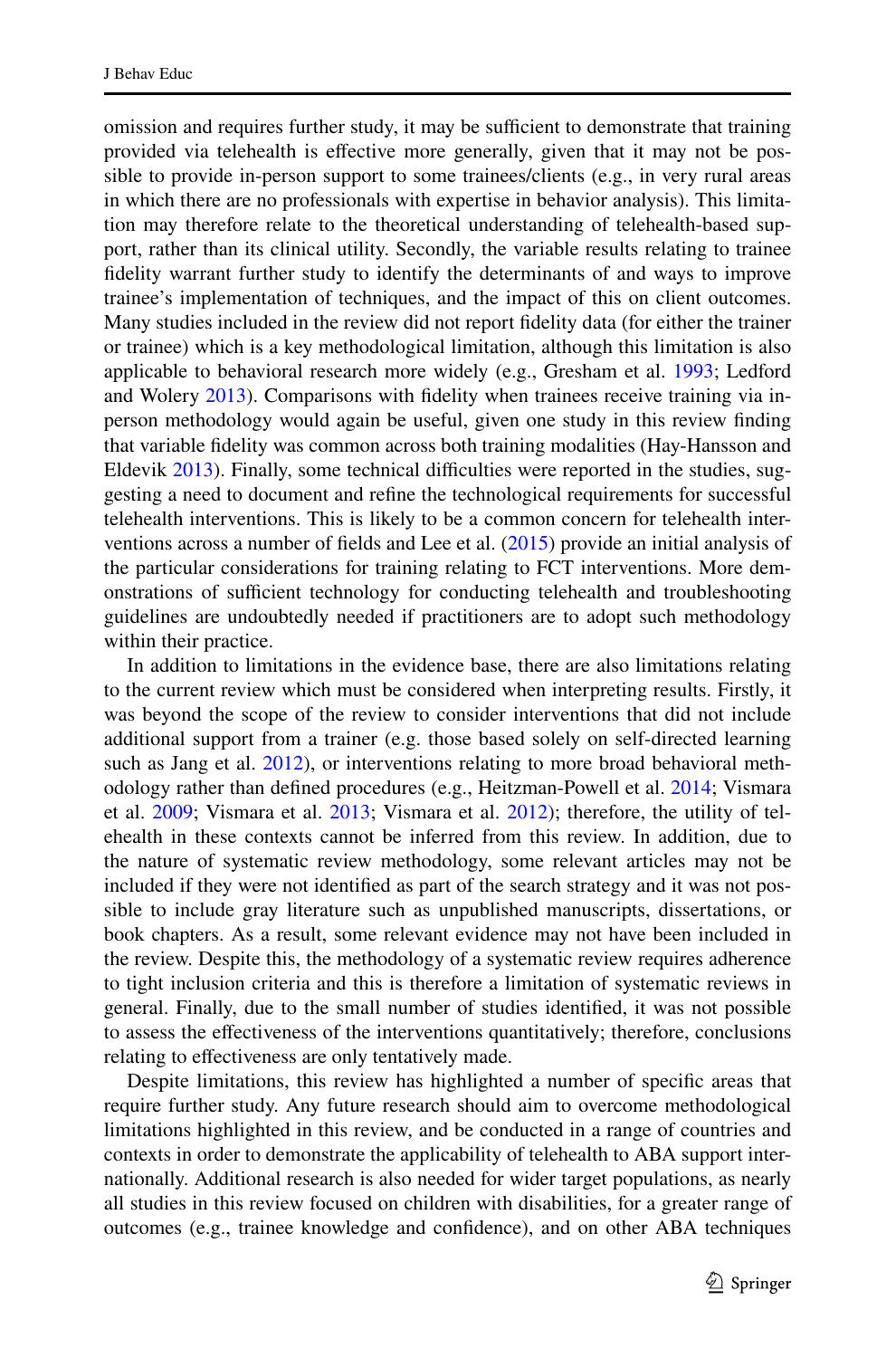omission and requires further study, it may be sufficient to demonstrate that training provided via telehealth is effective more generally, given that it may not be possible to provide in-person support to some trainees/clients (e.g., in very rural areas in which there are no professionals with expertise in behavior analysis). This limitation may therefore relate to the theoretical understanding of telehealth-based support, rather than its clinical utility. Secondly, the variable results relating to trainee fidelity warrant further study to identify the determinants of and ways to improve trainee's implementation of techniques, and the impact of this on client outcomes. Many studies included in the review did not report fidelity data (for either the trainer or trainee) which is a key methodological limitation, although this limitation is also applicable to behavioral research more widely (e.g., Gresham et al. 1993; Ledford and Wolery 2013). Comparisons with fidelity when trainees receive training via in-person methodology would again be useful, given one study in this review finding that variable fidelity was common across both training modalities (Hay-Hansson and Eldevik 2013). Finally, some technical difficulties were reported in the studies, suggesting a need to document and refine the technological requirements for successful telehealth interventions. This is likely to be a common concern for telehealth interventions across a number of fields and Lee et al. (2015) provide an initial analysis of the particular considerations for training relating to FCT interventions. More demonstrations of sufficient technology for conducting telehealth and troubleshooting guidelines are undoubtedly needed if practitioners are to adopt such methodology within their practice.

In addition to limitations in the evidence base, there are also limitations relating to the current review which must be considered when interpreting results. Firstly, it was beyond the scope of the review to consider interventions that did not include additional support from a trainer (e.g. those based solely on self-directed learning such as Jang et al. 2012), or interventions relating to more broad behavioral methodology rather than defined procedures (e.g., Heitzman-Powell et al. 2014; Vismara et al. 2009; Vismara et al. 2013; Vismara et al. 2012); therefore, the utility of telehealth in these contexts cannot be inferred from this review. In addition, due to the nature of systematic review methodology, some relevant articles may not be included if they were not identified as part of the search strategy and it was not possible to include gray literature such as unpublished manuscripts, dissertations, or book chapters. As a result, some relevant evidence may not have been included in the review. Despite this, the methodology of a systematic review requires adherence to tight inclusion criteria and this is therefore a limitation of systematic reviews in general. Finally, due to the small number of studies identified, it was not possible to assess the effectiveness of the interventions quantitatively; therefore, conclusions relating to effectiveness are only tentatively made.

Despite limitations, this review has highlighted a number of specific areas that require further study. Any future research should aim to overcome methodological limitations highlighted in this review, and be conducted in a range of countries and contexts in order to demonstrate the applicability of telehealth to ABA support internationally. Additional research is also needed for wider target populations, as nearly all studies in this review focused on children with disabilities, for a greater range of outcomes (e.g., trainee knowledge and confidence), and on other ABA techniques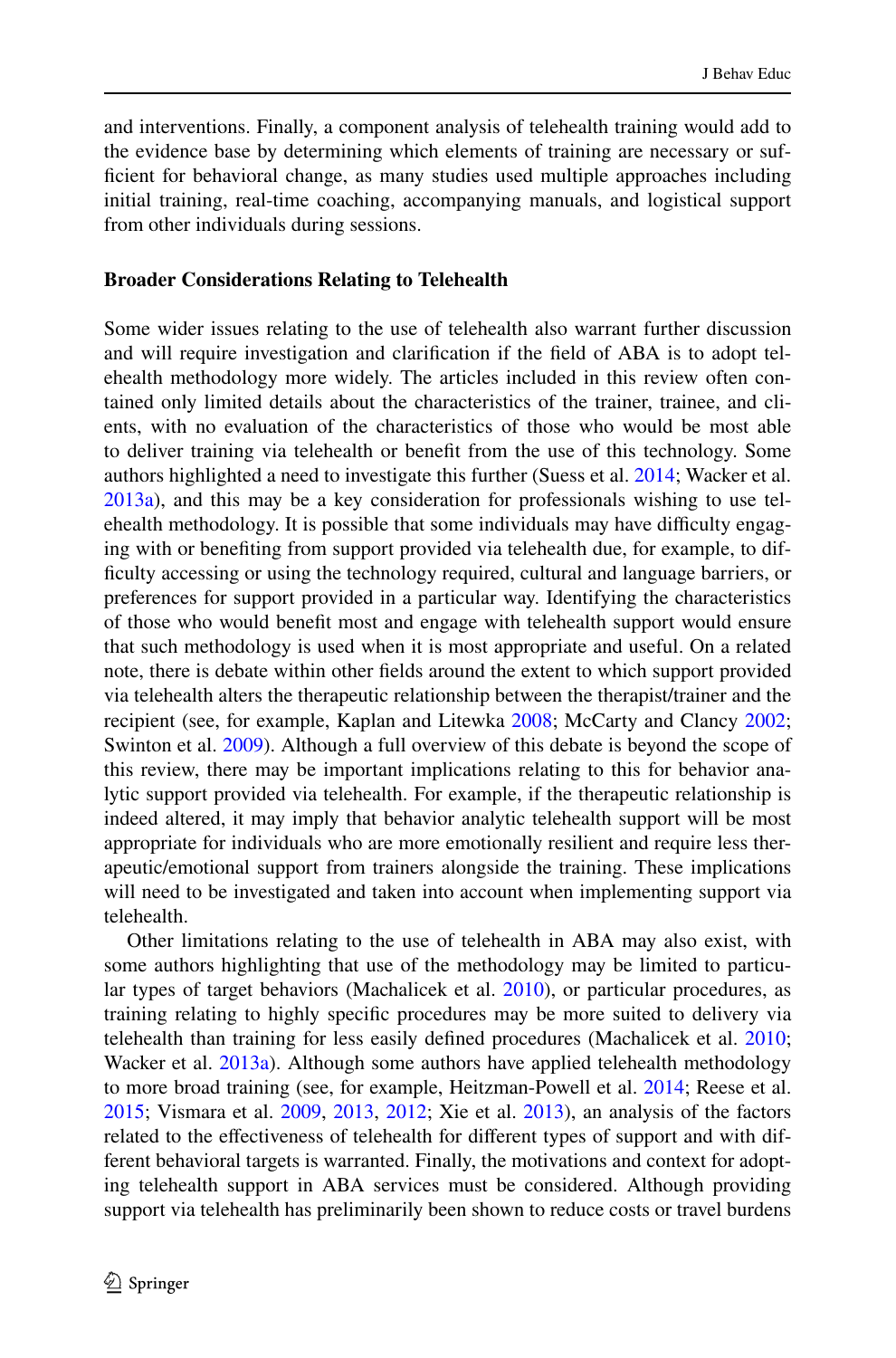and interventions. Finally, a component analysis of telehealth training would add to the evidence base by determining which elements of training are necessary or sufficient for behavioral change, as many studies used multiple approaches including initial training, real-time coaching, accompanying manuals, and logistical support from other individuals during sessions.

### Broader Considerations Relating to Telehealth

Some wider issues relating to the use of telehealth also warrant further discussion and will require investigation and clarification if the field of ABA is to adopt telehealth methodology more widely. The articles included in this review often contained only limited details about the characteristics of the trainer, trainee, and clients, with no evaluation of the characteristics of those who would be most able to deliver training via telehealth or benefit from the use of this technology. Some authors highlighted a need to investigate this further (Suess et al. 2014; Wacker et al. 2013a), and this may be a key consideration for professionals wishing to use telehealth methodology. It is possible that some individuals may have difficulty engaging with or benefiting from support provided via telehealth due, for example, to difficulty accessing or using the technology required, cultural and language barriers, or preferences for support provided in a particular way. Identifying the characteristics of those who would benefit most and engage with telehealth support would ensure that such methodology is used when it is most appropriate and useful. On a related note, there is debate within other fields around the extent to which support provided via telehealth alters the therapeutic relationship between the therapist/trainer and the recipient (see, for example, Kaplan and Litewka 2008; McCarty and Clancy 2002; Swinton et al. 2009). Although a full overview of this debate is beyond the scope of this review, there may be important implications relating to this for behavior analytic support provided via telehealth. For example, if the therapeutic relationship is indeed altered, it may imply that behavior analytic telehealth support will be most appropriate for individuals who are more emotionally resilient and require less therapeutic/emotional support from trainers alongside the training. These implications will need to be investigated and taken into account when implementing support via telehealth.

Other limitations relating to the use of telehealth in ABA may also exist, with some authors highlighting that use of the methodology may be limited to particular types of target behaviors (Machalicek et al. 2010), or particular procedures, as training relating to highly specific procedures may be more suited to delivery via telehealth than training for less easily defined procedures (Machalicek et al. 2010; Wacker et al. 2013a). Although some authors have applied telehealth methodology to more broad training (see, for example, Heitzman-Powell et al. 2014; Reese et al. 2015; Vismara et al. 2009, 2013, 2012; Xie et al. 2013), an analysis of the factors related to the effectiveness of telehealth for different types of support and with different behavioral targets is warranted. Finally, the motivations and context for adopting telehealth support in ABA services must be considered. Although providing support via telehealth has preliminarily been shown to reduce costs or travel burdens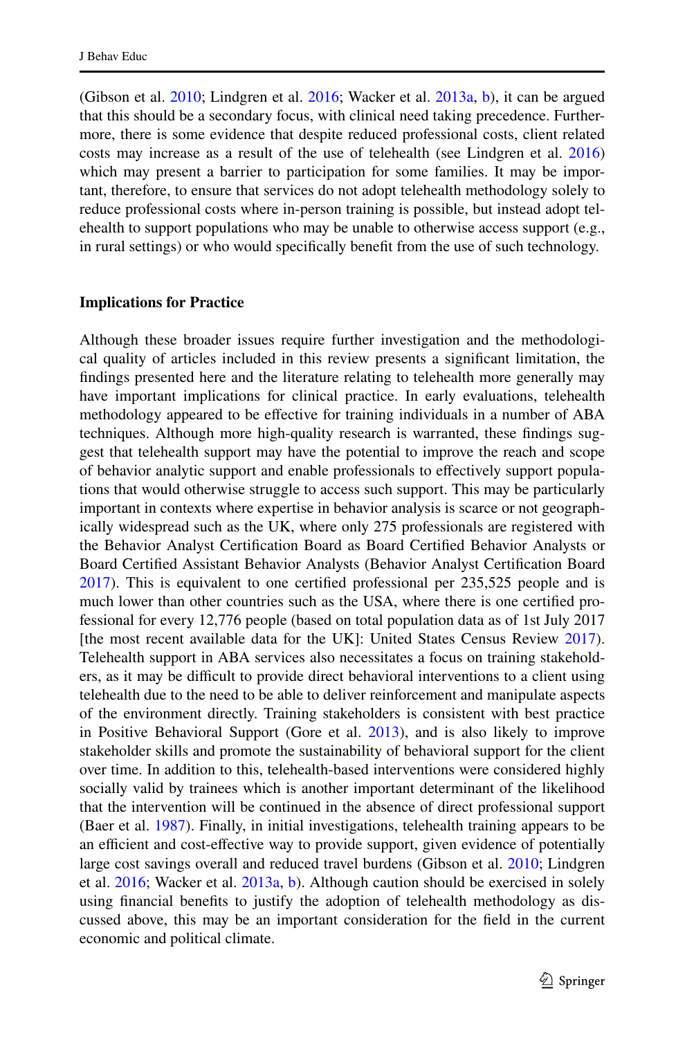(Gibson et al. 2010; Lindgren et al. 2016; Wacker et al. 2013a, b), it can be argued that this should be a secondary focus, with clinical need taking precedence. Furthermore, there is some evidence that despite reduced professional costs, client related costs may increase as a result of the use of telehealth (see Lindgren et al. 2016) which may present a barrier to participation for some families. It may be important, therefore, to ensure that services do not adopt telehealth methodology solely to reduce professional costs where in-person training is possible, but instead adopt telehealth to support populations who may be unable to otherwise access support (e.g., in rural settings) or who would specifically benefit from the use of such technology.

### Implications for Practice

Although these broader issues require further investigation and the methodological quality of articles included in this review presents a significant limitation, the findings presented here and the literature relating to telehealth more generally may have important implications for clinical practice. In early evaluations, telehealth methodology appeared to be effective for training individuals in a number of ABA techniques. Although more high-quality research is warranted, these findings suggest that telehealth support may have the potential to improve the reach and scope of behavior analytic support and enable professionals to effectively support populations that would otherwise struggle to access such support. This may be particularly important in contexts where expertise in behavior analysis is scarce or not geographically widespread such as the UK, where only 275 professionals are registered with the Behavior Analyst Certification Board as Board Certified Behavior Analysts or Board Certified Assistant Behavior Analysts (Behavior Analyst Certification Board 2017). This is equivalent to one certified professional per 235,525 people and is much lower than other countries such as the USA, where there is one certified professional for every 12,776 people (based on total population data as of 1st July 2017 [the most recent available data for the UK]: United States Census Review 2017). Telehealth support in ABA services also necessitates a focus on training stakeholders, as it may be difficult to provide direct behavioral interventions to a client using telehealth due to the need to be able to deliver reinforcement and manipulate aspects of the environment directly. Training stakeholders is consistent with best practice in Positive Behavioral Support (Gore et al. 2013), and is also likely to improve stakeholder skills and promote the sustainability of behavioral support for the client over time. In addition to this, telehealth-based interventions were considered highly socially valid by trainees which is another important determinant of the likelihood that the intervention will be continued in the absence of direct professional support (Baer et al. 1987). Finally, in initial investigations, telehealth training appears to be an efficient and cost-effective way to provide support, given evidence of potentially large cost savings overall and reduced travel burdens (Gibson et al. 2010; Lindgren et al. 2016; Wacker et al. 2013a, b). Although caution should be exercised in solely using financial benefits to justify the adoption of telehealth methodology as discussed above, this may be an important consideration for the field in the current economic and political climate.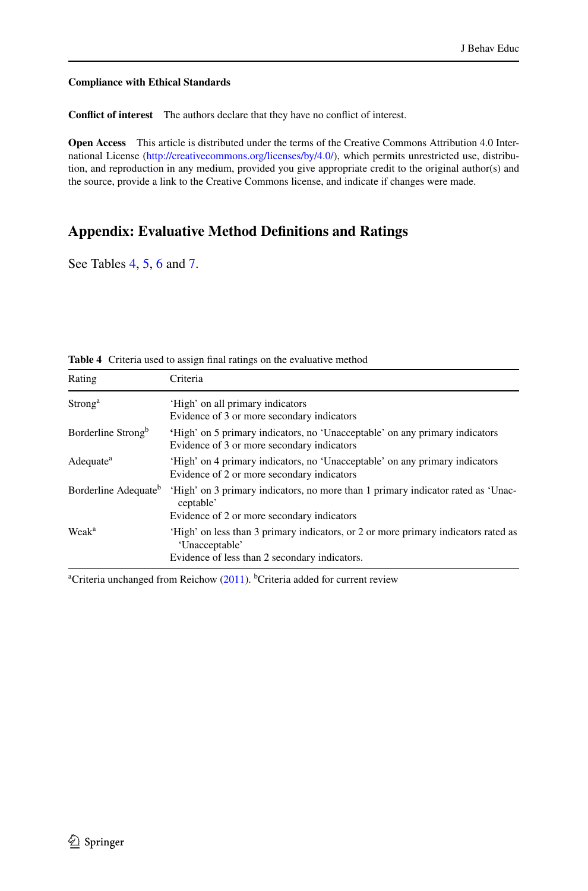**Compliance with Ethical Standards**

**Conflict of interest** The authors declare that they have no conflict of interest.

**Open Access** This article is distributed under the terms of the Creative Commons Attribution 4.0 International License (http://creativecommons.org/licenses/by/4.0/), which permits unrestricted use, distribution, and reproduction in any medium, provided you give appropriate credit to the original author(s) and the source, provide a link to the Creative Commons license, and indicate if changes were made.

## Appendix: Evaluative Method Definitions and Ratings

See Tables 4, 5, 6 and 7.

**Table 4** Criteria used to assign final ratings on the evaluative method

| Rating | Criteria |
|---|---|
| Strong[a] | 'High' on all primary indicators<br>Evidence of 3 or more secondary indicators |
| Borderline Strong[b] | 'High' on 5 primary indicators, no 'Unacceptable' on any primary indicators<br>Evidence of 3 or more secondary indicators |
| Adequate[a] | 'High' on 4 primary indicators, no 'Unacceptable' on any primary indicators<br>Evidence of 2 or more secondary indicators |
| Borderline Adequate[b] | 'High' on 3 primary indicators, no more than 1 primary indicator rated as 'Unacceptable'<br>Evidence of 2 or more secondary indicators |
| Weak[a] | 'High' on less than 3 primary indicators, or 2 or more primary indicators rated as 'Unacceptable'<br>Evidence of less than 2 secondary indicators. |

[a]Criteria unchanged from Reichow (2011). [b]Criteria added for current review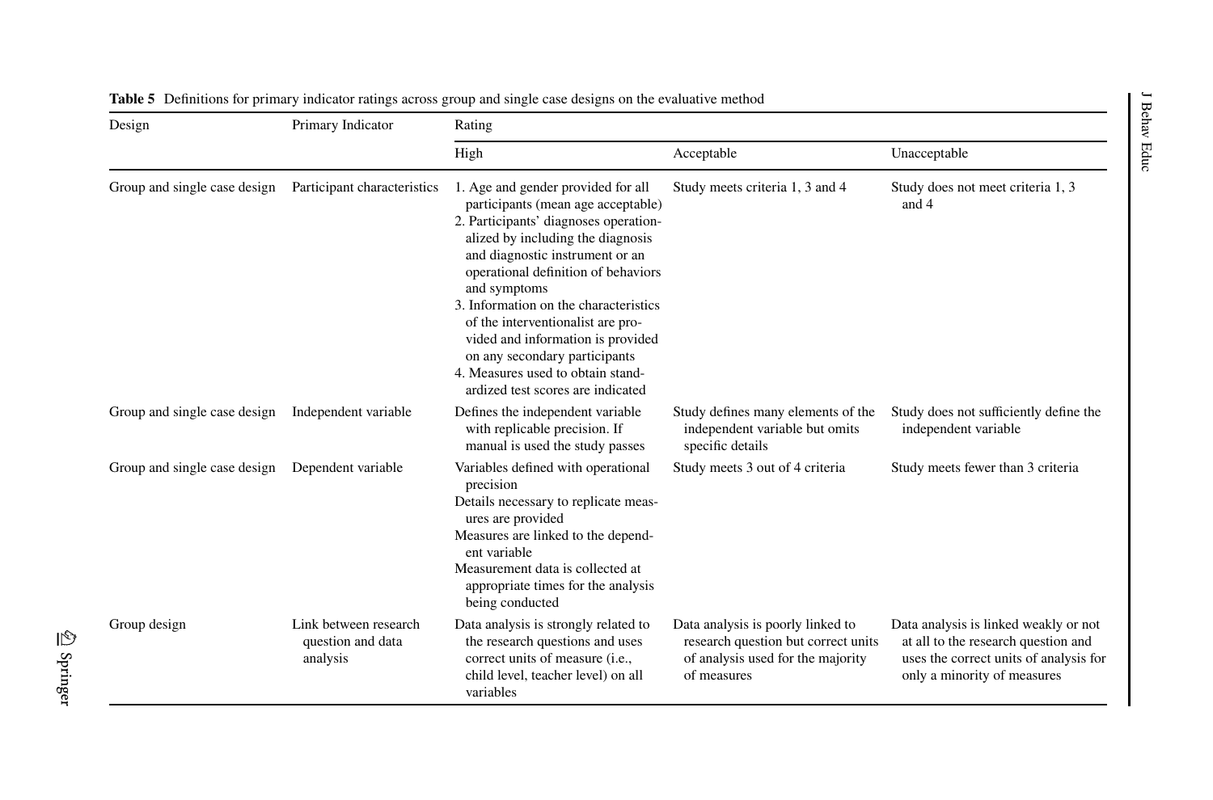**Table 5** Definitions for primary indicator ratings across group and single case designs on the evaluative method

| Design | Primary Indicator | Rating | | |
|---|---|---|---|---|
| | | High | Acceptable | Unacceptable |
| Group and single case design | Participant characteristics | 1. Age and gender provided for all participants (mean age acceptable)<br>2. Participants' diagnoses operationalized by including the diagnosis and diagnostic instrument or an operational definition of behaviors and symptoms<br>3. Information on the characteristics of the interventionalist are provided and information is provided on any secondary participants<br>4. Measures used to obtain standardized test scores are indicated | Study meets criteria 1, 3 and 4 | Study does not meet criteria 1, 3 and 4 |
| Group and single case design | Independent variable | Defines the independent variable with replicable precision. If manual is used the study passes | Study defines many elements of the independent variable but omits specific details | Study does not sufficiently define the independent variable |
| Group and single case design | Dependent variable | Variables defined with operational precision<br>Details necessary to replicate measures are provided<br>Measures are linked to the dependent variable<br>Measurement data is collected at appropriate times for the analysis being conducted | Study meets 3 out of 4 criteria | Study meets fewer than 3 criteria |
| Group design | Link between research question and data analysis | Data analysis is strongly related to the research questions and uses correct units of measure (i.e., child level, teacher level) on all variables | Data analysis is poorly linked to research question but correct units of analysis used for the majority of measures | Data analysis is linked weakly or not at all to the research question and uses the correct units of analysis for only a minority of measures |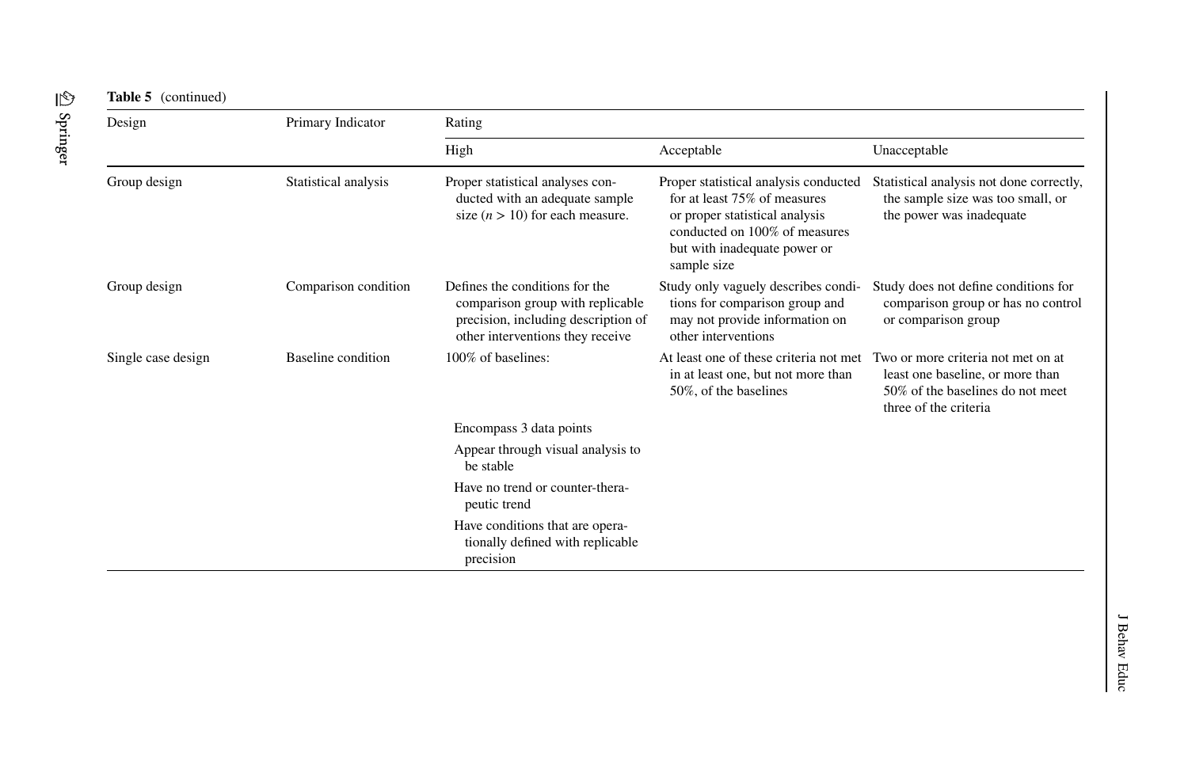**Table 5** (continued)

| Design | Primary Indicator | Rating | | |
|---|---|---|---|---|
| | | High | Acceptable | Unacceptable |
| Group design | Statistical analysis | Proper statistical analyses conducted with an adequate sample size ($n > 10$) for each measure. | Proper statistical analysis conducted for at least 75% of measures or proper statistical analysis conducted on 100% of measures but with inadequate power or sample size | Statistical analysis not done correctly, the sample size was too small, or the power was inadequate |
| Group design | Comparison condition | Defines the conditions for the comparison group with replicable precision, including description of other interventions they receive | Study only vaguely describes conditions for comparison group and may not provide information on other interventions | Study does not define conditions for comparison group or has no control or comparison group |
| Single case design | Baseline condition | 100% of baselines: | At least one of these criteria not met in at least one, but not more than 50%, of the baselines | Two or more criteria not met on at least one baseline, or more than 50% of the baselines do not meet three of the criteria |
| | | Encompass 3 data points | | |
| | | Appear through visual analysis to be stable | | |
| | | Have no trend or counter-therapeutic trend | | |
| | | Have conditions that are operationally defined with replicable precision | | |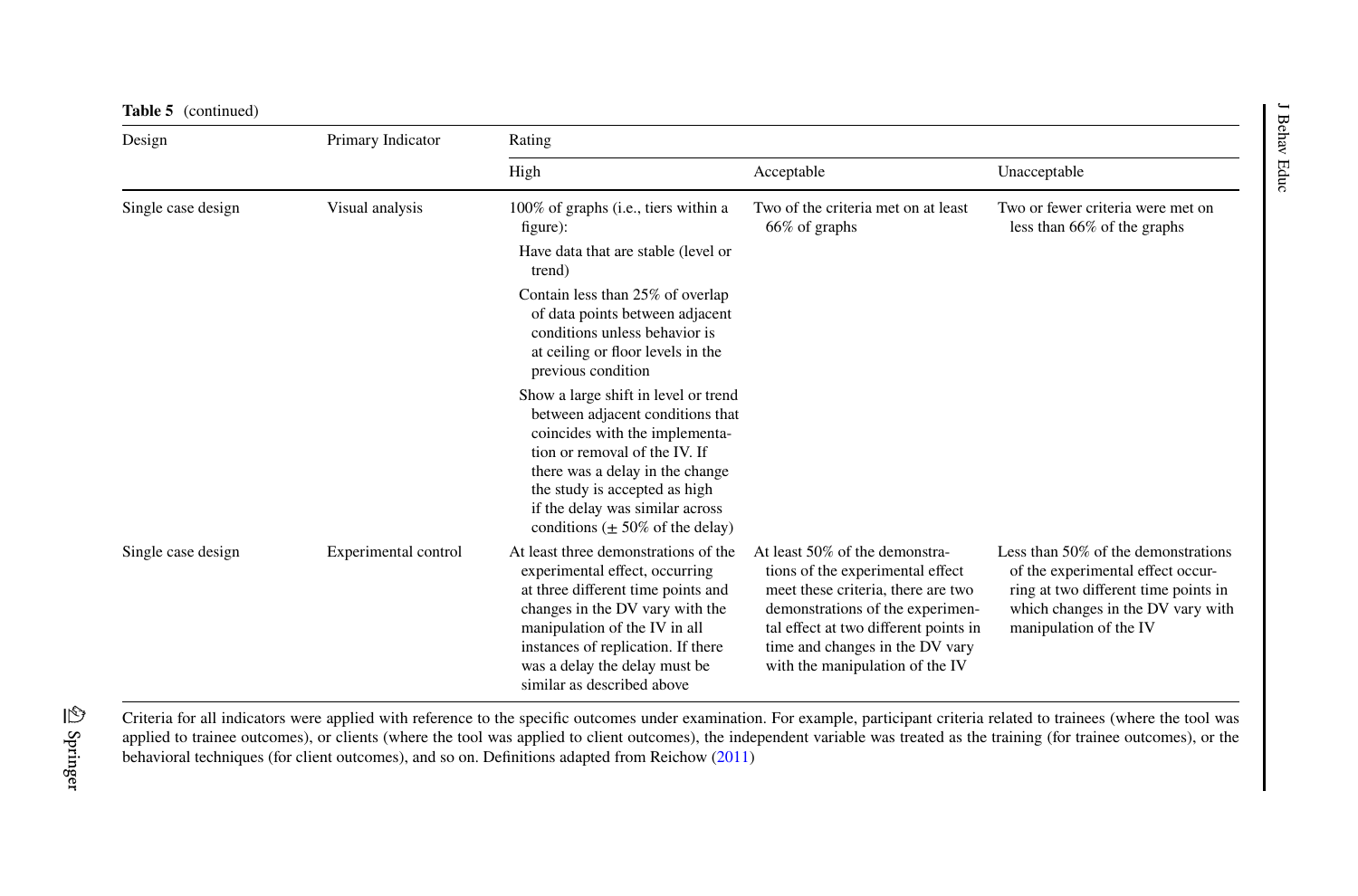**Table 5** (continued)

| Design | Primary Indicator | Rating | | |
|---|---|---|---|---|
| | | High | Acceptable | Unacceptable |
| Single case design | Visual analysis | 100% of graphs (i.e., tiers within a figure):<br>Have data that are stable (level or trend)<br>Contain less than 25% of overlap of data points between adjacent conditions unless behavior is at ceiling or floor levels in the previous condition<br>Show a large shift in level or trend between adjacent conditions that coincides with the implementation or removal of the IV. If there was a delay in the change the study is accepted as high if the delay was similar across conditions (± 50% of the delay) | Two of the criteria met on at least 66% of graphs | Two or fewer criteria were met on less than 66% of the graphs |
| Single case design | Experimental control | At least three demonstrations of the experimental effect, occurring at three different time points and changes in the DV vary with the manipulation of the IV in all instances of replication. If there was a delay the delay must be similar as described above | At least 50% of the demonstrations of the experimental effect meet these criteria, there are two demonstrations of the experimental effect at two different points in time and changes in the DV vary with the manipulation of the IV | Less than 50% of the demonstrations of the experimental effect occurring at two different time points in which changes in the DV vary with manipulation of the IV |

Criteria for all indicators were applied with reference to the specific outcomes under examination. For example, participant criteria related to trainees (where the tool was applied to trainee outcomes), or clients (where the tool was applied to client outcomes), the independent variable was treated as the training (for trainee outcomes), or the behavioral techniques (for client outcomes), and so on. Definitions adapted from Reichow (2011)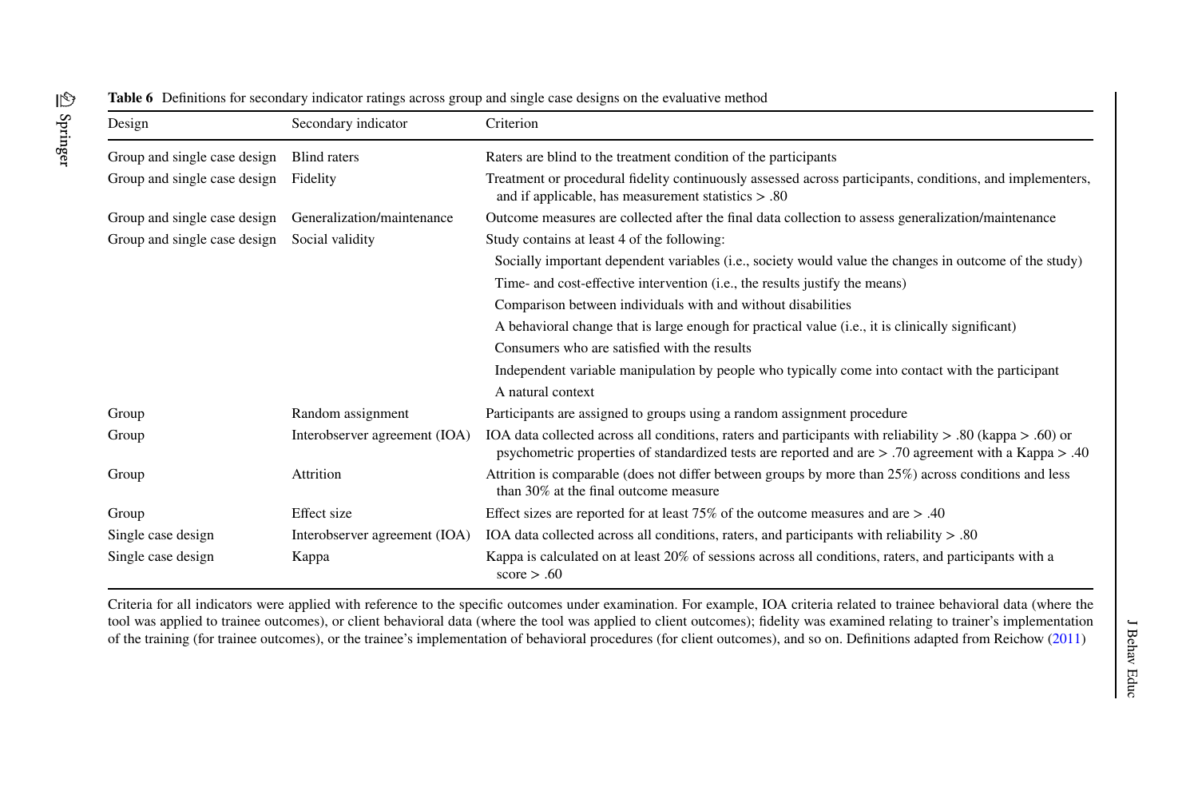**Table 6** Definitions for secondary indicator ratings across group and single case designs on the evaluative method

| Design | Secondary indicator | Criterion |
|---|---|---|
| Group and single case design | Blind raters | Raters are blind to the treatment condition of the participants |
| Group and single case design | Fidelity | Treatment or procedural fidelity continuously assessed across participants, conditions, and implementers, and if applicable, has measurement statistics > .80 |
| Group and single case design | Generalization/maintenance | Outcome measures are collected after the final data collection to assess generalization/maintenance |
| Group and single case design | Social validity | Study contains at least 4 of the following: |
| | | Socially important dependent variables (i.e., society would value the changes in outcome of the study) |
| | | Time- and cost-effective intervention (i.e., the results justify the means) |
| | | Comparison between individuals with and without disabilities |
| | | A behavioral change that is large enough for practical value (i.e., it is clinically significant) |
| | | Consumers who are satisfied with the results |
| | | Independent variable manipulation by people who typically come into contact with the participant |
| | | A natural context |
| Group | Random assignment | Participants are assigned to groups using a random assignment procedure |
| Group | Interobserver agreement (IOA) | IOA data collected across all conditions, raters and participants with reliability > .80 (kappa > .60) or psychometric properties of standardized tests are reported and are > .70 agreement with a Kappa > .40 |
| Group | Attrition | Attrition is comparable (does not differ between groups by more than 25%) across conditions and less than 30% at the final outcome measure |
| Group | Effect size | Effect sizes are reported for at least 75% of the outcome measures and are > .40 |
| Single case design | Interobserver agreement (IOA) | IOA data collected across all conditions, raters, and participants with reliability > .80 |
| Single case design | Kappa | Kappa is calculated on at least 20% of sessions across all conditions, raters, and participants with a score > .60 |

Criteria for all indicators were applied with reference to the specific outcomes under examination. For example, IOA criteria related to trainee behavioral data (where the tool was applied to trainee outcomes), or client behavioral data (where the tool was applied to client outcomes); fidelity was examined relating to trainer's implementation of the training (for trainee outcomes), or the trainee's implementation of behavioral procedures (for client outcomes), and so on. Definitions adapted from Reichow (2011)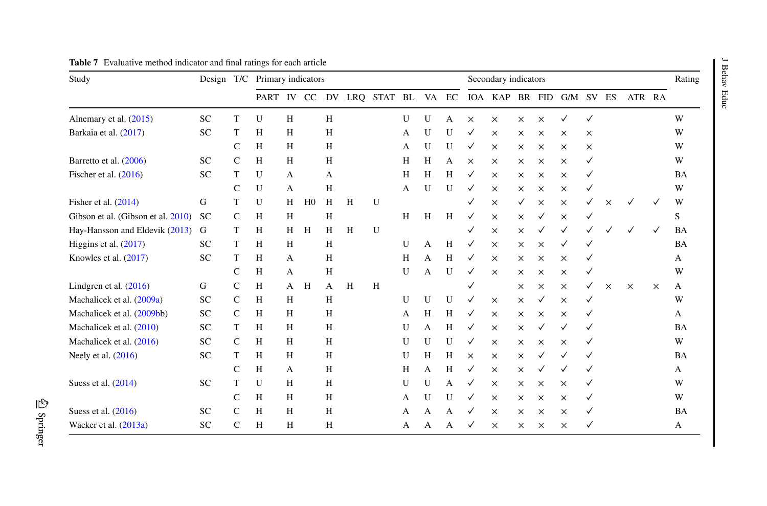**Table 7** Evaluative method indicator and final ratings for each article

| Study | Design | T/C | Primary indicators | | | | | | | | | Secondary indicators | | | | | | | | | | Rating |
|---|---|---|---|---|---|---|---|---|---|---|---|---|---|---|---|---|---|---|---|---|---|---|
| | | | PART | IV | CC | DV | LRQ | STAT | BL | VA | EC | IOA | KAP | BR | FID | G/M | SV | ES | ATR | RA | | |
| Alnemary et al. (2015) | SC | T | U | H | | H | | | U | U | A | × | × | × | × | ✓ | ✓ | | | | | W |
| Barkaia et al. (2017) | SC | T | H | H | | H | | | A | U | U | ✓ | × | × | × | × | × | | | | | W |
| | | C | H | H | | H | | | A | U | U | ✓ | × | × | × | × | × | | | | | W |
| Barretto et al. (2006) | SC | C | H | H | | H | | | H | H | A | × | × | × | × | × | ✓ | | | | | W |
| Fischer et al. (2016) | SC | T | U | A | | A | | | H | H | H | ✓ | × | × | × | × | ✓ | | | | | BA |
| | | C | U | A | | H | | | A | U | U | ✓ | × | × | × | × | ✓ | | | | | W |
| Fisher et al. (2014) | G | T | U | H | H0 | H | H | U | | | | ✓ | × | ✓ | × | × | ✓ | × | ✓ | ✓ | | W |
| Gibson et al. (Gibson et al. 2010) | SC | C | H | H | | H | | | H | H | H | ✓ | × | × | ✓ | × | ✓ | | | | | S |
| Hay-Hansson and Eldevik (2013) | G | T | H | H | H | H | H | U | | | | ✓ | × | × | ✓ | ✓ | ✓ | ✓ | ✓ | ✓ | | BA |
| Higgins et al. (2017) | SC | T | H | H | | H | | | U | A | H | ✓ | × | × | × | ✓ | ✓ | | | | | BA |
| Knowles et al. (2017) | SC | T | H | A | | H | | | H | A | H | ✓ | × | × | × | × | ✓ | | | | | A |
| | | C | H | A | | H | | | U | A | U | ✓ | × | × | × | × | ✓ | | | | | W |
| Lindgren et al. (2016) | G | C | H | A | H | A | H | H | | | | ✓ | | × | × | × | ✓ | × | × | × | | A |
| Machalicek et al. (2009a) | SC | C | H | H | | H | | | U | U | U | ✓ | × | × | ✓ | × | ✓ | | | | | W |
| Machalicek et al. (2009bb) | SC | C | H | H | | H | | | A | H | H | ✓ | × | × | × | × | ✓ | | | | | A |
| Machalicek et al. (2010) | SC | T | H | H | | H | | | U | A | H | ✓ | × | × | ✓ | ✓ | ✓ | | | | | BA |
| Machalicek et al. (2016) | SC | C | H | H | | H | | | U | U | U | ✓ | × | × | × | × | ✓ | | | | | W |
| Neely et al. (2016) | SC | T | H | H | | H | | | U | H | H | × | × | × | ✓ | ✓ | ✓ | | | | | BA |
| | | C | H | A | | H | | | H | A | H | ✓ | × | × | ✓ | ✓ | ✓ | | | | | A |
| Suess et al. (2014) | SC | T | U | H | | H | | | U | U | A | ✓ | × | × | × | × | ✓ | | | | | W |
| | | C | H | H | | H | | | A | U | U | ✓ | × | × | × | × | ✓ | | | | | W |
| Suess et al. (2016) | SC | C | H | H | | H | | | A | A | A | ✓ | × | × | × | × | ✓ | | | | | BA |
| Wacker et al. (2013a) | SC | C | H | H | | H | | | A | A | A | ✓ | × | × | × | × | ✓ | | | | | A |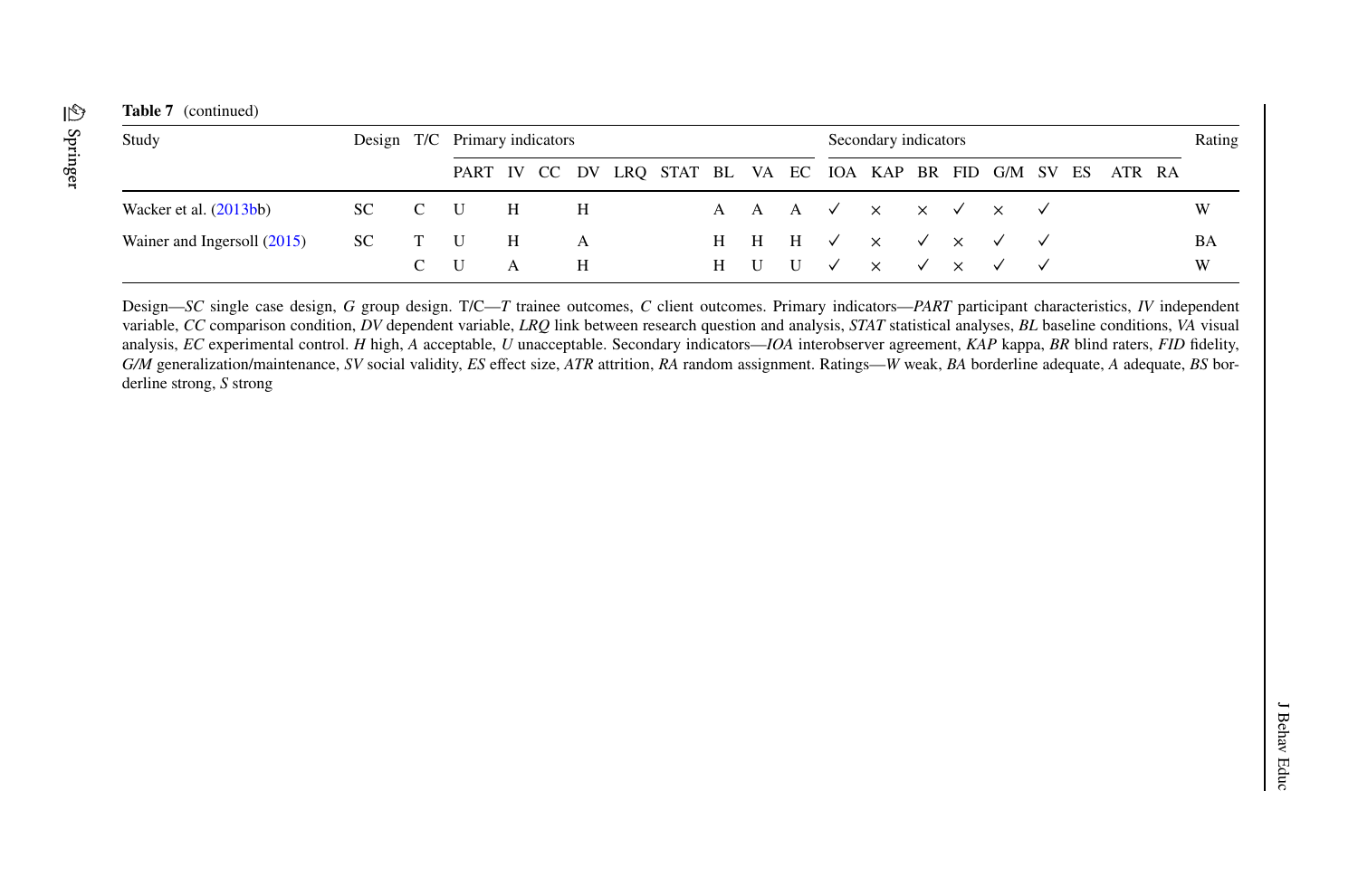**Table 7** (continued)

| Study | Design | T/C | Primary indicators | | | | | | | | | Secondary indicators | | | | | | | | | Rating |
|---|---|---|---|---|---|---|---|---|---|---|---|---|---|---|---|---|---|---|---|---|---|
| | | | PART | IV | CC | DV | LRQ | STAT | BL | VA | EC | IOA | KAP | BR | FID | G/M | SV | ES | ATR | RA | |
| Wacker et al. (2013bb) | SC | C | U | H | | H | | | A | A | A | ✓ | × | × | ✓ | × | ✓ | | | | W |
| Wainer and Ingersoll (2015) | SC | T | U | H | | A | | | H | H | H | ✓ | × | ✓ | × | ✓ | ✓ | | | | BA |
| | | C | U | A | | H | | | H | U | U | ✓ | × | ✓ | × | ✓ | ✓ | | | | W |

Design—*SC* single case design, *G* group design. T/C—*T* trainee outcomes, *C* client outcomes. Primary indicators—*PART* participant characteristics, *IV* independent variable, *CC* comparison condition, *DV* dependent variable, *LRQ* link between research question and analysis, *STAT* statistical analyses, *BL* baseline conditions, *VA* visual analysis, *EC* experimental control. *H* high, *A* acceptable, *U* unacceptable. Secondary indicators—*IOA* interobserver agreement, *KAP* kappa, *BR* blind raters, *FID* fidelity, *G/M* generalization/maintenance, *SV* social validity, *ES* effect size, *ATR* attrition, *RA* random assignment. Ratings—*W* weak, *BA* borderline adequate, *A* adequate, *BS* borderline strong, *S* strong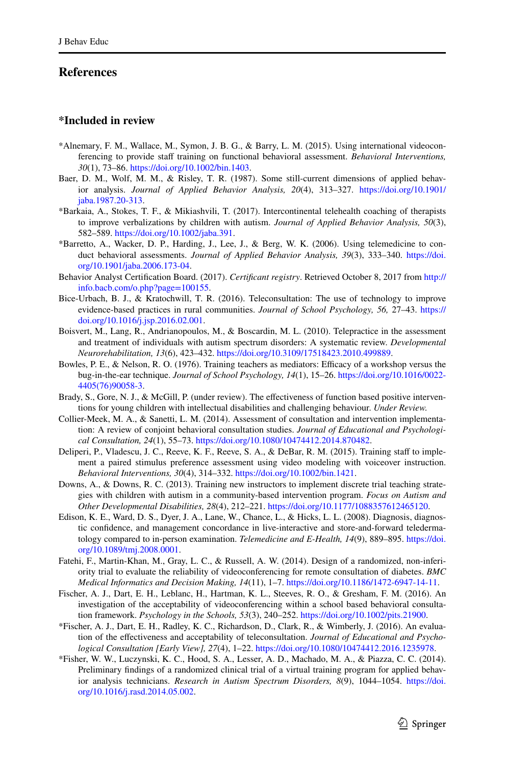## References

### *Included in review

*Alnemary, F. M., Wallace, M., Symon, J. B. G., & Barry, L. M. (2015). Using international videoconferencing to provide staff training on functional behavioral assessment. *Behavioral Interventions, 30*(1), 73–86. https://doi.org/10.1002/bin.1403.

Baer, D. M., Wolf, M. M., & Risley, T. R. (1987). Some still-current dimensions of applied behavior analysis. *Journal of Applied Behavior Analysis, 20*(4), 313–327. https://doi.org/10.1901/jaba.1987.20-313.

*Barkaia, A., Stokes, T. F., & Mikiashvili, T. (2017). Intercontinental telehealth coaching of therapists to improve verbalizations by children with autism. *Journal of Applied Behavior Analysis, 50*(3), 582–589. https://doi.org/10.1002/jaba.391.

*Barretto, A., Wacker, D. P., Harding, J., Lee, J., & Berg, W. K. (2006). Using telemedicine to conduct behavioral assessments. *Journal of Applied Behavior Analysis, 39*(3), 333–340. https://doi.org/10.1901/jaba.2006.173-04.

Behavior Analyst Certification Board. (2017). *Certificant registry*. Retrieved October 8, 2017 from http://info.bacb.com/o.php?page=100155.

Bice-Urbach, B. J., & Kratochwill, T. R. (2016). Teleconsultation: The use of technology to improve evidence-based practices in rural communities. *Journal of School Psychology, 56,* 27–43. https://doi.org/10.1016/j.jsp.2016.02.001.

Boisvert, M., Lang, R., Andrianopoulos, M., & Boscardin, M. L. (2010). Telepractice in the assessment and treatment of individuals with autism spectrum disorders: A systematic review. *Developmental Neurorehabilitation, 13*(6), 423–432. https://doi.org/10.3109/17518423.2010.499889.

Bowles, P. E., & Nelson, R. O. (1976). Training teachers as mediators: Efficacy of a workshop versus the bug-in-the-ear technique. *Journal of School Psychology, 14*(1), 15–26. https://doi.org/10.1016/0022-4405(76)90058-3.

Brady, S., Gore, N. J., & McGill, P. (under review). The effectiveness of function based positive interventions for young children with intellectual disabilities and challenging behaviour. *Under Review.*

Collier-Meek, M. A., & Sanetti, L. M. (2014). Assessment of consultation and intervention implementation: A review of conjoint behavioral consultation studies. *Journal of Educational and Psychological Consultation, 24*(1), 55–73. https://doi.org/10.1080/10474412.2014.870482.

Deliperi, P., Vladescu, J. C., Reeve, K. F., Reeve, S. A., & DeBar, R. M. (2015). Training staff to implement a paired stimulus preference assessment using video modeling with voiceover instruction. *Behavioral Interventions, 30*(4), 314–332. https://doi.org/10.1002/bin.1421.

Downs, A., & Downs, R. C. (2013). Training new instructors to implement discrete trial teaching strategies with children with autism in a community-based intervention program. *Focus on Autism and Other Developmental Disabilities, 28*(4), 212–221. https://doi.org/10.1177/1088357612465120.

Edison, K. E., Ward, D. S., Dyer, J. A., Lane, W., Chance, L., & Hicks, L. L. (2008). Diagnosis, diagnostic confidence, and management concordance in live-interactive and store-and-forward teledermatology compared to in-person examination. *Telemedicine and E-Health, 14*(9), 889–895. https://doi.org/10.1089/tmj.2008.0001.

Fatehi, F., Martin-Khan, M., Gray, L. C., & Russell, A. W. (2014). Design of a randomized, non-inferiority trial to evaluate the reliability of videoconferencing for remote consultation of diabetes. *BMC Medical Informatics and Decision Making, 14*(11), 1–7. https://doi.org/10.1186/1472-6947-14-11.

Fischer, A. J., Dart, E. H., Leblanc, H., Hartman, K. L., Steeves, R. O., & Gresham, F. M. (2016). An investigation of the acceptability of videoconferencing within a school based behavioral consultation framework. *Psychology in the Schools, 53*(3), 240–252. https://doi.org/10.1002/pits.21900.

*Fischer, A. J., Dart, E. H., Radley, K. C., Richardson, D., Clark, R., & Wimberly, J. (2016). An evaluation of the effectiveness and acceptability of teleconsultation. *Journal of Educational and Psychological Consultation [Early View], 27*(4), 1–22. https://doi.org/10.1080/10474412.2016.1235978.

*Fisher, W. W., Luczynski, K. C., Hood, S. A., Lesser, A. D., Machado, M. A., & Piazza, C. C. (2014). Preliminary findings of a randomized clinical trial of a virtual training program for applied behavior analysis technicians. *Research in Autism Spectrum Disorders, 8*(9), 1044–1054. https://doi.org/10.1016/j.rasd.2014.05.002.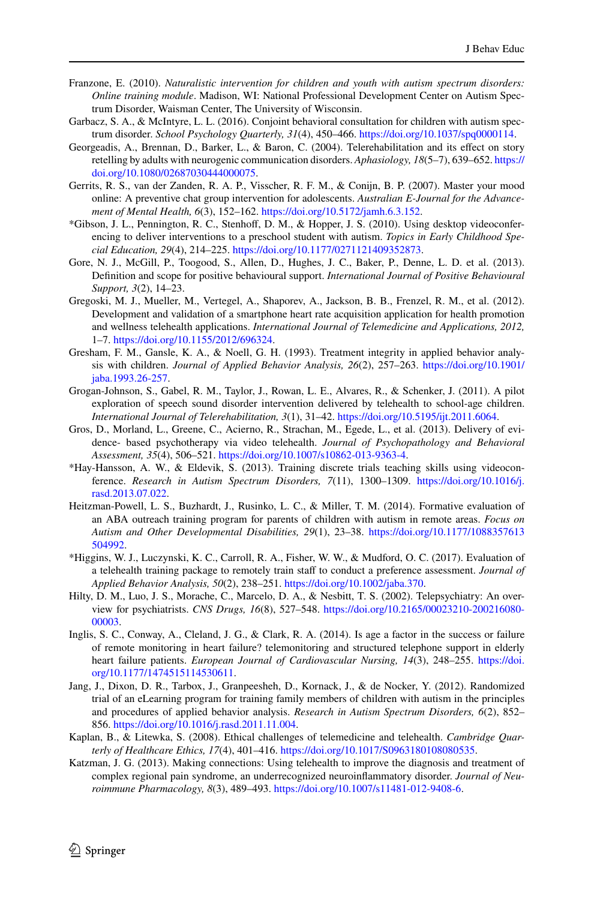Franzone, E. (2010). *Naturalistic intervention for children and youth with autism spectrum disorders: Online training module*. Madison, WI: National Professional Development Center on Autism Spectrum Disorder, Waisman Center, The University of Wisconsin.

Garbacz, S. A., & McIntyre, L. L. (2016). Conjoint behavioral consultation for children with autism spectrum disorder. *School Psychology Quarterly, 31*(4), 450–466. https://doi.org/10.1037/spq0000114.

Georgeadis, A., Brennan, D., Barker, L., & Baron, C. (2004). Telerehabilitation and its effect on story retelling by adults with neurogenic communication disorders. *Aphasiology, 18*(5–7), 639–652. https://doi.org/10.1080/02687030444000075.

Gerrits, R. S., van der Zanden, R. A. P., Visscher, R. F. M., & Conijn, B. P. (2007). Master your mood online: A preventive chat group intervention for adolescents. *Australian E-Journal for the Advancement of Mental Health, 6*(3), 152–162. https://doi.org/10.5172/jamh.6.3.152.

*Gibson, J. L., Pennington, R. C., Stenhoff, D. M., & Hopper, J. S. (2010). Using desktop videoconferencing to deliver interventions to a preschool student with autism. *Topics in Early Childhood Special Education, 29*(4), 214–225. https://doi.org/10.1177/0271121409352873.

Gore, N. J., McGill, P., Toogood, S., Allen, D., Hughes, J. C., Baker, P., Denne, L. D. et al. (2013). Definition and scope for positive behavioural support. *International Journal of Positive Behavioural Support, 3*(2), 14–23.

Gregoski, M. J., Mueller, M., Vertegel, A., Shaporev, A., Jackson, B. B., Frenzel, R. M., et al. (2012). Development and validation of a smartphone heart rate acquisition application for health promotion and wellness telehealth applications. *International Journal of Telemedicine and Applications, 2012,* 1–7. https://doi.org/10.1155/2012/696324.

Gresham, F. M., Gansle, K. A., & Noell, G. H. (1993). Treatment integrity in applied behavior analysis with children. *Journal of Applied Behavior Analysis, 26*(2), 257–263. https://doi.org/10.1901/jaba.1993.26-257.

Grogan-Johnson, S., Gabel, R. M., Taylor, J., Rowan, L. E., Alvares, R., & Schenker, J. (2011). A pilot exploration of speech sound disorder intervention delivered by telehealth to school-age children. *International Journal of Telerehabilitation, 3*(1), 31–42. https://doi.org/10.5195/ijt.2011.6064.

Gros, D., Morland, L., Greene, C., Acierno, R., Strachan, M., Egede, L., et al. (2013). Delivery of evidence- based psychotherapy via video telehealth. *Journal of Psychopathology and Behavioral Assessment, 35*(4), 506–521. https://doi.org/10.1007/s10862-013-9363-4.

*Hay-Hansson, A. W., & Eldevik, S. (2013). Training discrete trials teaching skills using videoconference. *Research in Autism Spectrum Disorders, 7*(11), 1300–1309. https://doi.org/10.1016/j.rasd.2013.07.022.

Heitzman-Powell, L. S., Buzhardt, J., Rusinko, L. C., & Miller, T. M. (2014). Formative evaluation of an ABA outreach training program for parents of children with autism in remote areas. *Focus on Autism and Other Developmental Disabilities, 29*(1), 23–38. https://doi.org/10.1177/1088357613504992.

*Higgins, W. J., Luczynski, K. C., Carroll, R. A., Fisher, W. W., & Mudford, O. C. (2017). Evaluation of a telehealth training package to remotely train staff to conduct a preference assessment. *Journal of Applied Behavior Analysis, 50*(2), 238–251. https://doi.org/10.1002/jaba.370.

Hilty, D. M., Luo, J. S., Morache, C., Marcelo, D. A., & Nesbitt, T. S. (2002). Telepsychiatry: An overview for psychiatrists. *CNS Drugs, 16*(8), 527–548. https://doi.org/10.2165/00023210-200216080-00003.

Inglis, S. C., Conway, A., Cleland, J. G., & Clark, R. A. (2014). Is age a factor in the success or failure of remote monitoring in heart failure? telemonitoring and structured telephone support in elderly heart failure patients. *European Journal of Cardiovascular Nursing, 14*(3), 248–255. https://doi.org/10.1177/1474515114530611.

Jang, J., Dixon, D. R., Tarbox, J., Granpeesheh, D., Kornack, J., & de Nocker, Y. (2012). Randomized trial of an eLearning program for training family members of children with autism in the principles and procedures of applied behavior analysis. *Research in Autism Spectrum Disorders, 6*(2), 852–856. https://doi.org/10.1016/j.rasd.2011.11.004.

Kaplan, B., & Litewka, S. (2008). Ethical challenges of telemedicine and telehealth. *Cambridge Quarterly of Healthcare Ethics, 17*(4), 401–416. https://doi.org/10.1017/S0963180108080535.

Katzman, J. G. (2013). Making connections: Using telehealth to improve the diagnosis and treatment of complex regional pain syndrome, an underrecognized neuroinflammatory disorder. *Journal of Neuroimmune Pharmacology, 8*(3), 489–493. https://doi.org/10.1007/s11481-012-9408-6.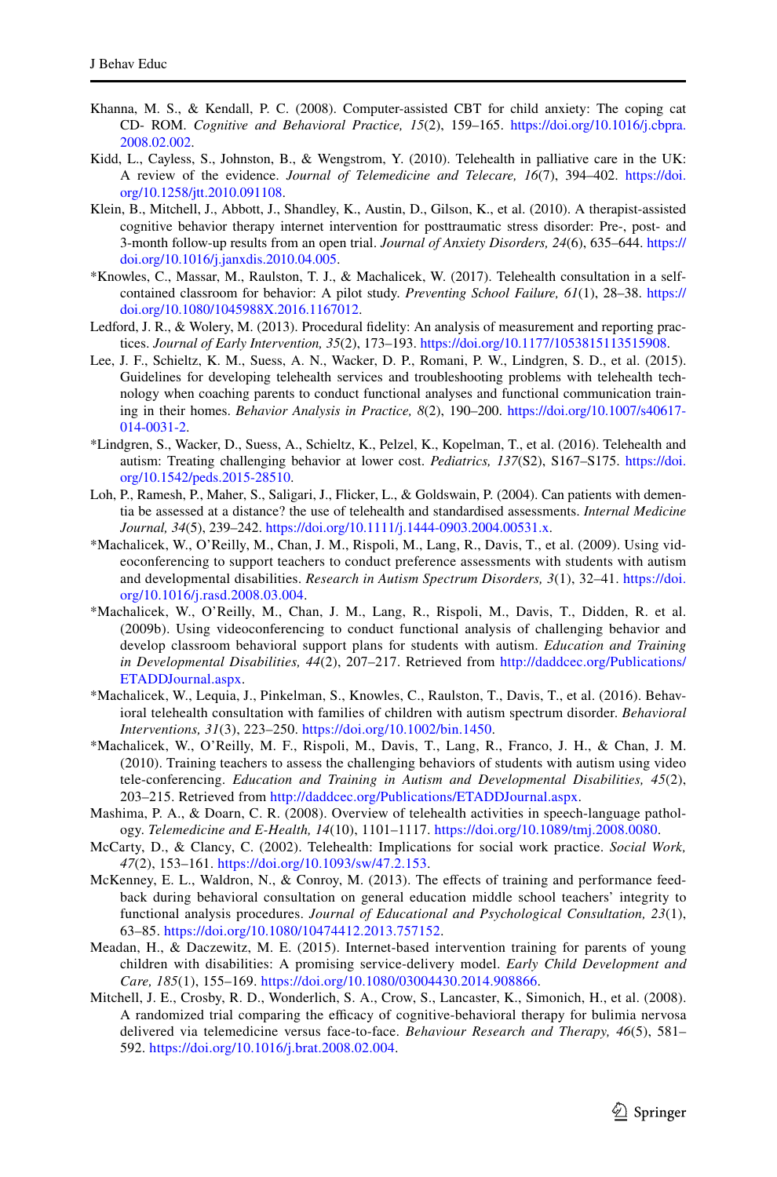Khanna, M. S., & Kendall, P. C. (2008). Computer-assisted CBT for child anxiety: The coping cat CD- ROM. *Cognitive and Behavioral Practice, 15*(2), 159–165. https://doi.org/10.1016/j.cbpra.2008.02.002.

Kidd, L., Cayless, S., Johnston, B., & Wengstrom, Y. (2010). Telehealth in palliative care in the UK: A review of the evidence. *Journal of Telemedicine and Telecare, 16*(7), 394–402. https://doi.org/10.1258/jtt.2010.091108.

Klein, B., Mitchell, J., Abbott, J., Shandley, K., Austin, D., Gilson, K., et al. (2010). A therapist-assisted cognitive behavior therapy internet intervention for posttraumatic stress disorder: Pre-, post- and 3-month follow-up results from an open trial. *Journal of Anxiety Disorders, 24*(6), 635–644. https://doi.org/10.1016/j.janxdis.2010.04.005.

*Knowles, C., Massar, M., Raulston, T. J., & Machalicek, W. (2017). Telehealth consultation in a self-contained classroom for behavior: A pilot study. *Preventing School Failure, 61*(1), 28–38. https://doi.org/10.1080/1045988X.2016.1167012.

Ledford, J. R., & Wolery, M. (2013). Procedural fidelity: An analysis of measurement and reporting practices. *Journal of Early Intervention, 35*(2), 173–193. https://doi.org/10.1177/1053815113515908.

Lee, J. F., Schieltz, K. M., Suess, A. N., Wacker, D. P., Romani, P. W., Lindgren, S. D., et al. (2015). Guidelines for developing telehealth services and troubleshooting problems with telehealth technology when coaching parents to conduct functional analyses and functional communication training in their homes. *Behavior Analysis in Practice, 8*(2), 190–200. https://doi.org/10.1007/s40617-014-0031-2.

*Lindgren, S., Wacker, D., Suess, A., Schieltz, K., Pelzel, K., Kopelman, T., et al. (2016). Telehealth and autism: Treating challenging behavior at lower cost. *Pediatrics, 137*(S2), S167–S175. https://doi.org/10.1542/peds.2015-28510.

Loh, P., Ramesh, P., Maher, S., Saligari, J., Flicker, L., & Goldswain, P. (2004). Can patients with dementia be assessed at a distance? the use of telehealth and standardised assessments. *Internal Medicine Journal, 34*(5), 239–242. https://doi.org/10.1111/j.1444-0903.2004.00531.x.

*Machalicek, W., O'Reilly, M., Chan, J. M., Rispoli, M., Lang, R., Davis, T., et al. (2009). Using videoconferencing to support teachers to conduct preference assessments with students with autism and developmental disabilities. *Research in Autism Spectrum Disorders, 3*(1), 32–41. https://doi.org/10.1016/j.rasd.2008.03.004.

*Machalicek, W., O'Reilly, M., Chan, J. M., Lang, R., Rispoli, M., Davis, T., Didden, R. et al. (2009b). Using videoconferencing to conduct functional analysis of challenging behavior and develop classroom behavioral support plans for students with autism. *Education and Training in Developmental Disabilities, 44*(2), 207–217. Retrieved from http://daddcec.org/Publications/ETADDJournal.aspx.

*Machalicek, W., Lequia, J., Pinkelman, S., Knowles, C., Raulston, T., Davis, T., et al. (2016). Behavioral telehealth consultation with families of children with autism spectrum disorder. *Behavioral Interventions, 31*(3), 223–250. https://doi.org/10.1002/bin.1450.

*Machalicek, W., O'Reilly, M. F., Rispoli, M., Davis, T., Lang, R., Franco, J. H., & Chan, J. M. (2010). Training teachers to assess the challenging behaviors of students with autism using video tele-conferencing. *Education and Training in Autism and Developmental Disabilities, 45*(2), 203–215. Retrieved from http://daddcec.org/Publications/ETADDJournal.aspx.

Mashima, P. A., & Doarn, C. R. (2008). Overview of telehealth activities in speech-language pathology. *Telemedicine and E-Health, 14*(10), 1101–1117. https://doi.org/10.1089/tmj.2008.0080.

McCarty, D., & Clancy, C. (2002). Telehealth: Implications for social work practice. *Social Work, 47*(2), 153–161. https://doi.org/10.1093/sw/47.2.153.

McKenney, E. L., Waldron, N., & Conroy, M. (2013). The effects of training and performance feedback during behavioral consultation on general education middle school teachers' integrity to functional analysis procedures. *Journal of Educational and Psychological Consultation, 23*(1), 63–85. https://doi.org/10.1080/10474412.2013.757152.

Meadan, H., & Daczewitz, M. E. (2015). Internet-based intervention training for parents of young children with disabilities: A promising service-delivery model. *Early Child Development and Care, 185*(1), 155–169. https://doi.org/10.1080/03004430.2014.908866.

Mitchell, J. E., Crosby, R. D., Wonderlich, S. A., Crow, S., Lancaster, K., Simonich, H., et al. (2008). A randomized trial comparing the efficacy of cognitive-behavioral therapy for bulimia nervosa delivered via telemedicine versus face-to-face. *Behaviour Research and Therapy, 46*(5), 581–592. https://doi.org/10.1016/j.brat.2008.02.004.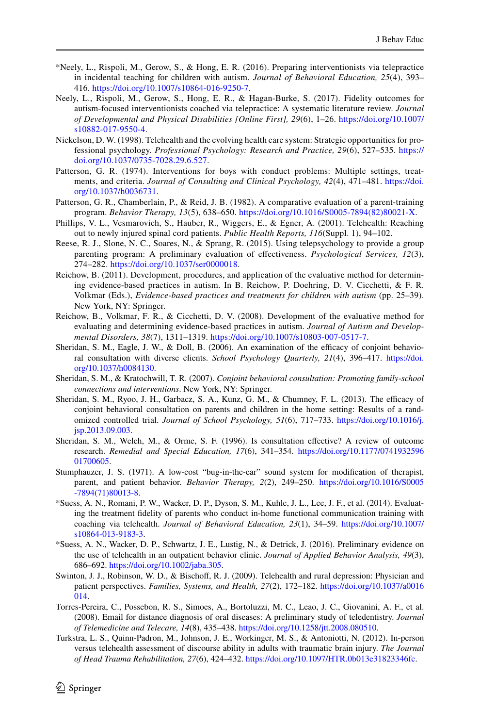*Neely, L., Rispoli, M., Gerow, S., & Hong, E. R. (2016). Preparing interventionists via telepractice in incidental teaching for children with autism. *Journal of Behavioral Education, 25*(4), 393–416. https://doi.org/10.1007/s10864-016-9250-7.

Neely, L., Rispoli, M., Gerow, S., Hong, E. R., & Hagan-Burke, S. (2017). Fidelity outcomes for autism-focused interventionists coached via telepractice: A systematic literature review. *Journal of Developmental and Physical Disabilities [Online First], 29*(6), 1–26. https://doi.org/10.1007/s10882-017-9550-4.

Nickelson, D. W. (1998). Telehealth and the evolving health care system: Strategic opportunities for professional psychology. *Professional Psychology: Research and Practice, 29*(6), 527–535. https://doi.org/10.1037/0735-7028.29.6.527.

Patterson, G. R. (1974). Interventions for boys with conduct problems: Multiple settings, treatments, and criteria. *Journal of Consulting and Clinical Psychology, 42*(4), 471–481. https://doi.org/10.1037/h0036731.

Patterson, G. R., Chamberlain, P., & Reid, J. B. (1982). A comparative evaluation of a parent-training program. *Behavior Therapy, 13*(5), 638–650. https://doi.org/10.1016/S0005-7894(82)80021-X.

Phillips, V. L., Vesmarovich, S., Hauber, R., Wiggers, E., & Egner, A. (2001). Telehealth: Reaching out to newly injured spinal cord patients. *Public Health Reports, 116*(Suppl. 1), 94–102.

Reese, R. J., Slone, N. C., Soares, N., & Sprang, R. (2015). Using telepsychology to provide a group parenting program: A preliminary evaluation of effectiveness. *Psychological Services, 12*(3), 274–282. https://doi.org/10.1037/ser0000018.

Reichow, B. (2011). Development, procedures, and application of the evaluative method for determining evidence-based practices in autism. In B. Reichow, P. Doehring, D. V. Cicchetti, & F. R. Volkmar (Eds.), *Evidence-based practices and treatments for children with autism* (pp. 25–39). New York, NY: Springer.

Reichow, B., Volkmar, F. R., & Cicchetti, D. V. (2008). Development of the evaluative method for evaluating and determining evidence-based practices in autism. *Journal of Autism and Developmental Disorders, 38*(7), 1311–1319. https://doi.org/10.1007/s10803-007-0517-7.

Sheridan, S. M., Eagle, J. W., & Doll, B. (2006). An examination of the efficacy of conjoint behavioral consultation with diverse clients. *School Psychology Quarterly, 21*(4), 396–417. https://doi.org/10.1037/h0084130.

Sheridan, S. M., & Kratochwill, T. R. (2007). *Conjoint behavioral consultation: Promoting family-school connections and interventions*. New York, NY: Springer.

Sheridan, S. M., Ryoo, J. H., Garbacz, S. A., Kunz, G. M., & Chumney, F. L. (2013). The efficacy of conjoint behavioral consultation on parents and children in the home setting: Results of a randomized controlled trial. *Journal of School Psychology, 51*(6), 717–733. https://doi.org/10.1016/j.jsp.2013.09.003.

Sheridan, S. M., Welch, M., & Orme, S. F. (1996). Is consultation effective? A review of outcome research. *Remedial and Special Education, 17*(6), 341–354. https://doi.org/10.1177/074193259601700605.

Stumphauzer, J. S. (1971). A low-cost "bug-in-the-ear" sound system for modification of therapist, parent, and patient behavior. *Behavior Therapy, 2*(2), 249–250. https://doi.org/10.1016/S0005-7894(71)80013-8.

*Suess, A. N., Romani, P. W., Wacker, D. P., Dyson, S. M., Kuhle, J. L., Lee, J. F., et al. (2014). Evaluating the treatment fidelity of parents who conduct in-home functional communication training with coaching via telehealth. *Journal of Behavioral Education, 23*(1), 34–59. https://doi.org/10.1007/s10864-013-9183-3.

*Suess, A. N., Wacker, D. P., Schwartz, J. E., Lustig, N., & Detrick, J. (2016). Preliminary evidence on the use of telehealth in an outpatient behavior clinic. *Journal of Applied Behavior Analysis, 49*(3), 686–692. https://doi.org/10.1002/jaba.305.

Swinton, J. J., Robinson, W. D., & Bischoff, R. J. (2009). Telehealth and rural depression: Physician and patient perspectives. *Families, Systems, and Health, 27*(2), 172–182. https://doi.org/10.1037/a0016014.

Torres-Pereira, C., Possebon, R. S., Simoes, A., Bortoluzzi, M. C., Leao, J. C., Giovanini, A. F., et al. (2008). Email for distance diagnosis of oral diseases: A preliminary study of teledentistry. *Journal of Telemedicine and Telecare, 14*(8), 435–438. https://doi.org/10.1258/jtt.2008.080510.

Turkstra, L. S., Quinn-Padron, M., Johnson, J. E., Workinger, M. S., & Antoniotti, N. (2012). In-person versus telehealth assessment of discourse ability in adults with traumatic brain injury. *The Journal of Head Trauma Rehabilitation, 27*(6), 424–432. https://doi.org/10.1097/HTR.0b013e31823346fc.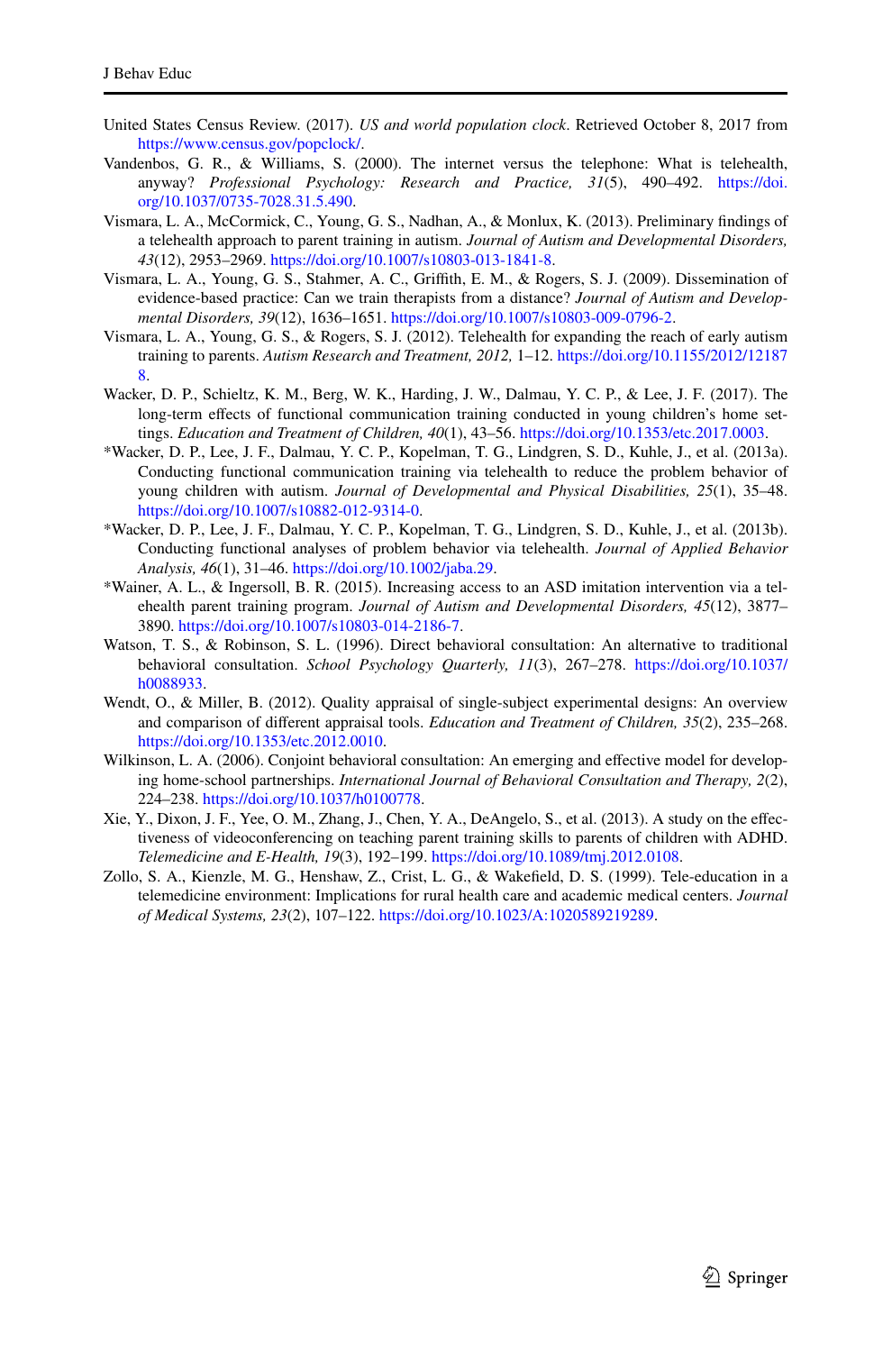United States Census Review. (2017). *US and world population clock*. Retrieved October 8, 2017 from https://www.census.gov/popclock/.

Vandenbos, G. R., & Williams, S. (2000). The internet versus the telephone: What is telehealth, anyway? *Professional Psychology: Research and Practice, 31*(5), 490–492. https://doi.org/10.1037/0735-7028.31.5.490.

Vismara, L. A., McCormick, C., Young, G. S., Nadhan, A., & Monlux, K. (2013). Preliminary findings of a telehealth approach to parent training in autism. *Journal of Autism and Developmental Disorders, 43*(12), 2953–2969. https://doi.org/10.1007/s10803-013-1841-8.

Vismara, L. A., Young, G. S., Stahmer, A. C., Griffith, E. M., & Rogers, S. J. (2009). Dissemination of evidence-based practice: Can we train therapists from a distance? *Journal of Autism and Developmental Disorders, 39*(12), 1636–1651. https://doi.org/10.1007/s10803-009-0796-2.

Vismara, L. A., Young, G. S., & Rogers, S. J. (2012). Telehealth for expanding the reach of early autism training to parents. *Autism Research and Treatment, 2012*, 1–12. https://doi.org/10.1155/2012/121878.

Wacker, D. P., Schieltz, K. M., Berg, W. K., Harding, J. W., Dalmau, Y. C. P., & Lee, J. F. (2017). The long-term effects of functional communication training conducted in young children's home settings. *Education and Treatment of Children, 40*(1), 43–56. https://doi.org/10.1353/etc.2017.0003.

*Wacker, D. P., Lee, J. F., Dalmau, Y. C. P., Kopelman, T. G., Lindgren, S. D., Kuhle, J., et al. (2013a). Conducting functional communication training via telehealth to reduce the problem behavior of young children with autism. *Journal of Developmental and Physical Disabilities, 25*(1), 35–48. https://doi.org/10.1007/s10882-012-9314-0.

*Wacker, D. P., Lee, J. F., Dalmau, Y. C. P., Kopelman, T. G., Lindgren, S. D., Kuhle, J., et al. (2013b). Conducting functional analyses of problem behavior via telehealth. *Journal of Applied Behavior Analysis, 46*(1), 31–46. https://doi.org/10.1002/jaba.29.

*Wainer, A. L., & Ingersoll, B. R. (2015). Increasing access to an ASD imitation intervention via a telehealth parent training program. *Journal of Autism and Developmental Disorders, 45*(12), 3877–3890. https://doi.org/10.1007/s10803-014-2186-7.

Watson, T. S., & Robinson, S. L. (1996). Direct behavioral consultation: An alternative to traditional behavioral consultation. *School Psychology Quarterly, 11*(3), 267–278. https://doi.org/10.1037/h0088933.

Wendt, O., & Miller, B. (2012). Quality appraisal of single-subject experimental designs: An overview and comparison of different appraisal tools. *Education and Treatment of Children, 35*(2), 235–268. https://doi.org/10.1353/etc.2012.0010.

Wilkinson, L. A. (2006). Conjoint behavioral consultation: An emerging and effective model for developing home-school partnerships. *International Journal of Behavioral Consultation and Therapy, 2*(2), 224–238. https://doi.org/10.1037/h0100778.

Xie, Y., Dixon, J. F., Yee, O. M., Zhang, J., Chen, Y. A., DeAngelo, S., et al. (2013). A study on the effectiveness of videoconferencing on teaching parent training skills to parents of children with ADHD. *Telemedicine and E-Health, 19*(3), 192–199. https://doi.org/10.1089/tmj.2012.0108.

Zollo, S. A., Kienzle, M. G., Henshaw, Z., Crist, L. G., & Wakefield, D. S. (1999). Tele-education in a telemedicine environment: Implications for rural health care and academic medical centers. *Journal of Medical Systems, 23*(2), 107–122. https://doi.org/10.1023/A:1020589219289.